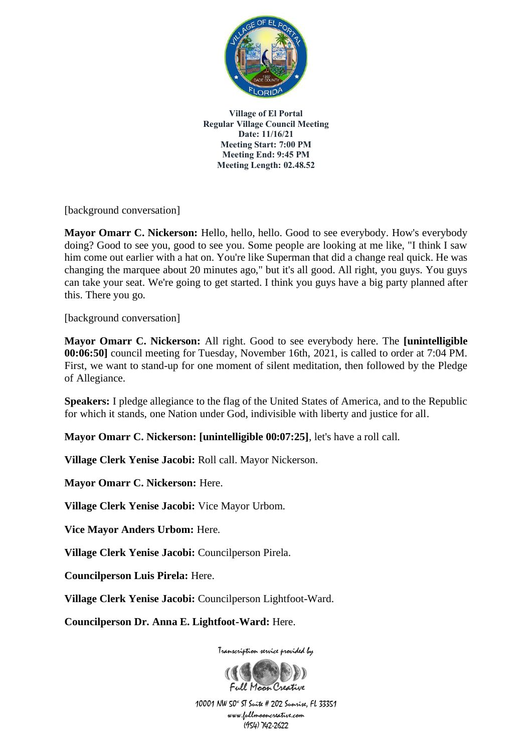**Village of El Portal**
**Regular Village Council Meeting**
**Date: 11/16/21**
**Meeting Start: 7:00 PM**
**Meeting End: 9:45 PM**
**Meeting Length: 02.48.52**

[background conversation]

**Mayor Omarr C. Nickerson:** Hello, hello, hello. Good to see everybody. How's everybody doing? Good to see you, good to see you. Some people are looking at me like, "I think I saw him come out earlier with a hat on. You're like Superman that did a change real quick. He was changing the marquee about 20 minutes ago," but it's all good. All right, you guys. You guys can take your seat. We're going to get started. I think you guys have a big party planned after this. There you go.

[background conversation]

**Mayor Omarr C. Nickerson:** All right. Good to see everybody here. The **[unintelligible 00:06:50]** council meeting for Tuesday, November 16th, 2021, is called to order at 7:04 PM. First, we want to stand-up for one moment of silent meditation, then followed by the Pledge of Allegiance.

**Speakers:** I pledge allegiance to the flag of the United States of America, and to the Republic for which it stands, one Nation under God, indivisible with liberty and justice for all.

**Mayor Omarr C. Nickerson: [unintelligible 00:07:25]**, let's have a roll call.

**Village Clerk Yenise Jacobi:** Roll call. Mayor Nickerson.

**Mayor Omarr C. Nickerson:** Here.

**Village Clerk Yenise Jacobi:** Vice Mayor Urbom.

**Vice Mayor Anders Urbom:** Here.

**Village Clerk Yenise Jacobi:** Councilperson Pirela.

**Councilperson Luis Pirela:** Here.

**Village Clerk Yenise Jacobi:** Councilperson Lightfoot-Ward.

**Councilperson Dr. Anna E. Lightfoot-Ward:** Here.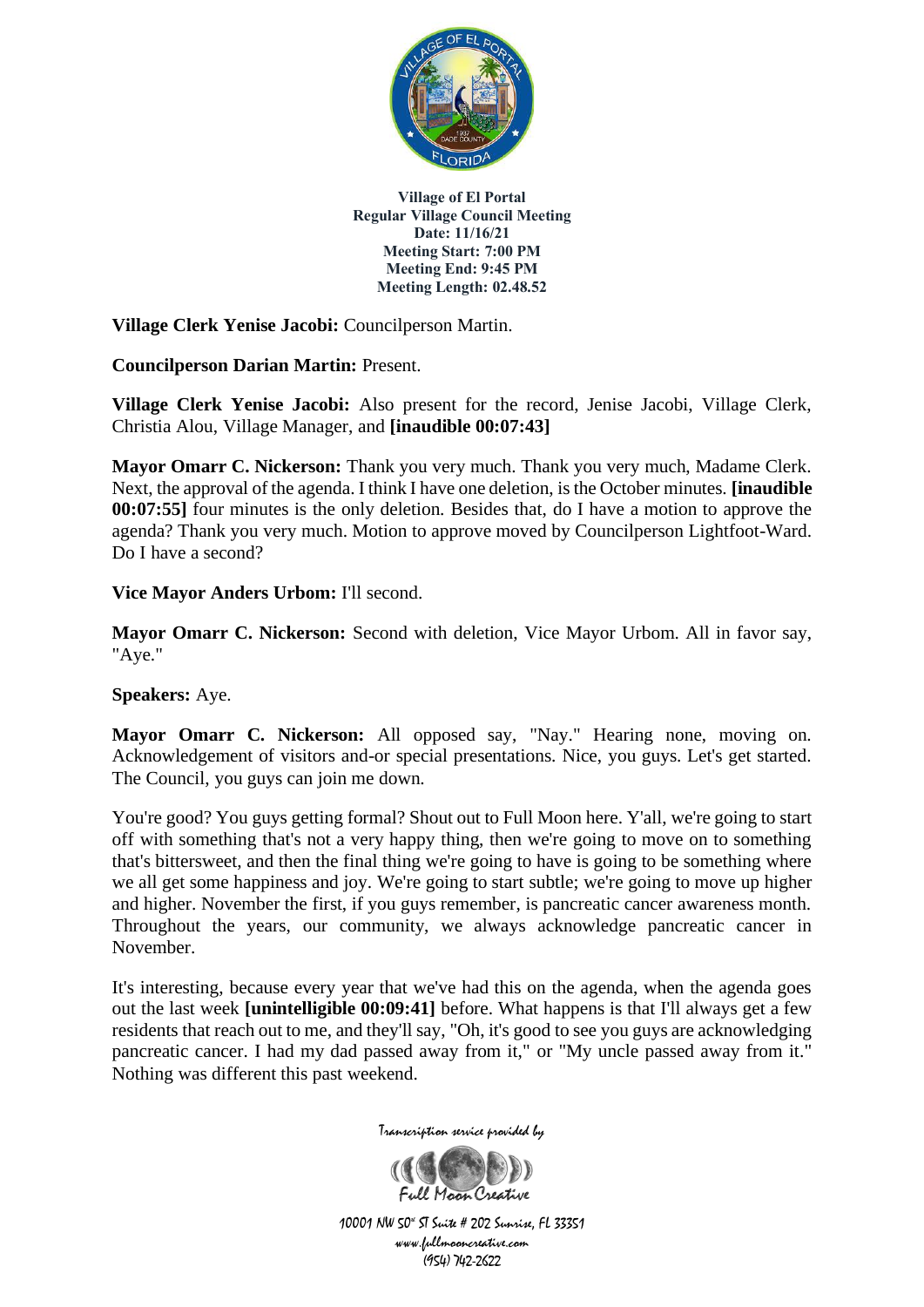**Village of El Portal**
**Regular Village Council Meeting**
**Date: 11/16/21**
**Meeting Start: 7:00 PM**
**Meeting End: 9:45 PM**
**Meeting Length: 02.48.52**

**Village Clerk Yenise Jacobi:** Councilperson Martin.

**Councilperson Darian Martin:** Present.

**Village Clerk Yenise Jacobi:** Also present for the record, Jenise Jacobi, Village Clerk, Christia Alou, Village Manager, and **[inaudible 00:07:43]**

**Mayor Omarr C. Nickerson:** Thank you very much. Thank you very much, Madame Clerk. Next, the approval of the agenda. I think I have one deletion, is the October minutes. **[inaudible 00:07:55]** four minutes is the only deletion. Besides that, do I have a motion to approve the agenda? Thank you very much. Motion to approve moved by Councilperson Lightfoot-Ward. Do I have a second?

**Vice Mayor Anders Urbom:** I'll second.

**Mayor Omarr C. Nickerson:** Second with deletion, Vice Mayor Urbom. All in favor say, "Aye."

**Speakers:** Aye.

**Mayor Omarr C. Nickerson:** All opposed say, "Nay." Hearing none, moving on. Acknowledgement of visitors and-or special presentations. Nice, you guys. Let's get started. The Council, you guys can join me down.

You're good? You guys getting formal? Shout out to Full Moon here. Y'all, we're going to start off with something that's not a very happy thing, then we're going to move on to something that's bittersweet, and then the final thing we're going to have is going to be something where we all get some happiness and joy. We're going to start subtle; we're going to move up higher and higher. November the first, if you guys remember, is pancreatic cancer awareness month. Throughout the years, our community, we always acknowledge pancreatic cancer in November.

It's interesting, because every year that we've had this on the agenda, when the agenda goes out the last week **[unintelligible 00:09:41]** before. What happens is that I'll always get a few residents that reach out to me, and they'll say, "Oh, it's good to see you guys are acknowledging pancreatic cancer. I had my dad passed away from it," or "My uncle passed away from it." Nothing was different this past weekend.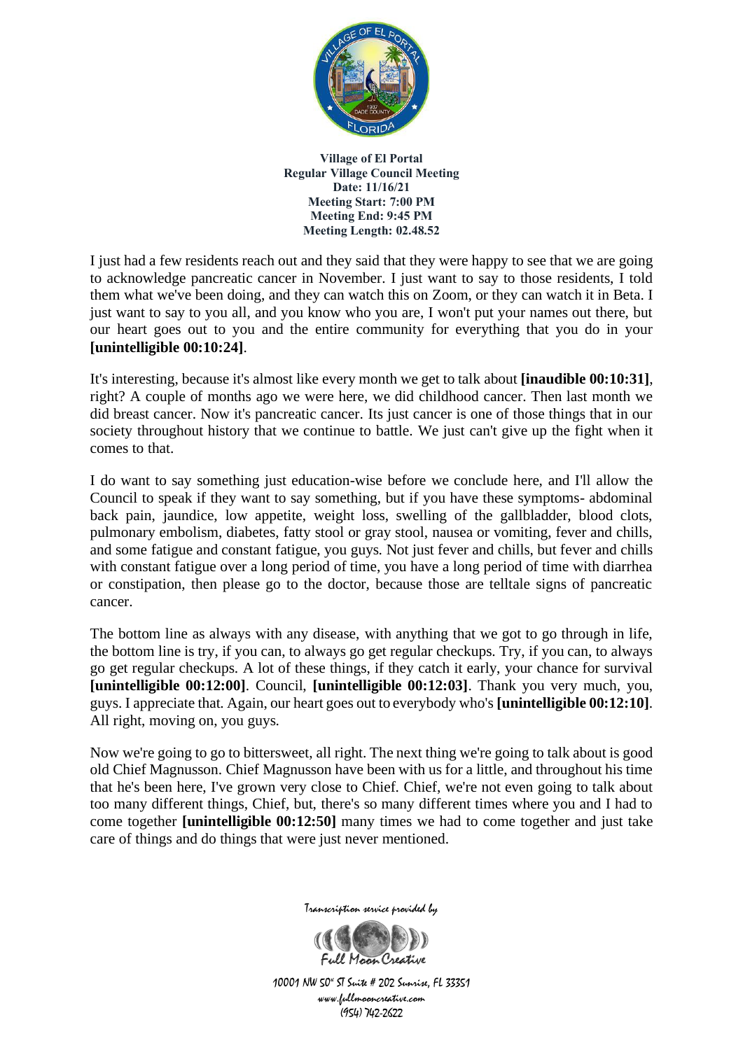**Village of El Portal**
**Regular Village Council Meeting**
**Date: 11/16/21**
**Meeting Start: 7:00 PM**
**Meeting End: 9:45 PM**
**Meeting Length: 02.48.52**

I just had a few residents reach out and they said that they were happy to see that we are going to acknowledge pancreatic cancer in November. I just want to say to those residents, I told them what we've been doing, and they can watch this on Zoom, or they can watch it in Beta. I just want to say to you all, and you know who you are, I won't put your names out there, but our heart goes out to you and the entire community for everything that you do in your **[unintelligible 00:10:24]**.

It's interesting, because it's almost like every month we get to talk about **[inaudible 00:10:31]**, right? A couple of months ago we were here, we did childhood cancer. Then last month we did breast cancer. Now it's pancreatic cancer. Its just cancer is one of those things that in our society throughout history that we continue to battle. We just can't give up the fight when it comes to that.

I do want to say something just education-wise before we conclude here, and I'll allow the Council to speak if they want to say something, but if you have these symptoms- abdominal back pain, jaundice, low appetite, weight loss, swelling of the gallbladder, blood clots, pulmonary embolism, diabetes, fatty stool or gray stool, nausea or vomiting, fever and chills, and some fatigue and constant fatigue, you guys. Not just fever and chills, but fever and chills with constant fatigue over a long period of time, you have a long period of time with diarrhea or constipation, then please go to the doctor, because those are telltale signs of pancreatic cancer.

The bottom line as always with any disease, with anything that we got to go through in life, the bottom line is try, if you can, to always go get regular checkups. Try, if you can, to always go get regular checkups. A lot of these things, if they catch it early, your chance for survival **[unintelligible 00:12:00]**. Council, **[unintelligible 00:12:03]**. Thank you very much, you, guys. I appreciate that. Again, our heart goes out to everybody who's **[unintelligible 00:12:10]**. All right, moving on, you guys.

Now we're going to go to bittersweet, all right. The next thing we're going to talk about is good old Chief Magnusson. Chief Magnusson have been with us for a little, and throughout his time that he's been here, I've grown very close to Chief. Chief, we're not even going to talk about too many different things, Chief, but, there's so many different times where you and I had to come together **[unintelligible 00:12:50]** many times we had to come together and just take care of things and do things that were just never mentioned.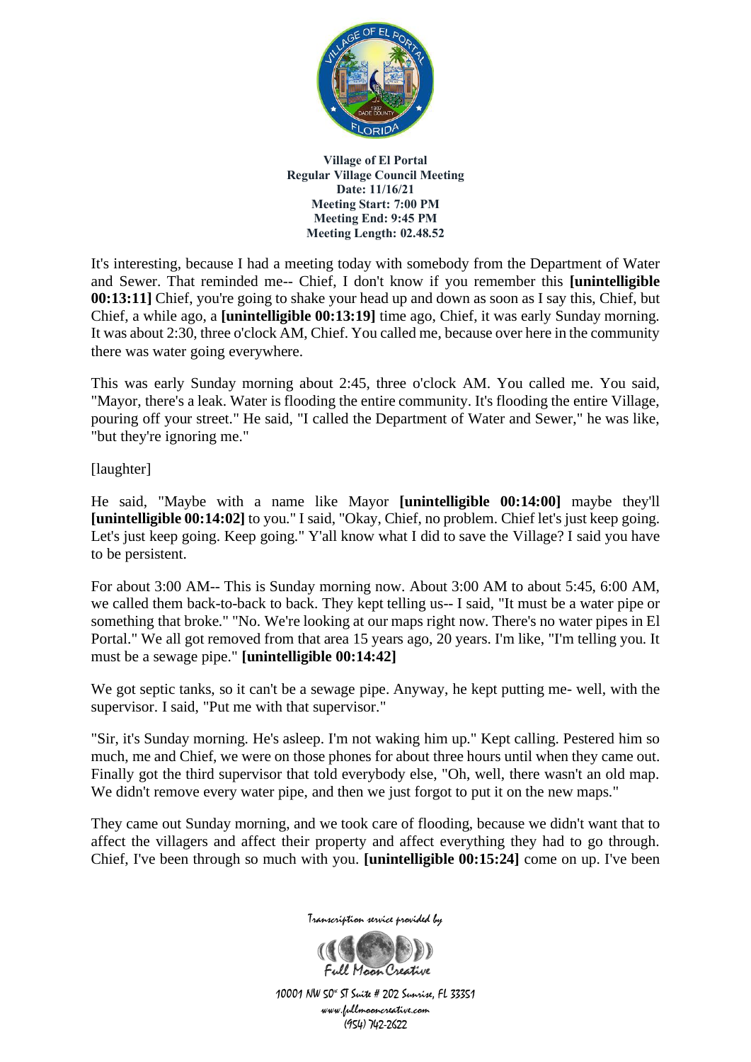It's interesting, because I had a meeting today with somebody from the Department of Water and Sewer. That reminded me-- Chief, I don't know if you remember this **[unintelligible 00:13:11]** Chief, you're going to shake your head up and down as soon as I say this, Chief, but Chief, a while ago, a **[unintelligible 00:13:19]** time ago, Chief, it was early Sunday morning. It was about 2:30, three o'clock AM, Chief. You called me, because over here in the community there was water going everywhere.

This was early Sunday morning about 2:45, three o'clock AM. You called me. You said, "Mayor, there's a leak. Water is flooding the entire community. It's flooding the entire Village, pouring off your street." He said, "I called the Department of Water and Sewer," he was like, "but they're ignoring me."

[laughter]

He said, "Maybe with a name like Mayor **[unintelligible 00:14:00]** maybe they'll **[unintelligible 00:14:02]** to you." I said, "Okay, Chief, no problem. Chief let's just keep going. Let's just keep going. Keep going." Y'all know what I did to save the Village? I said you have to be persistent.

For about 3:00 AM-- This is Sunday morning now. About 3:00 AM to about 5:45, 6:00 AM, we called them back-to-back to back. They kept telling us-- I said, "It must be a water pipe or something that broke." "No. We're looking at our maps right now. There's no water pipes in El Portal." We all got removed from that area 15 years ago, 20 years. I'm like, "I'm telling you. It must be a sewage pipe." **[unintelligible 00:14:42]**

We got septic tanks, so it can't be a sewage pipe. Anyway, he kept putting me- well, with the supervisor. I said, "Put me with that supervisor."

"Sir, it's Sunday morning. He's asleep. I'm not waking him up." Kept calling. Pestered him so much, me and Chief, we were on those phones for about three hours until when they came out. Finally got the third supervisor that told everybody else, "Oh, well, there wasn't an old map. We didn't remove every water pipe, and then we just forgot to put it on the new maps."

They came out Sunday morning, and we took care of flooding, because we didn't want that to affect the villagers and affect their property and affect everything they had to go through. Chief, I've been through so much with you. **[unintelligible 00:15:24]** come on up. I've been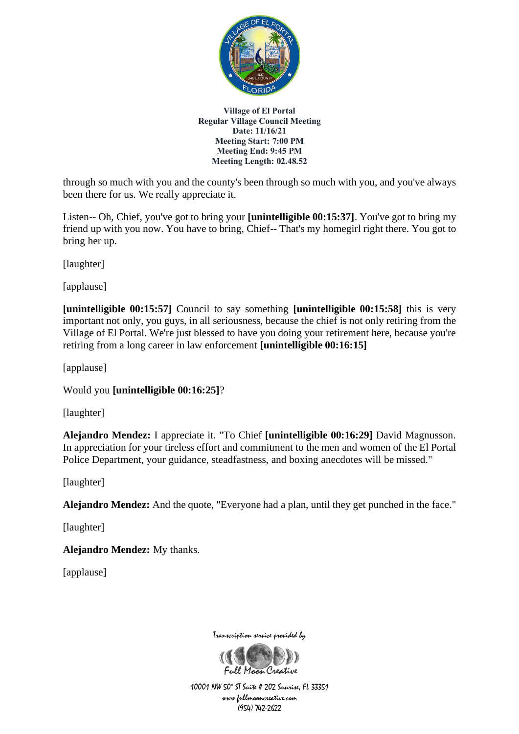through so much with you and the county's been through so much with you, and you've always been there for us. We really appreciate it.

Listen-- Oh, Chief, you've got to bring your **[unintelligible 00:15:37]**. You've got to bring my friend up with you now. You have to bring, Chief-- That's my homegirl right there. You got to bring her up.

[laughter]

[applause]

**[unintelligible 00:15:57]** Council to say something **[unintelligible 00:15:58]** this is very important not only, you guys, in all seriousness, because the chief is not only retiring from the Village of El Portal. We're just blessed to have you doing your retirement here, because you're retiring from a long career in law enforcement **[unintelligible 00:16:15]**

[applause]

Would you **[unintelligible 00:16:25]**?

[laughter]

**Alejandro Mendez:** I appreciate it. "To Chief **[unintelligible 00:16:29]** David Magnusson. In appreciation for your tireless effort and commitment to the men and women of the El Portal Police Department, your guidance, steadfastness, and boxing anecdotes will be missed."

[laughter]

**Alejandro Mendez:** And the quote, "Everyone had a plan, until they get punched in the face."

[laughter]

**Alejandro Mendez:** My thanks.

[applause]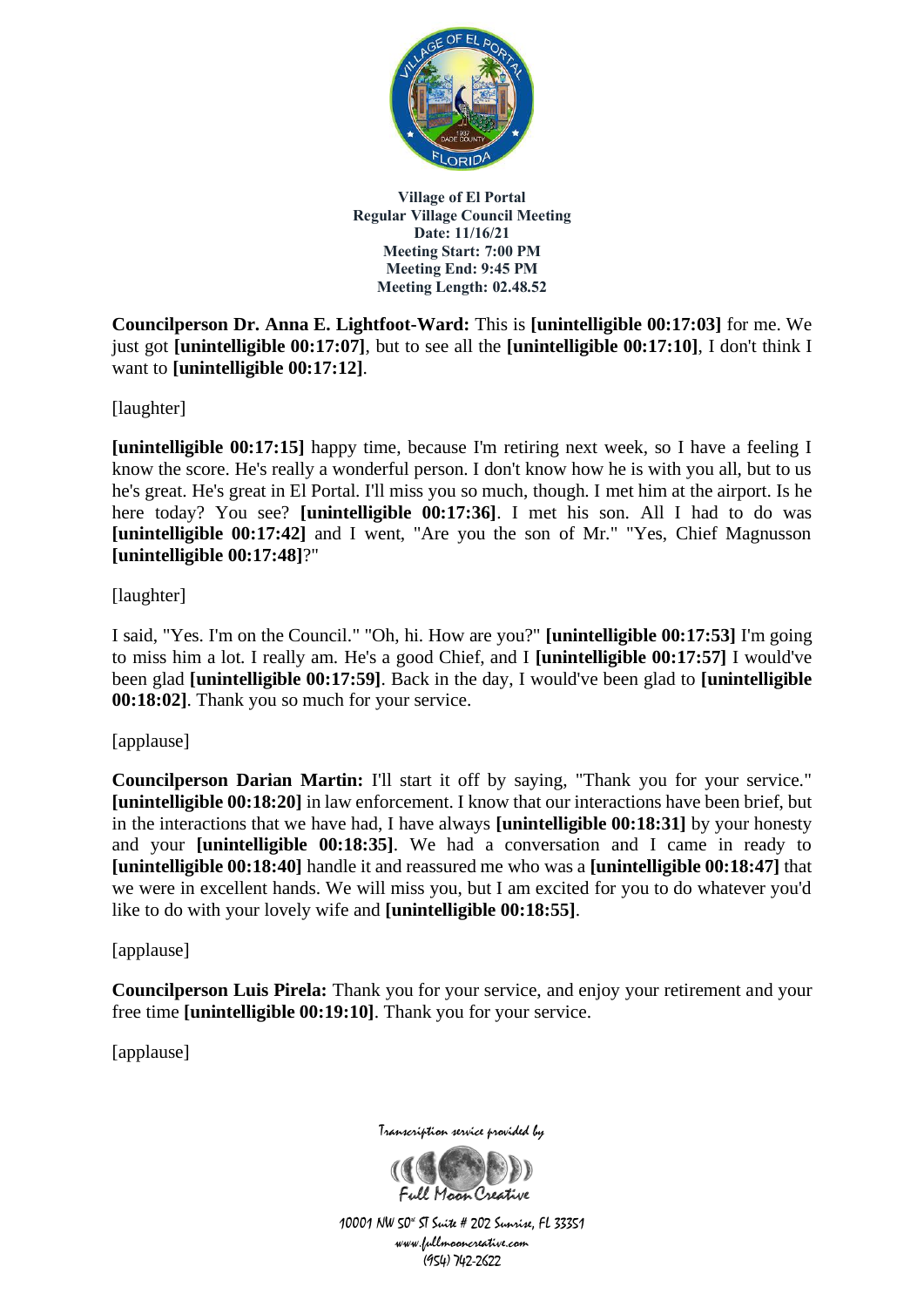**Councilperson Dr. Anna E. Lightfoot-Ward:** This is **[unintelligible 00:17:03]** for me. We just got **[unintelligible 00:17:07]**, but to see all the **[unintelligible 00:17:10]**, I don't think I want to **[unintelligible 00:17:12]**.

[laughter]

**[unintelligible 00:17:15]** happy time, because I'm retiring next week, so I have a feeling I know the score. He's really a wonderful person. I don't know how he is with you all, but to us he's great. He's great in El Portal. I'll miss you so much, though. I met him at the airport. Is he here today? You see? **[unintelligible 00:17:36]**. I met his son. All I had to do was **[unintelligible 00:17:42]** and I went, "Are you the son of Mr." "Yes, Chief Magnusson **[unintelligible 00:17:48]**?"

[laughter]

I said, "Yes. I'm on the Council." "Oh, hi. How are you?" **[unintelligible 00:17:53]** I'm going to miss him a lot. I really am. He's a good Chief, and I **[unintelligible 00:17:57]** I would've been glad **[unintelligible 00:17:59]**. Back in the day, I would've been glad to **[unintelligible 00:18:02]**. Thank you so much for your service.

[applause]

**Councilperson Darian Martin:** I'll start it off by saying, "Thank you for your service." **[unintelligible 00:18:20]** in law enforcement. I know that our interactions have been brief, but in the interactions that we have had, I have always **[unintelligible 00:18:31]** by your honesty and your **[unintelligible 00:18:35]**. We had a conversation and I came in ready to **[unintelligible 00:18:40]** handle it and reassured me who was a **[unintelligible 00:18:47]** that we were in excellent hands. We will miss you, but I am excited for you to do whatever you'd like to do with your lovely wife and **[unintelligible 00:18:55]**.

[applause]

**Councilperson Luis Pirela:** Thank you for your service, and enjoy your retirement and your free time **[unintelligible 00:19:10]**. Thank you for your service.

[applause]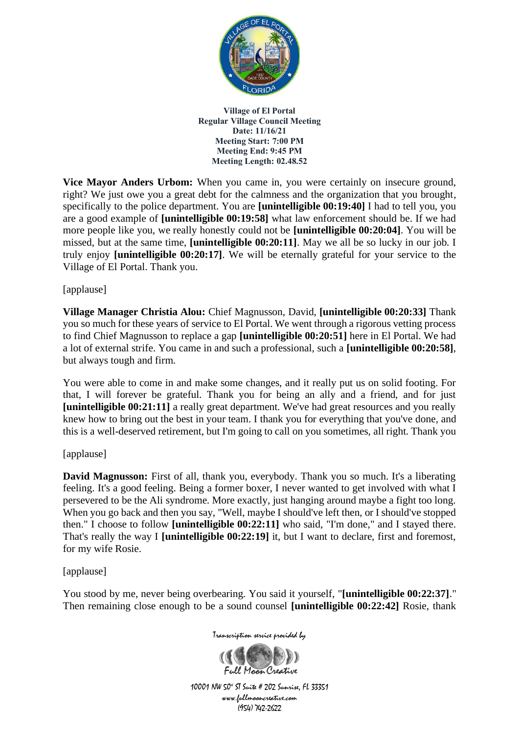**Village of El Portal**
**Regular Village Council Meeting**
**Date: 11/16/21**
**Meeting Start: 7:00 PM**
**Meeting End: 9:45 PM**
**Meeting Length: 02.48.52**

**Vice Mayor Anders Urbom:** When you came in, you were certainly on insecure ground, right? We just owe you a great debt for the calmness and the organization that you brought, specifically to the police department. You are **[unintelligible 00:19:40]** I had to tell you, you are a good example of **[unintelligible 00:19:58]** what law enforcement should be. If we had more people like you, we really honestly could not be **[unintelligible 00:20:04]**. You will be missed, but at the same time, **[unintelligible 00:20:11]**. May we all be so lucky in our job. I truly enjoy **[unintelligible 00:20:17]**. We will be eternally grateful for your service to the Village of El Portal. Thank you.

[applause]

**Village Manager Christia Alou:** Chief Magnusson, David, **[unintelligible 00:20:33]** Thank you so much for these years of service to El Portal. We went through a rigorous vetting process to find Chief Magnusson to replace a gap **[unintelligible 00:20:51]** here in El Portal. We had a lot of external strife. You came in and such a professional, such a **[unintelligible 00:20:58]**, but always tough and firm.

You were able to come in and make some changes, and it really put us on solid footing. For that, I will forever be grateful. Thank you for being an ally and a friend, and for just **[unintelligible 00:21:11]** a really great department. We've had great resources and you really knew how to bring out the best in your team. I thank you for everything that you've done, and this is a well-deserved retirement, but I'm going to call on you sometimes, all right. Thank you

[applause]

**David Magnusson:** First of all, thank you, everybody. Thank you so much. It's a liberating feeling. It's a good feeling. Being a former boxer, I never wanted to get involved with what I persevered to be the Ali syndrome. More exactly, just hanging around maybe a fight too long. When you go back and then you say, "Well, maybe I should've left then, or I should've stopped then." I choose to follow **[unintelligible 00:22:11]** who said, "I'm done," and I stayed there. That's really the way I **[unintelligible 00:22:19]** it, but I want to declare, first and foremost, for my wife Rosie.

[applause]

You stood by me, never being overbearing. You said it yourself, "**[unintelligible 00:22:37]**." Then remaining close enough to be a sound counsel **[unintelligible 00:22:42]** Rosie, thank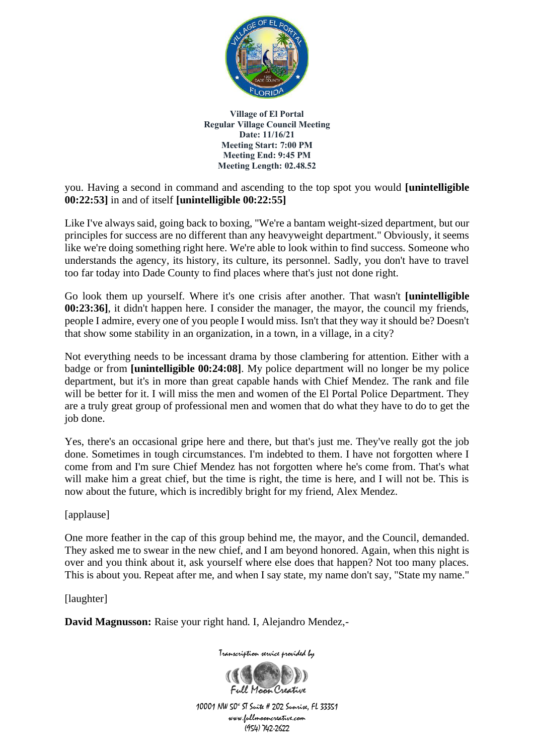you. Having a second in command and ascending to the top spot you would **[unintelligible 00:22:53]** in and of itself **[unintelligible 00:22:55]**

Like I've always said, going back to boxing, "We're a bantam weight-sized department, but our principles for success are no different than any heavyweight department." Obviously, it seems like we're doing something right here. We're able to look within to find success. Someone who understands the agency, its history, its culture, its personnel. Sadly, you don't have to travel too far today into Dade County to find places where that's just not done right.

Go look them up yourself. Where it's one crisis after another. That wasn't **[unintelligible 00:23:36]**, it didn't happen here. I consider the manager, the mayor, the council my friends, people I admire, every one of you people I would miss. Isn't that they way it should be? Doesn't that show some stability in an organization, in a town, in a village, in a city?

Not everything needs to be incessant drama by those clambering for attention. Either with a badge or from **[unintelligible 00:24:08]**. My police department will no longer be my police department, but it's in more than great capable hands with Chief Mendez. The rank and file will be better for it. I will miss the men and women of the El Portal Police Department. They are a truly great group of professional men and women that do what they have to do to get the job done.

Yes, there's an occasional gripe here and there, but that's just me. They've really got the job done. Sometimes in tough circumstances. I'm indebted to them. I have not forgotten where I come from and I'm sure Chief Mendez has not forgotten where he's come from. That's what will make him a great chief, but the time is right, the time is here, and I will not be. This is now about the future, which is incredibly bright for my friend, Alex Mendez.

[applause]

One more feather in the cap of this group behind me, the mayor, and the Council, demanded. They asked me to swear in the new chief, and I am beyond honored. Again, when this night is over and you think about it, ask yourself where else does that happen? Not too many places. This is about you. Repeat after me, and when I say state, my name don't say, "State my name."

[laughter]

**David Magnusson:** Raise your right hand. I, Alejandro Mendez,-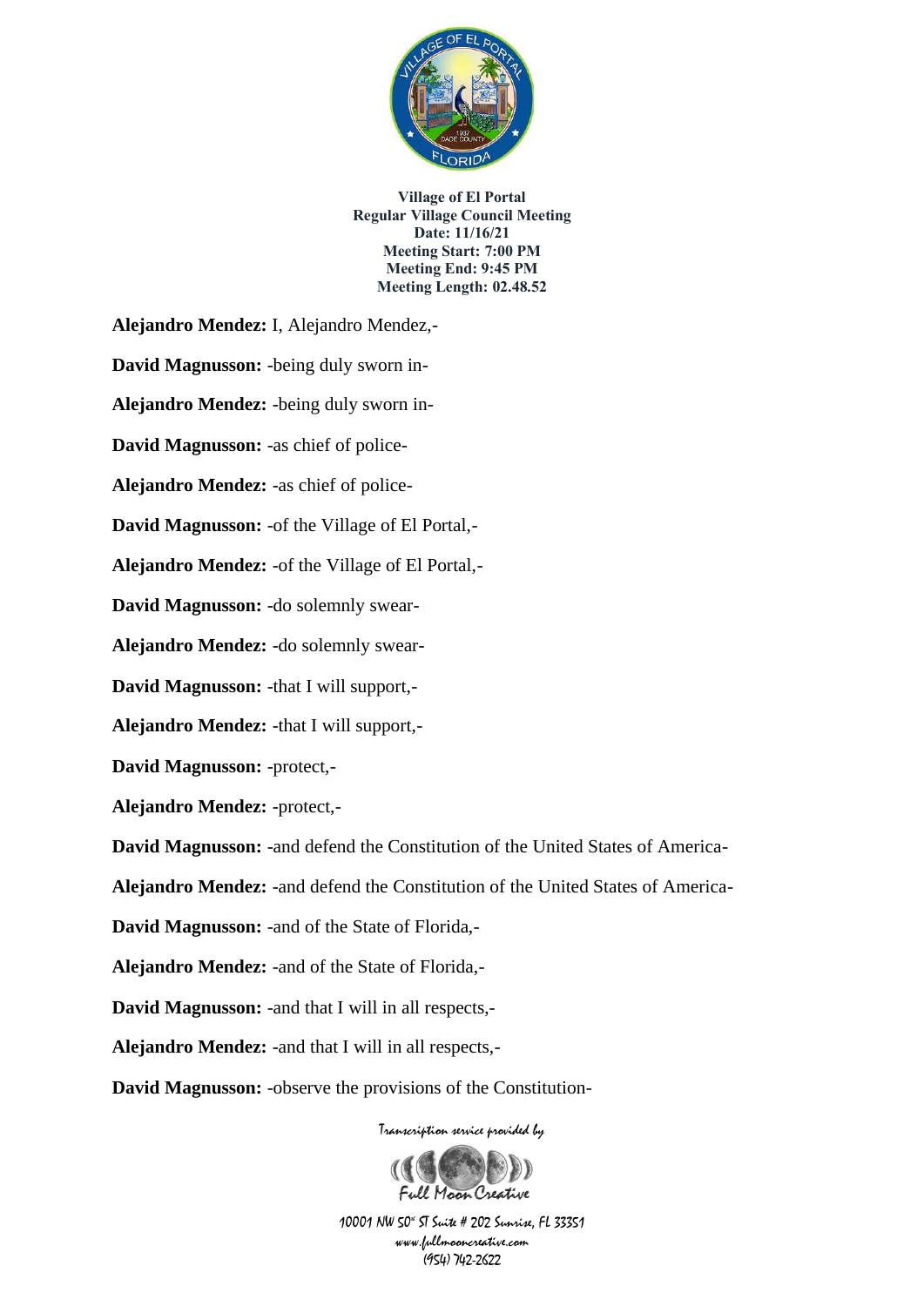**Village of El Portal**
**Regular Village Council Meeting**
**Date: 11/16/21**
**Meeting Start: 7:00 PM**
**Meeting End: 9:45 PM**
**Meeting Length: 02.48.52**

**Alejandro Mendez:** I, Alejandro Mendez,-

**David Magnusson:** -being duly sworn in-

**Alejandro Mendez:** -being duly sworn in-

**David Magnusson:** -as chief of police-

**Alejandro Mendez:** -as chief of police-

**David Magnusson:** -of the Village of El Portal,-

**Alejandro Mendez:** -of the Village of El Portal,-

**David Magnusson:** -do solemnly swear-

**Alejandro Mendez:** -do solemnly swear-

**David Magnusson:** -that I will support,-

**Alejandro Mendez:** -that I will support,-

**David Magnusson:** -protect,-

**Alejandro Mendez:** -protect,-

**David Magnusson:** -and defend the Constitution of the United States of America-

**Alejandro Mendez:** -and defend the Constitution of the United States of America-

**David Magnusson:** -and of the State of Florida,-

**Alejandro Mendez:** -and of the State of Florida,-

**David Magnusson:** -and that I will in all respects,-

**Alejandro Mendez:** -and that I will in all respects,-

**David Magnusson:** -observe the provisions of the Constitution-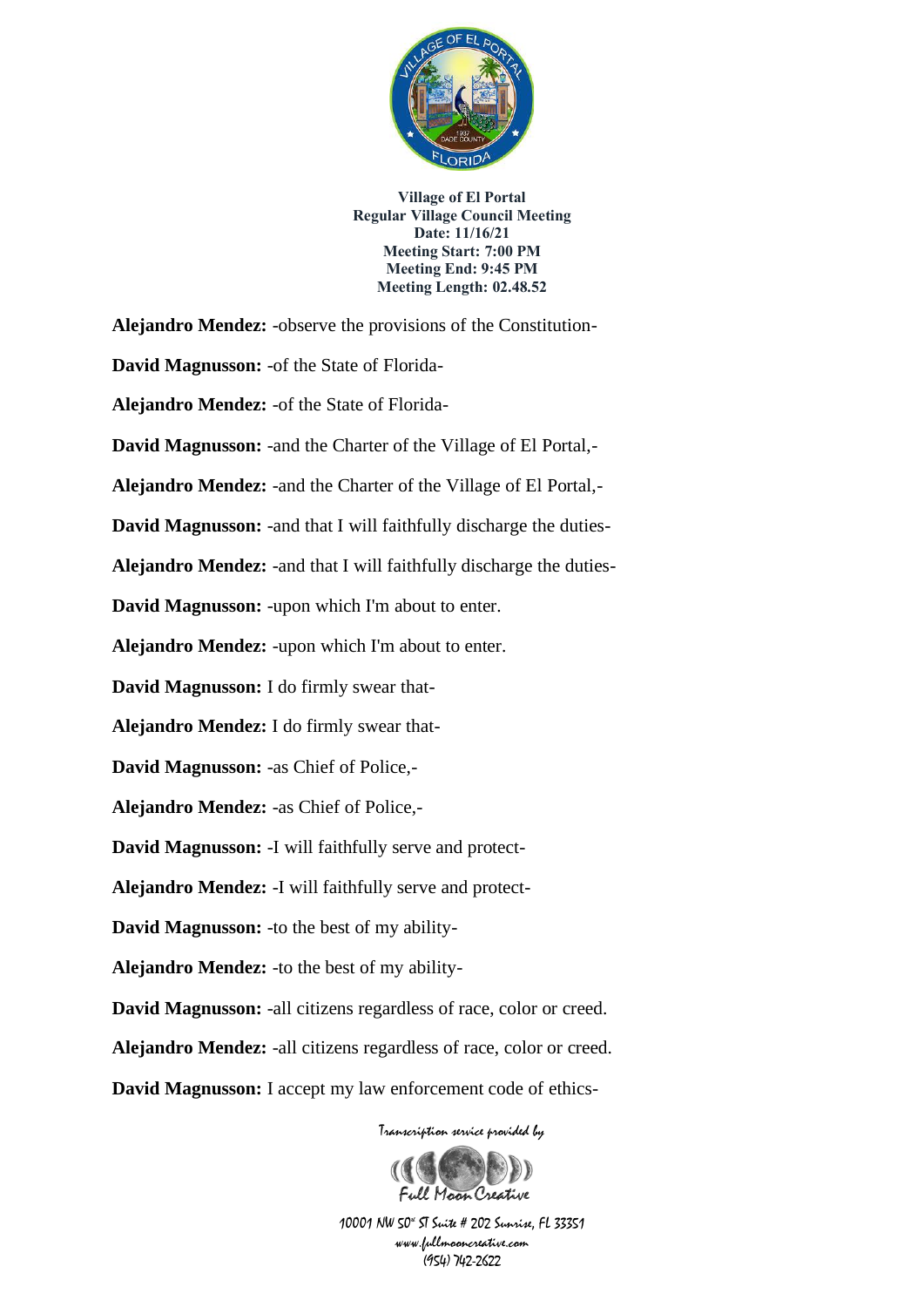**Alejandro Mendez:** -observe the provisions of the Constitution-

**David Magnusson:** -of the State of Florida-

**Alejandro Mendez:** -of the State of Florida-

**David Magnusson:** -and the Charter of the Village of El Portal,-

**Alejandro Mendez:** -and the Charter of the Village of El Portal,-

**David Magnusson:** -and that I will faithfully discharge the duties-

**Alejandro Mendez:** -and that I will faithfully discharge the duties-

**David Magnusson:** -upon which I'm about to enter.

**Alejandro Mendez:** -upon which I'm about to enter.

**David Magnusson:** I do firmly swear that-

**Alejandro Mendez:** I do firmly swear that-

**David Magnusson:** -as Chief of Police,-

**Alejandro Mendez:** -as Chief of Police,-

**David Magnusson:** -I will faithfully serve and protect-

**Alejandro Mendez:** -I will faithfully serve and protect-

**David Magnusson:** -to the best of my ability-

**Alejandro Mendez:** -to the best of my ability-

**David Magnusson:** -all citizens regardless of race, color or creed.

**Alejandro Mendez:** -all citizens regardless of race, color or creed.

**David Magnusson:** I accept my law enforcement code of ethics-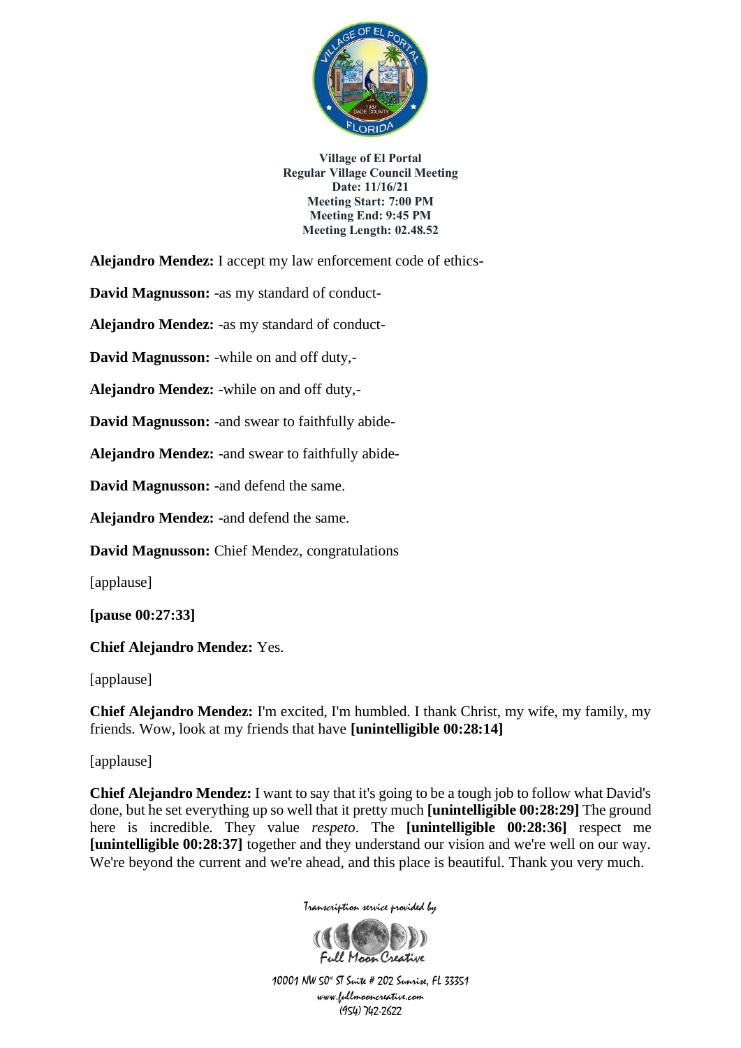**Village of El Portal**
**Regular Village Council Meeting**
**Date: 11/16/21**
**Meeting Start: 7:00 PM**
**Meeting End: 9:45 PM**
**Meeting Length: 02.48.52**

**Alejandro Mendez:** I accept my law enforcement code of ethics-

**David Magnusson:** -as my standard of conduct-

**Alejandro Mendez:** -as my standard of conduct-

**David Magnusson:** -while on and off duty,-

**Alejandro Mendez:** -while on and off duty,-

**David Magnusson:** -and swear to faithfully abide-

**Alejandro Mendez:** -and swear to faithfully abide-

**David Magnusson:** -and defend the same.

**Alejandro Mendez:** -and defend the same.

**David Magnusson:** Chief Mendez, congratulations

[applause]

**[pause 00:27:33]**

**Chief Alejandro Mendez:** Yes.

[applause]

**Chief Alejandro Mendez:** I'm excited, I'm humbled. I thank Christ, my wife, my family, my friends. Wow, look at my friends that have **[unintelligible 00:28:14]**

[applause]

**Chief Alejandro Mendez:** I want to say that it's going to be a tough job to follow what David's done, but he set everything up so well that it pretty much **[unintelligible 00:28:29]** The ground here is incredible. They value *respeto*. The **[unintelligible 00:28:36]** respect me **[unintelligible 00:28:37]** together and they understand our vision and we're well on our way. We're beyond the current and we're ahead, and this place is beautiful. Thank you very much.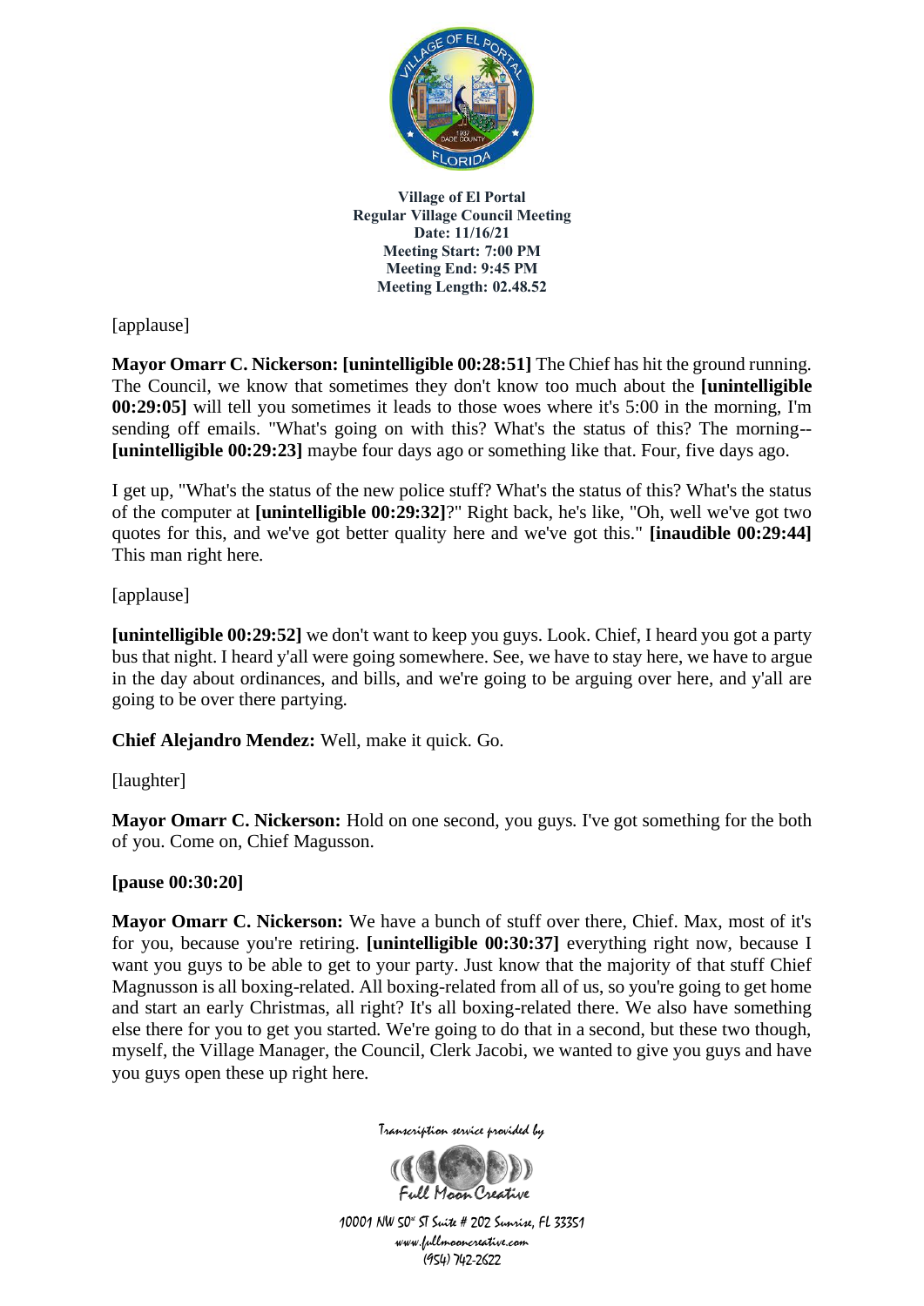[applause]

**Mayor Omarr C. Nickerson: [unintelligible 00:28:51]** The Chief has hit the ground running. The Council, we know that sometimes they don't know too much about the **[unintelligible 00:29:05]** will tell you sometimes it leads to those woes where it's 5:00 in the morning, I'm sending off emails. "What's going on with this? What's the status of this? The morning-- **[unintelligible 00:29:23]** maybe four days ago or something like that. Four, five days ago.

I get up, "What's the status of the new police stuff? What's the status of this? What's the status of the computer at **[unintelligible 00:29:32]**?" Right back, he's like, "Oh, well we've got two quotes for this, and we've got better quality here and we've got this." **[inaudible 00:29:44]** This man right here.

[applause]

**[unintelligible 00:29:52]** we don't want to keep you guys. Look. Chief, I heard you got a party bus that night. I heard y'all were going somewhere. See, we have to stay here, we have to argue in the day about ordinances, and bills, and we're going to be arguing over here, and y'all are going to be over there partying.

**Chief Alejandro Mendez:** Well, make it quick. Go.

[laughter]

**Mayor Omarr C. Nickerson:** Hold on one second, you guys. I've got something for the both of you. Come on, Chief Magusson.

**[pause 00:30:20]**

**Mayor Omarr C. Nickerson:** We have a bunch of stuff over there, Chief. Max, most of it's for you, because you're retiring. **[unintelligible 00:30:37]** everything right now, because I want you guys to be able to get to your party. Just know that the majority of that stuff Chief Magnusson is all boxing-related. All boxing-related from all of us, so you're going to get home and start an early Christmas, all right? It's all boxing-related there. We also have something else there for you to get you started. We're going to do that in a second, but these two though, myself, the Village Manager, the Council, Clerk Jacobi, we wanted to give you guys and have you guys open these up right here.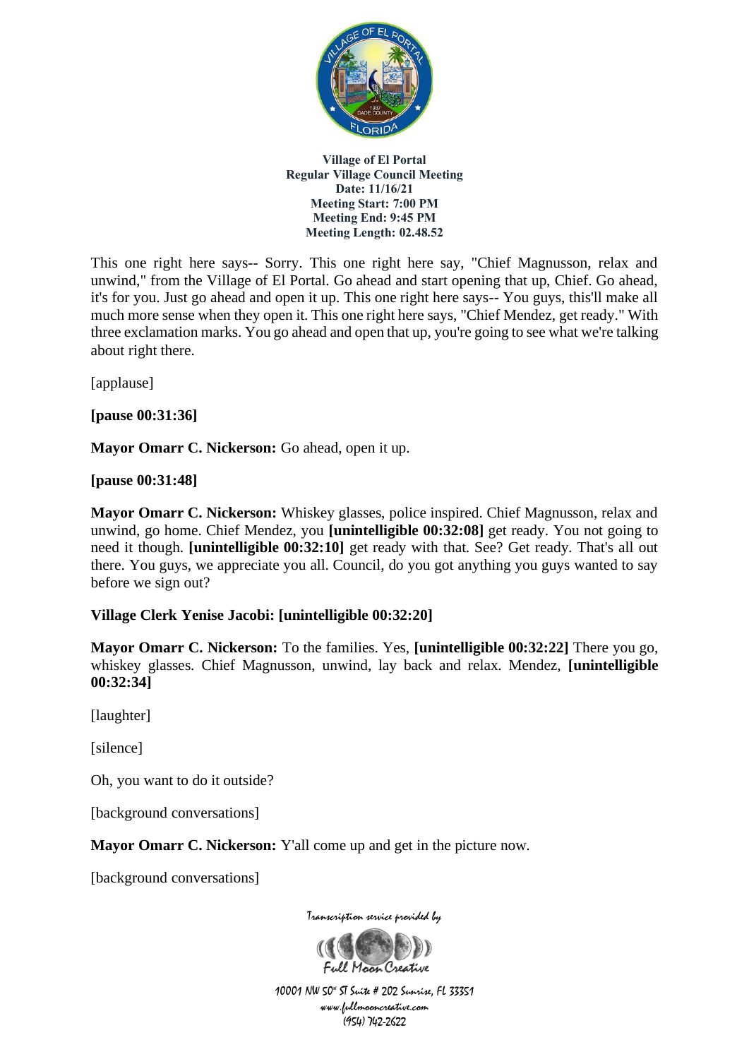This one right here says-- Sorry. This one right here say, "Chief Magnusson, relax and unwind," from the Village of El Portal. Go ahead and start opening that up, Chief. Go ahead, it's for you. Just go ahead and open it up. This one right here says-- You guys, this'll make all much more sense when they open it. This one right here says, "Chief Mendez, get ready." With three exclamation marks. You go ahead and open that up, you're going to see what we're talking about right there.

[applause]

**[pause 00:31:36]**

**Mayor Omarr C. Nickerson:** Go ahead, open it up.

**[pause 00:31:48]**

**Mayor Omarr C. Nickerson:** Whiskey glasses, police inspired. Chief Magnusson, relax and unwind, go home. Chief Mendez, you **[unintelligible 00:32:08]** get ready. You not going to need it though. **[unintelligible 00:32:10]** get ready with that. See? Get ready. That's all out there. You guys, we appreciate you all. Council, do you got anything you guys wanted to say before we sign out?

**Village Clerk Yenise Jacobi: [unintelligible 00:32:20]**

**Mayor Omarr C. Nickerson:** To the families. Yes, **[unintelligible 00:32:22]** There you go, whiskey glasses. Chief Magnusson, unwind, lay back and relax. Mendez, **[unintelligible 00:32:34]**

[laughter]

[silence]

Oh, you want to do it outside?

[background conversations]

**Mayor Omarr C. Nickerson:** Y'all come up and get in the picture now.

[background conversations]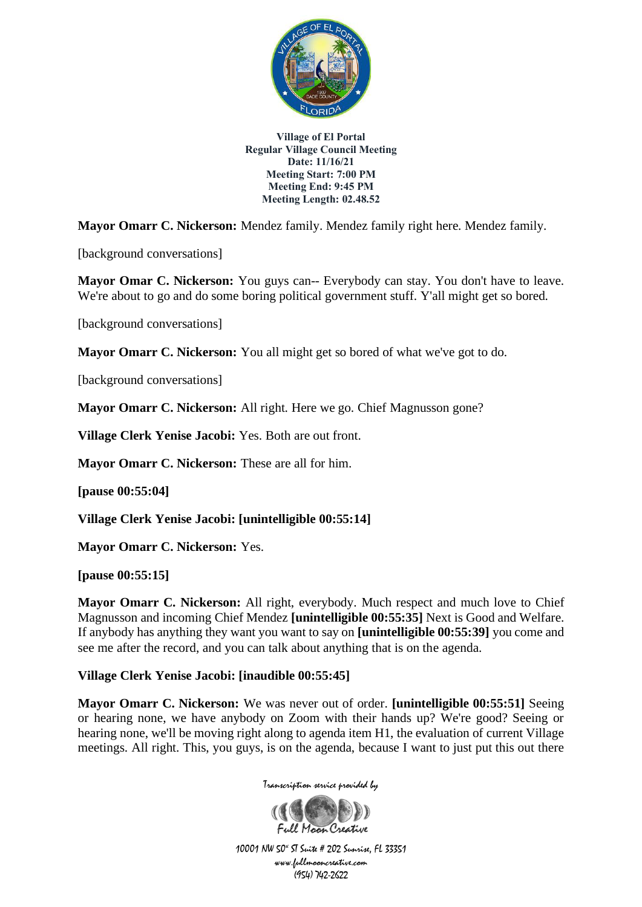**Village of El Portal**
**Regular Village Council Meeting**
**Date: 11/16/21**
**Meeting Start: 7:00 PM**
**Meeting End: 9:45 PM**
**Meeting Length: 02.48.52**

**Mayor Omarr C. Nickerson:** Mendez family. Mendez family right here. Mendez family.

[background conversations]

**Mayor Omar C. Nickerson:** You guys can-- Everybody can stay. You don't have to leave. We're about to go and do some boring political government stuff. Y'all might get so bored.

[background conversations]

**Mayor Omarr C. Nickerson:** You all might get so bored of what we've got to do.

[background conversations]

**Mayor Omarr C. Nickerson:** All right. Here we go. Chief Magnusson gone?

**Village Clerk Yenise Jacobi:** Yes. Both are out front.

**Mayor Omarr C. Nickerson:** These are all for him.

**[pause 00:55:04]**

**Village Clerk Yenise Jacobi: [unintelligible 00:55:14]**

**Mayor Omarr C. Nickerson:** Yes.

**[pause 00:55:15]**

**Mayor Omarr C. Nickerson:** All right, everybody. Much respect and much love to Chief Magnusson and incoming Chief Mendez **[unintelligible 00:55:35]** Next is Good and Welfare. If anybody has anything they want you want to say on **[unintelligible 00:55:39]** you come and see me after the record, and you can talk about anything that is on the agenda.

**Village Clerk Yenise Jacobi: [inaudible 00:55:45]**

**Mayor Omarr C. Nickerson:** We was never out of order. **[unintelligible 00:55:51]** Seeing or hearing none, we have anybody on Zoom with their hands up? We're good? Seeing or hearing none, we'll be moving right along to agenda item H1, the evaluation of current Village meetings. All right. This, you guys, is on the agenda, because I want to just put this out there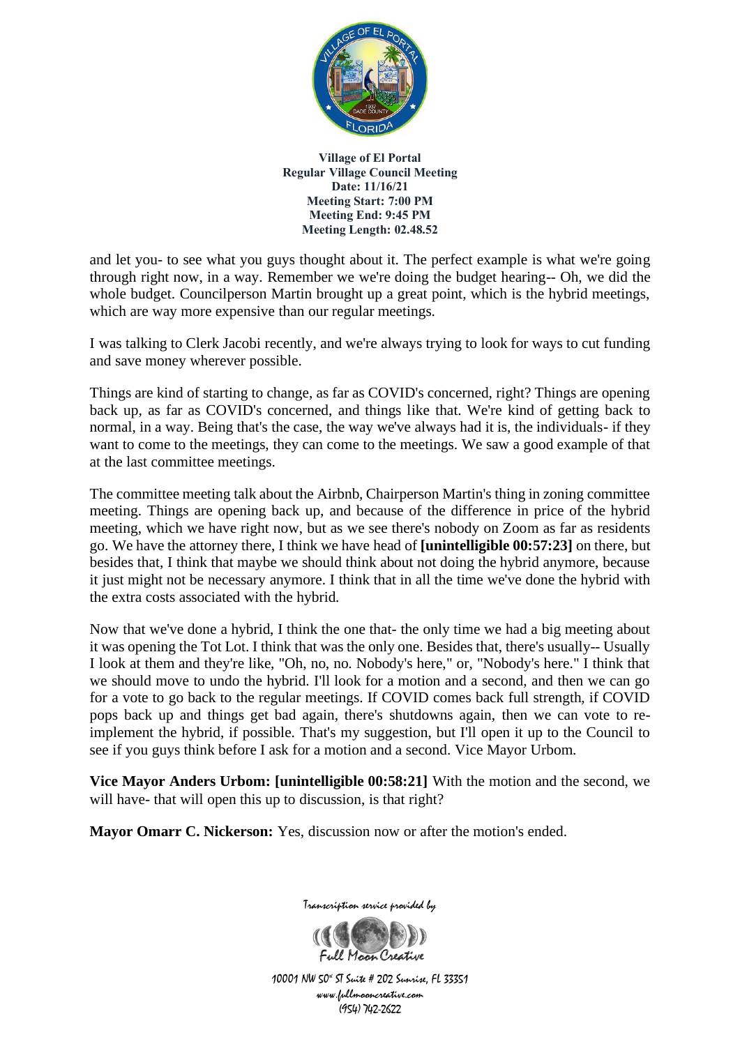and let you- to see what you guys thought about it. The perfect example is what we're going through right now, in a way. Remember we we're doing the budget hearing-- Oh, we did the whole budget. Councilperson Martin brought up a great point, which is the hybrid meetings, which are way more expensive than our regular meetings.

I was talking to Clerk Jacobi recently, and we're always trying to look for ways to cut funding and save money wherever possible.

Things are kind of starting to change, as far as COVID's concerned, right? Things are opening back up, as far as COVID's concerned, and things like that. We're kind of getting back to normal, in a way. Being that's the case, the way we've always had it is, the individuals- if they want to come to the meetings, they can come to the meetings. We saw a good example of that at the last committee meetings.

The committee meeting talk about the Airbnb, Chairperson Martin's thing in zoning committee meeting. Things are opening back up, and because of the difference in price of the hybrid meeting, which we have right now, but as we see there's nobody on Zoom as far as residents go. We have the attorney there, I think we have head of **[unintelligible 00:57:23]** on there, but besides that, I think that maybe we should think about not doing the hybrid anymore, because it just might not be necessary anymore. I think that in all the time we've done the hybrid with the extra costs associated with the hybrid.

Now that we've done a hybrid, I think the one that- the only time we had a big meeting about it was opening the Tot Lot. I think that was the only one. Besides that, there's usually-- Usually I look at them and they're like, "Oh, no, no. Nobody's here," or, "Nobody's here." I think that we should move to undo the hybrid. I'll look for a motion and a second, and then we can go for a vote to go back to the regular meetings. If COVID comes back full strength, if COVID pops back up and things get bad again, there's shutdowns again, then we can vote to re-implement the hybrid, if possible. That's my suggestion, but I'll open it up to the Council to see if you guys think before I ask for a motion and a second. Vice Mayor Urbom.

**Vice Mayor Anders Urbom: [unintelligible 00:58:21]** With the motion and the second, we will have- that will open this up to discussion, is that right?

**Mayor Omarr C. Nickerson:** Yes, discussion now or after the motion's ended.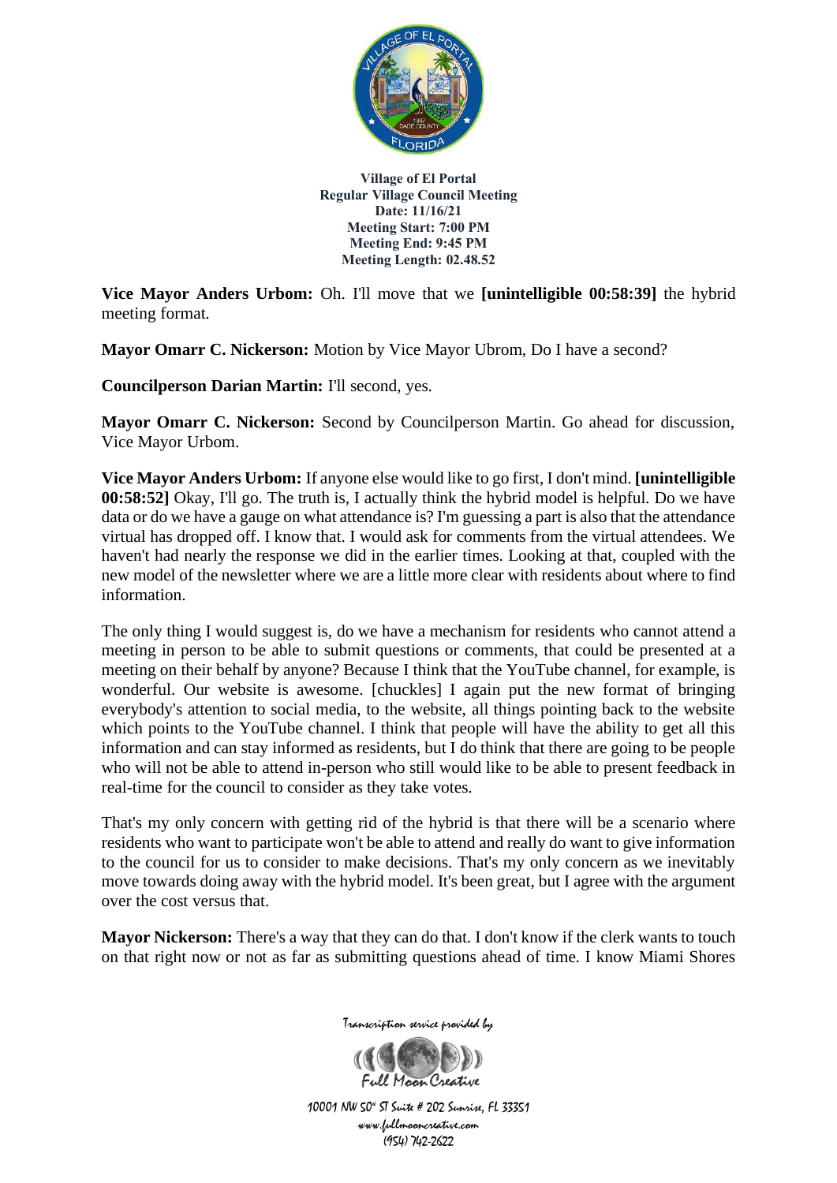**Vice Mayor Anders Urbom:** Oh. I'll move that we **[unintelligible 00:58:39]** the hybrid meeting format.

**Mayor Omarr C. Nickerson:** Motion by Vice Mayor Ubrom, Do I have a second?

**Councilperson Darian Martin:** I'll second, yes.

**Mayor Omarr C. Nickerson:** Second by Councilperson Martin. Go ahead for discussion, Vice Mayor Urbom.

**Vice Mayor Anders Urbom:** If anyone else would like to go first, I don't mind. **[unintelligible 00:58:52]** Okay, I'll go. The truth is, I actually think the hybrid model is helpful. Do we have data or do we have a gauge on what attendance is? I'm guessing a part is also that the attendance virtual has dropped off. I know that. I would ask for comments from the virtual attendees. We haven't had nearly the response we did in the earlier times. Looking at that, coupled with the new model of the newsletter where we are a little more clear with residents about where to find information.

The only thing I would suggest is, do we have a mechanism for residents who cannot attend a meeting in person to be able to submit questions or comments, that could be presented at a meeting on their behalf by anyone? Because I think that the YouTube channel, for example, is wonderful. Our website is awesome. [chuckles] I again put the new format of bringing everybody's attention to social media, to the website, all things pointing back to the website which points to the YouTube channel. I think that people will have the ability to get all this information and can stay informed as residents, but I do think that there are going to be people who will not be able to attend in-person who still would like to be able to present feedback in real-time for the council to consider as they take votes.

That's my only concern with getting rid of the hybrid is that there will be a scenario where residents who want to participate won't be able to attend and really do want to give information to the council for us to consider to make decisions. That's my only concern as we inevitably move towards doing away with the hybrid model. It's been great, but I agree with the argument over the cost versus that.

**Mayor Nickerson:** There's a way that they can do that. I don't know if the clerk wants to touch on that right now or not as far as submitting questions ahead of time. I know Miami Shores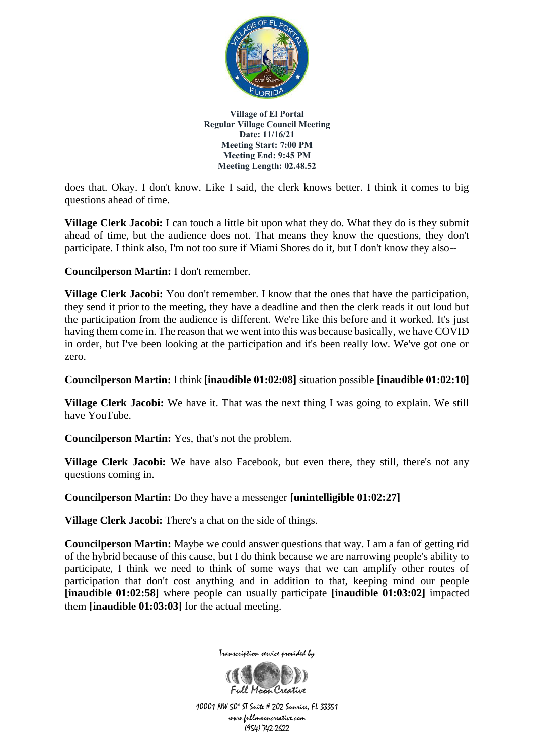does that. Okay. I don't know. Like I said, the clerk knows better. I think it comes to big questions ahead of time.

**Village Clerk Jacobi:** I can touch a little bit upon what they do. What they do is they submit ahead of time, but the audience does not. That means they know the questions, they don't participate. I think also, I'm not too sure if Miami Shores do it, but I don't know they also--

**Councilperson Martin:** I don't remember.

**Village Clerk Jacobi:** You don't remember. I know that the ones that have the participation, they send it prior to the meeting, they have a deadline and then the clerk reads it out loud but the participation from the audience is different. We're like this before and it worked. It's just having them come in. The reason that we went into this was because basically, we have COVID in order, but I've been looking at the participation and it's been really low. We've got one or zero.

**Councilperson Martin:** I think **[inaudible 01:02:08]** situation possible **[inaudible 01:02:10]**

**Village Clerk Jacobi:** We have it. That was the next thing I was going to explain. We still have YouTube.

**Councilperson Martin:** Yes, that's not the problem.

**Village Clerk Jacobi:** We have also Facebook, but even there, they still, there's not any questions coming in.

**Councilperson Martin:** Do they have a messenger **[unintelligible 01:02:27]**

**Village Clerk Jacobi:** There's a chat on the side of things.

**Councilperson Martin:** Maybe we could answer questions that way. I am a fan of getting rid of the hybrid because of this cause, but I do think because we are narrowing people's ability to participate, I think we need to think of some ways that we can amplify other routes of participation that don't cost anything and in addition to that, keeping mind our people **[inaudible 01:02:58]** where people can usually participate **[inaudible 01:03:02]** impacted them **[inaudible 01:03:03]** for the actual meeting.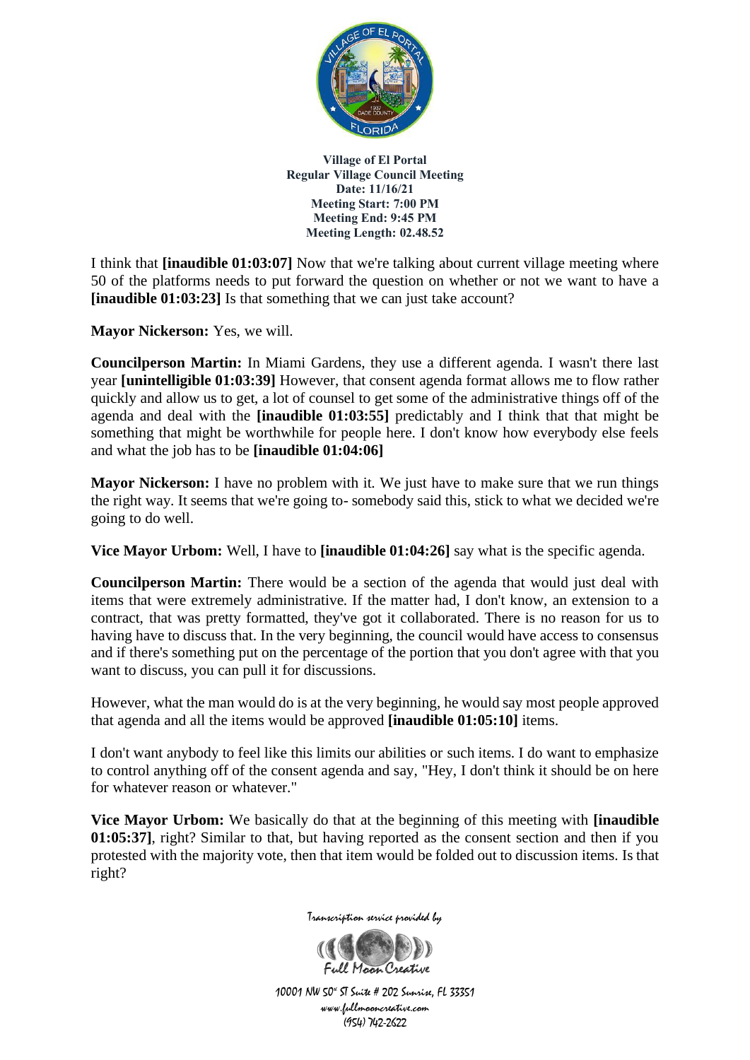I think that **[inaudible 01:03:07]** Now that we're talking about current village meeting where 50 of the platforms needs to put forward the question on whether or not we want to have a **[inaudible 01:03:23]** Is that something that we can just take account?

**Mayor Nickerson:** Yes, we will.

**Councilperson Martin:** In Miami Gardens, they use a different agenda. I wasn't there last year **[unintelligible 01:03:39]** However, that consent agenda format allows me to flow rather quickly and allow us to get, a lot of counsel to get some of the administrative things off of the agenda and deal with the **[inaudible 01:03:55]** predictably and I think that that might be something that might be worthwhile for people here. I don't know how everybody else feels and what the job has to be **[inaudible 01:04:06]**

**Mayor Nickerson:** I have no problem with it. We just have to make sure that we run things the right way. It seems that we're going to- somebody said this, stick to what we decided we're going to do well.

**Vice Mayor Urbom:** Well, I have to **[inaudible 01:04:26]** say what is the specific agenda.

**Councilperson Martin:** There would be a section of the agenda that would just deal with items that were extremely administrative. If the matter had, I don't know, an extension to a contract, that was pretty formatted, they've got it collaborated. There is no reason for us to having have to discuss that. In the very beginning, the council would have access to consensus and if there's something put on the percentage of the portion that you don't agree with that you want to discuss, you can pull it for discussions.

However, what the man would do is at the very beginning, he would say most people approved that agenda and all the items would be approved **[inaudible 01:05:10]** items.

I don't want anybody to feel like this limits our abilities or such items. I do want to emphasize to control anything off of the consent agenda and say, "Hey, I don't think it should be on here for whatever reason or whatever."

**Vice Mayor Urbom:** We basically do that at the beginning of this meeting with **[inaudible 01:05:37]**, right? Similar to that, but having reported as the consent section and then if you protested with the majority vote, then that item would be folded out to discussion items. Is that right?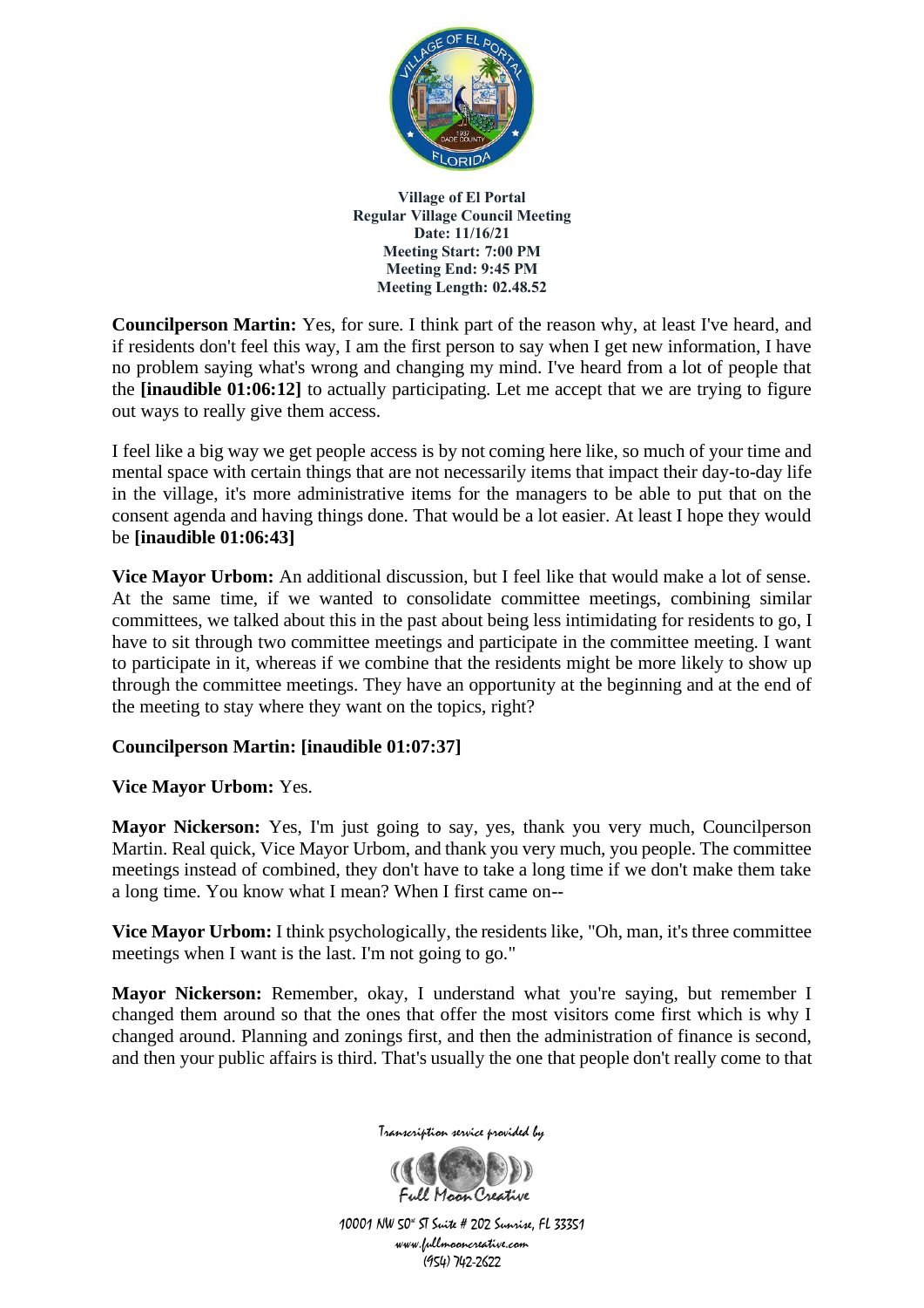**Councilperson Martin:** Yes, for sure. I think part of the reason why, at least I've heard, and if residents don't feel this way, I am the first person to say when I get new information, I have no problem saying what's wrong and changing my mind. I've heard from a lot of people that the **[inaudible 01:06:12]** to actually participating. Let me accept that we are trying to figure out ways to really give them access.

I feel like a big way we get people access is by not coming here like, so much of your time and mental space with certain things that are not necessarily items that impact their day-to-day life in the village, it's more administrative items for the managers to be able to put that on the consent agenda and having things done. That would be a lot easier. At least I hope they would be **[inaudible 01:06:43]**

**Vice Mayor Urbom:** An additional discussion, but I feel like that would make a lot of sense. At the same time, if we wanted to consolidate committee meetings, combining similar committees, we talked about this in the past about being less intimidating for residents to go, I have to sit through two committee meetings and participate in the committee meeting. I want to participate in it, whereas if we combine that the residents might be more likely to show up through the committee meetings. They have an opportunity at the beginning and at the end of the meeting to stay where they want on the topics, right?

**Councilperson Martin: [inaudible 01:07:37]**

**Vice Mayor Urbom:** Yes.

**Mayor Nickerson:** Yes, I'm just going to say, yes, thank you very much, Councilperson Martin. Real quick, Vice Mayor Urbom, and thank you very much, you people. The committee meetings instead of combined, they don't have to take a long time if we don't make them take a long time. You know what I mean? When I first came on--

**Vice Mayor Urbom:** I think psychologically, the residents like, "Oh, man, it's three committee meetings when I want is the last. I'm not going to go."

**Mayor Nickerson:** Remember, okay, I understand what you're saying, but remember I changed them around so that the ones that offer the most visitors come first which is why I changed around. Planning and zonings first, and then the administration of finance is second, and then your public affairs is third. That's usually the one that people don't really come to that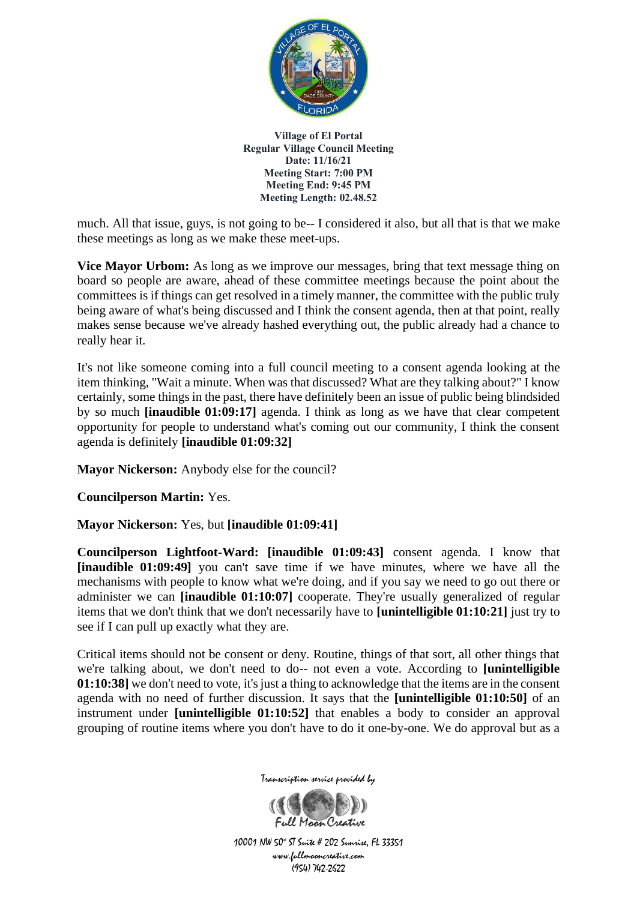much. All that issue, guys, is not going to be-- I considered it also, but all that is that we make these meetings as long as we make these meet-ups.

**Vice Mayor Urbom:** As long as we improve our messages, bring that text message thing on board so people are aware, ahead of these committee meetings because the point about the committees is if things can get resolved in a timely manner, the committee with the public truly being aware of what's being discussed and I think the consent agenda, then at that point, really makes sense because we've already hashed everything out, the public already had a chance to really hear it.

It's not like someone coming into a full council meeting to a consent agenda looking at the item thinking, "Wait a minute. When was that discussed? What are they talking about?" I know certainly, some things in the past, there have definitely been an issue of public being blindsided by so much **[inaudible 01:09:17]** agenda. I think as long as we have that clear competent opportunity for people to understand what's coming out our community, I think the consent agenda is definitely **[inaudible 01:09:32]**

**Mayor Nickerson:** Anybody else for the council?

**Councilperson Martin:** Yes.

**Mayor Nickerson:** Yes, but **[inaudible 01:09:41]**

**Councilperson Lightfoot-Ward: [inaudible 01:09:43]** consent agenda. I know that **[inaudible 01:09:49]** you can't save time if we have minutes, where we have all the mechanisms with people to know what we're doing, and if you say we need to go out there or administer we can **[inaudible 01:10:07]** cooperate. They're usually generalized of regular items that we don't think that we don't necessarily have to **[unintelligible 01:10:21]** just try to see if I can pull up exactly what they are.

Critical items should not be consent or deny. Routine, things of that sort, all other things that we're talking about, we don't need to do-- not even a vote. According to **[unintelligible 01:10:38]** we don't need to vote, it's just a thing to acknowledge that the items are in the consent agenda with no need of further discussion. It says that the **[unintelligible 01:10:50]** of an instrument under **[unintelligible 01:10:52]** that enables a body to consider an approval grouping of routine items where you don't have to do it one-by-one. We do approval but as a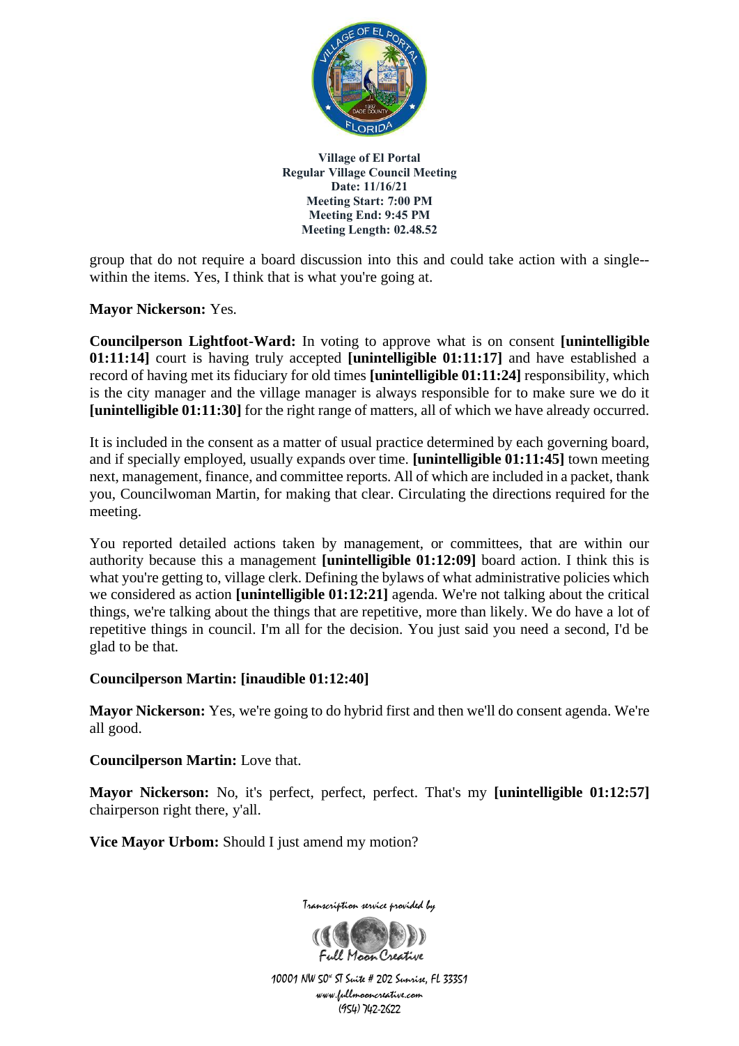group that do not require a board discussion into this and could take action with a single-- within the items. Yes, I think that is what you're going at.

**Mayor Nickerson:** Yes.

**Councilperson Lightfoot-Ward:** In voting to approve what is on consent **[unintelligible 01:11:14]** court is having truly accepted **[unintelligible 01:11:17]** and have established a record of having met its fiduciary for old times **[unintelligible 01:11:24]** responsibility, which is the city manager and the village manager is always responsible for to make sure we do it **[unintelligible 01:11:30]** for the right range of matters, all of which we have already occurred.

It is included in the consent as a matter of usual practice determined by each governing board, and if specially employed, usually expands over time. **[unintelligible 01:11:45]** town meeting next, management, finance, and committee reports. All of which are included in a packet, thank you, Councilwoman Martin, for making that clear. Circulating the directions required for the meeting.

You reported detailed actions taken by management, or committees, that are within our authority because this a management **[unintelligible 01:12:09]** board action. I think this is what you're getting to, village clerk. Defining the bylaws of what administrative policies which we considered as action **[unintelligible 01:12:21]** agenda. We're not talking about the critical things, we're talking about the things that are repetitive, more than likely. We do have a lot of repetitive things in council. I'm all for the decision. You just said you need a second, I'd be glad to be that.

**Councilperson Martin: [inaudible 01:12:40]**

**Mayor Nickerson:** Yes, we're going to do hybrid first and then we'll do consent agenda. We're all good.

**Councilperson Martin:** Love that.

**Mayor Nickerson:** No, it's perfect, perfect, perfect. That's my **[unintelligible 01:12:57]** chairperson right there, y'all.

**Vice Mayor Urbom:** Should I just amend my motion?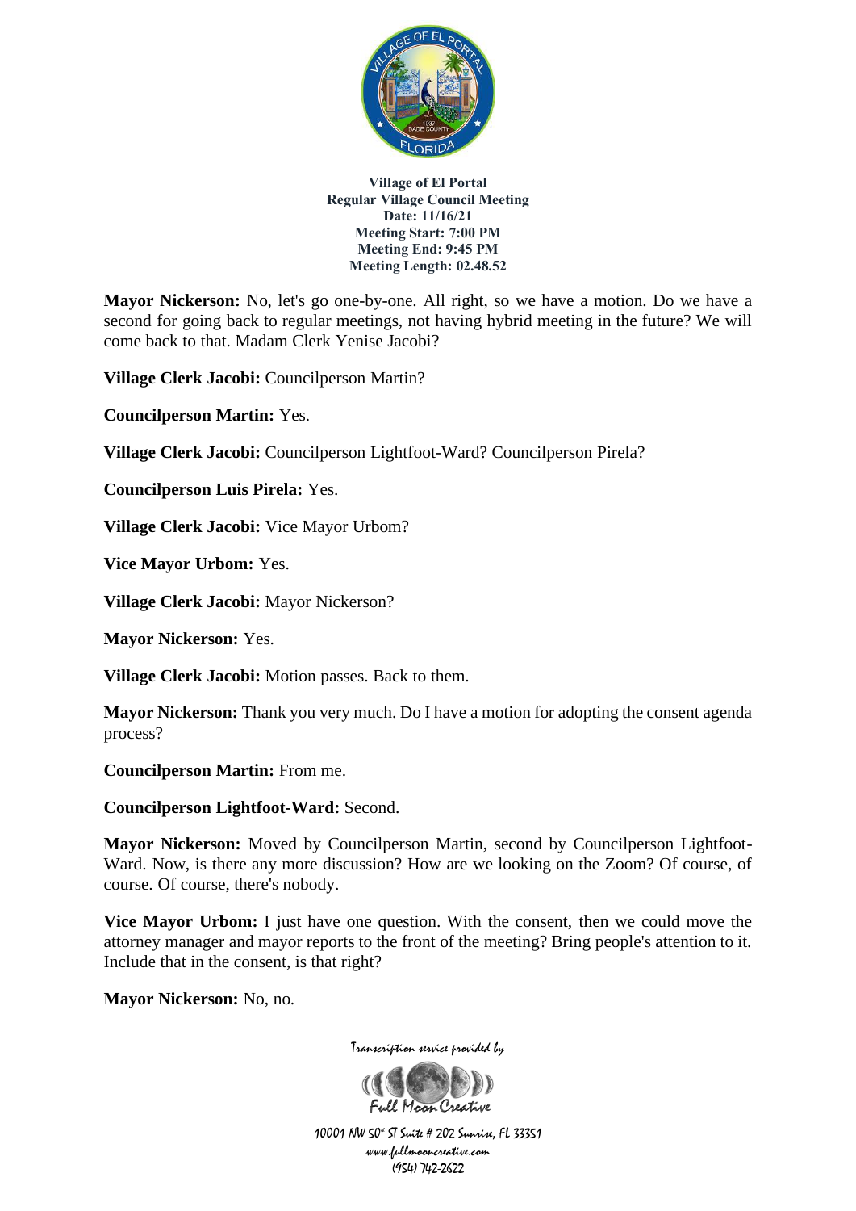**Village of El Portal**
**Regular Village Council Meeting**
**Date: 11/16/21**
**Meeting Start: 7:00 PM**
**Meeting End: 9:45 PM**
**Meeting Length: 02.48.52**

**Mayor Nickerson:** No, let's go one-by-one. All right, so we have a motion. Do we have a second for going back to regular meetings, not having hybrid meeting in the future? We will come back to that. Madam Clerk Yenise Jacobi?

**Village Clerk Jacobi:** Councilperson Martin?

**Councilperson Martin:** Yes.

**Village Clerk Jacobi:** Councilperson Lightfoot-Ward? Councilperson Pirela?

**Councilperson Luis Pirela:** Yes.

**Village Clerk Jacobi:** Vice Mayor Urbom?

**Vice Mayor Urbom:** Yes.

**Village Clerk Jacobi:** Mayor Nickerson?

**Mayor Nickerson:** Yes.

**Village Clerk Jacobi:** Motion passes. Back to them.

**Mayor Nickerson:** Thank you very much. Do I have a motion for adopting the consent agenda process?

**Councilperson Martin:** From me.

**Councilperson Lightfoot-Ward:** Second.

**Mayor Nickerson:** Moved by Councilperson Martin, second by Councilperson Lightfoot-Ward. Now, is there any more discussion? How are we looking on the Zoom? Of course, of course. Of course, there's nobody.

**Vice Mayor Urbom:** I just have one question. With the consent, then we could move the attorney manager and mayor reports to the front of the meeting? Bring people's attention to it. Include that in the consent, is that right?

**Mayor Nickerson:** No, no.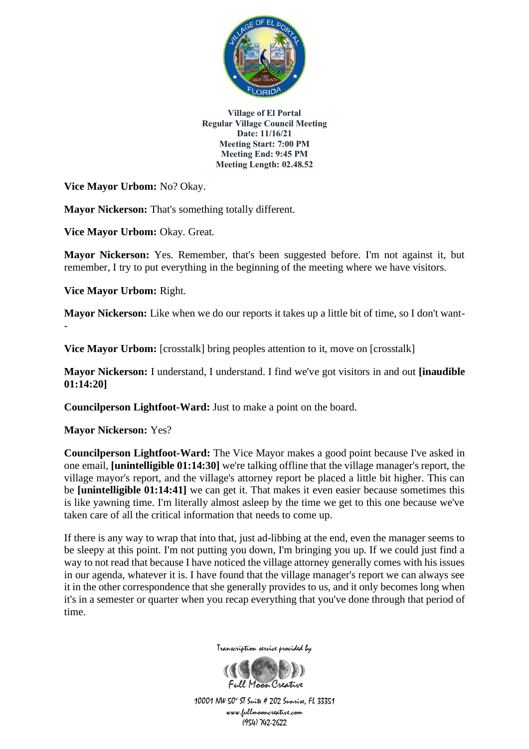**Vice Mayor Urbom:** No? Okay.

**Mayor Nickerson:** That's something totally different.

**Vice Mayor Urbom:** Okay. Great.

**Mayor Nickerson:** Yes. Remember, that's been suggested before. I'm not against it, but remember, I try to put everything in the beginning of the meeting where we have visitors.

**Vice Mayor Urbom:** Right.

**Mayor Nickerson:** Like when we do our reports it takes up a little bit of time, so I don't want--

**Vice Mayor Urbom:** [crosstalk] bring peoples attention to it, move on [crosstalk]

**Mayor Nickerson:** I understand, I understand. I find we've got visitors in and out **[inaudible 01:14:20]**

**Councilperson Lightfoot-Ward:** Just to make a point on the board.

**Mayor Nickerson:** Yes?

**Councilperson Lightfoot-Ward:** The Vice Mayor makes a good point because I've asked in one email, **[unintelligible 01:14:30]** we're talking offline that the village manager's report, the village mayor's report, and the village's attorney report be placed a little bit higher. This can be **[unintelligible 01:14:41]** we can get it. That makes it even easier because sometimes this is like yawning time. I'm literally almost asleep by the time we get to this one because we've taken care of all the critical information that needs to come up.

If there is any way to wrap that into that, just ad-libbing at the end, even the manager seems to be sleepy at this point. I'm not putting you down, I'm bringing you up. If we could just find a way to not read that because I have noticed the village attorney generally comes with his issues in our agenda, whatever it is. I have found that the village manager's report we can always see it in the other correspondence that she generally provides to us, and it only becomes long when it's in a semester or quarter when you recap everything that you've done through that period of time.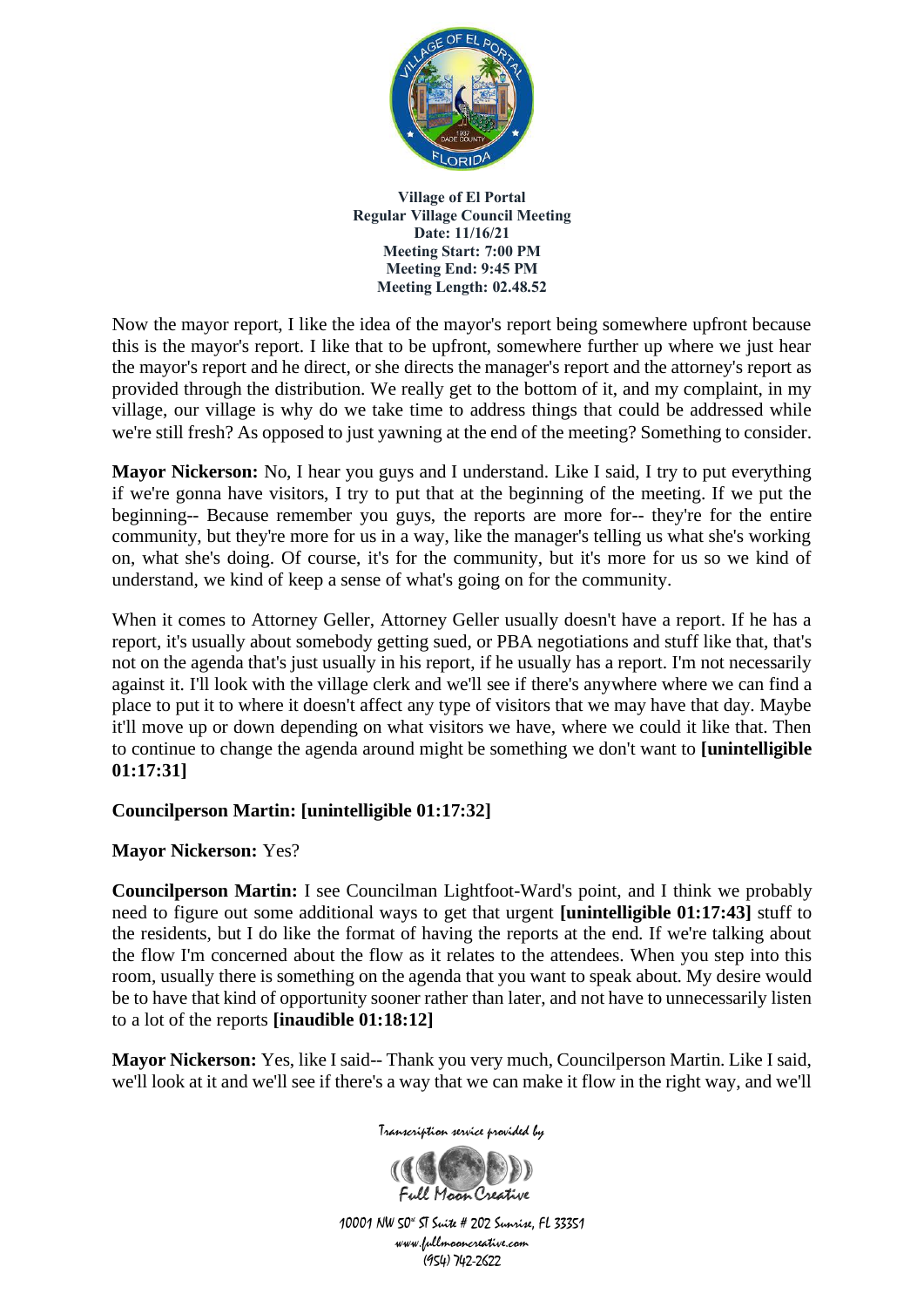Now the mayor report, I like the idea of the mayor's report being somewhere upfront because this is the mayor's report. I like that to be upfront, somewhere further up where we just hear the mayor's report and he direct, or she directs the manager's report and the attorney's report as provided through the distribution. We really get to the bottom of it, and my complaint, in my village, our village is why do we take time to address things that could be addressed while we're still fresh? As opposed to just yawning at the end of the meeting? Something to consider.

**Mayor Nickerson:** No, I hear you guys and I understand. Like I said, I try to put everything if we're gonna have visitors, I try to put that at the beginning of the meeting. If we put the beginning-- Because remember you guys, the reports are more for-- they're for the entire community, but they're more for us in a way, like the manager's telling us what she's working on, what she's doing. Of course, it's for the community, but it's more for us so we kind of understand, we kind of keep a sense of what's going on for the community.

When it comes to Attorney Geller, Attorney Geller usually doesn't have a report. If he has a report, it's usually about somebody getting sued, or PBA negotiations and stuff like that, that's not on the agenda that's just usually in his report, if he usually has a report. I'm not necessarily against it. I'll look with the village clerk and we'll see if there's anywhere where we can find a place to put it to where it doesn't affect any type of visitors that we may have that day. Maybe it'll move up or down depending on what visitors we have, where we could it like that. Then to continue to change the agenda around might be something we don't want to **[unintelligible 01:17:31]**

**Councilperson Martin: [unintelligible 01:17:32]**

**Mayor Nickerson:** Yes?

**Councilperson Martin:** I see Councilman Lightfoot-Ward's point, and I think we probably need to figure out some additional ways to get that urgent **[unintelligible 01:17:43]** stuff to the residents, but I do like the format of having the reports at the end. If we're talking about the flow I'm concerned about the flow as it relates to the attendees. When you step into this room, usually there is something on the agenda that you want to speak about. My desire would be to have that kind of opportunity sooner rather than later, and not have to unnecessarily listen to a lot of the reports **[inaudible 01:18:12]**

**Mayor Nickerson:** Yes, like I said-- Thank you very much, Councilperson Martin. Like I said, we'll look at it and we'll see if there's a way that we can make it flow in the right way, and we'll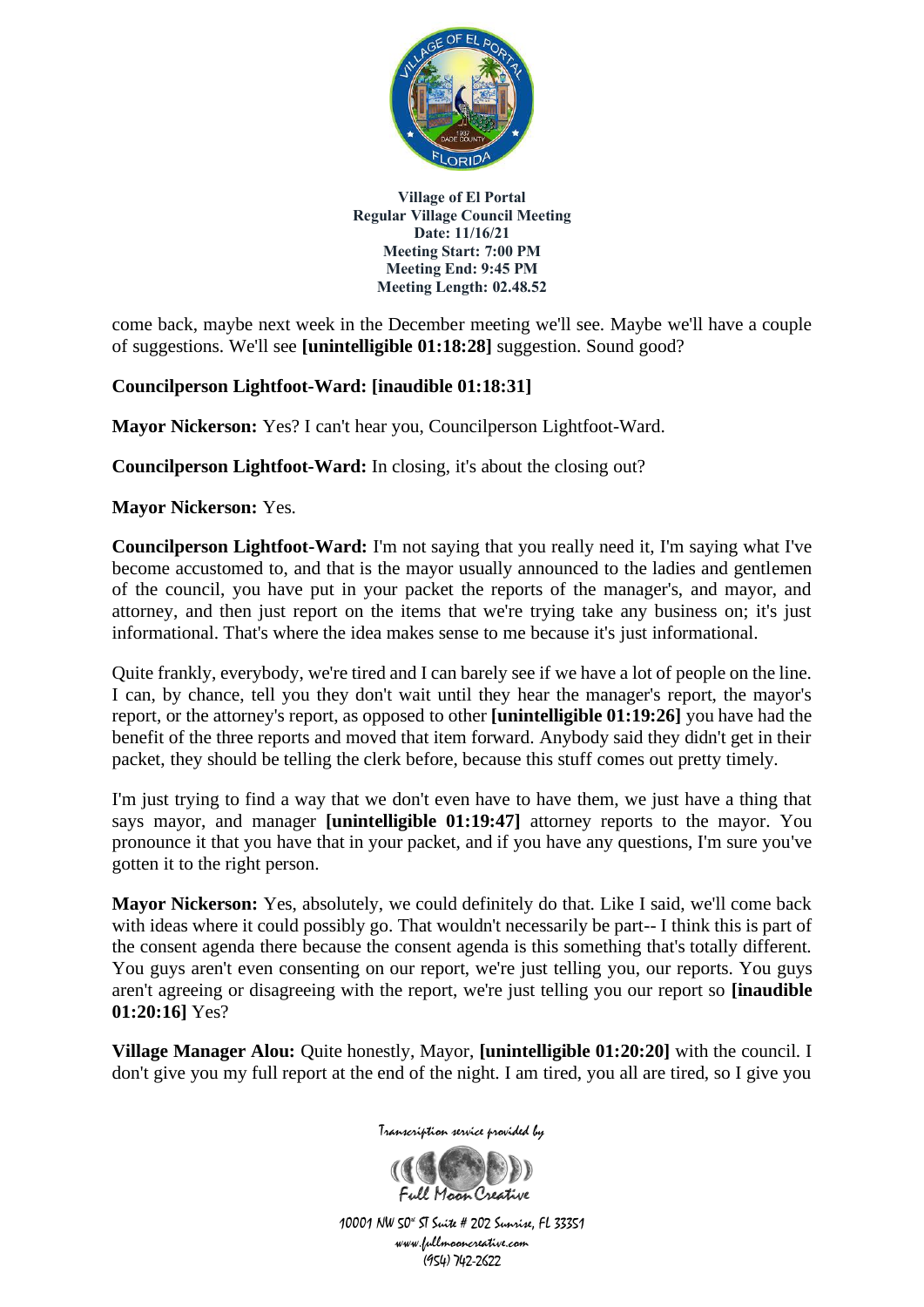come back, maybe next week in the December meeting we'll see. Maybe we'll have a couple of suggestions. We'll see **[unintelligible 01:18:28]** suggestion. Sound good?

**Councilperson Lightfoot-Ward: [inaudible 01:18:31]**

**Mayor Nickerson:** Yes? I can't hear you, Councilperson Lightfoot-Ward.

**Councilperson Lightfoot-Ward:** In closing, it's about the closing out?

**Mayor Nickerson:** Yes.

**Councilperson Lightfoot-Ward:** I'm not saying that you really need it, I'm saying what I've become accustomed to, and that is the mayor usually announced to the ladies and gentlemen of the council, you have put in your packet the reports of the manager's, and mayor, and attorney, and then just report on the items that we're trying take any business on; it's just informational. That's where the idea makes sense to me because it's just informational.

Quite frankly, everybody, we're tired and I can barely see if we have a lot of people on the line. I can, by chance, tell you they don't wait until they hear the manager's report, the mayor's report, or the attorney's report, as opposed to other **[unintelligible 01:19:26]** you have had the benefit of the three reports and moved that item forward. Anybody said they didn't get in their packet, they should be telling the clerk before, because this stuff comes out pretty timely.

I'm just trying to find a way that we don't even have to have them, we just have a thing that says mayor, and manager **[unintelligible 01:19:47]** attorney reports to the mayor. You pronounce it that you have that in your packet, and if you have any questions, I'm sure you've gotten it to the right person.

**Mayor Nickerson:** Yes, absolutely, we could definitely do that. Like I said, we'll come back with ideas where it could possibly go. That wouldn't necessarily be part-- I think this is part of the consent agenda there because the consent agenda is this something that's totally different. You guys aren't even consenting on our report, we're just telling you, our reports. You guys aren't agreeing or disagreeing with the report, we're just telling you our report so **[inaudible 01:20:16]** Yes?

**Village Manager Alou:** Quite honestly, Mayor, **[unintelligible 01:20:20]** with the council. I don't give you my full report at the end of the night. I am tired, you all are tired, so I give you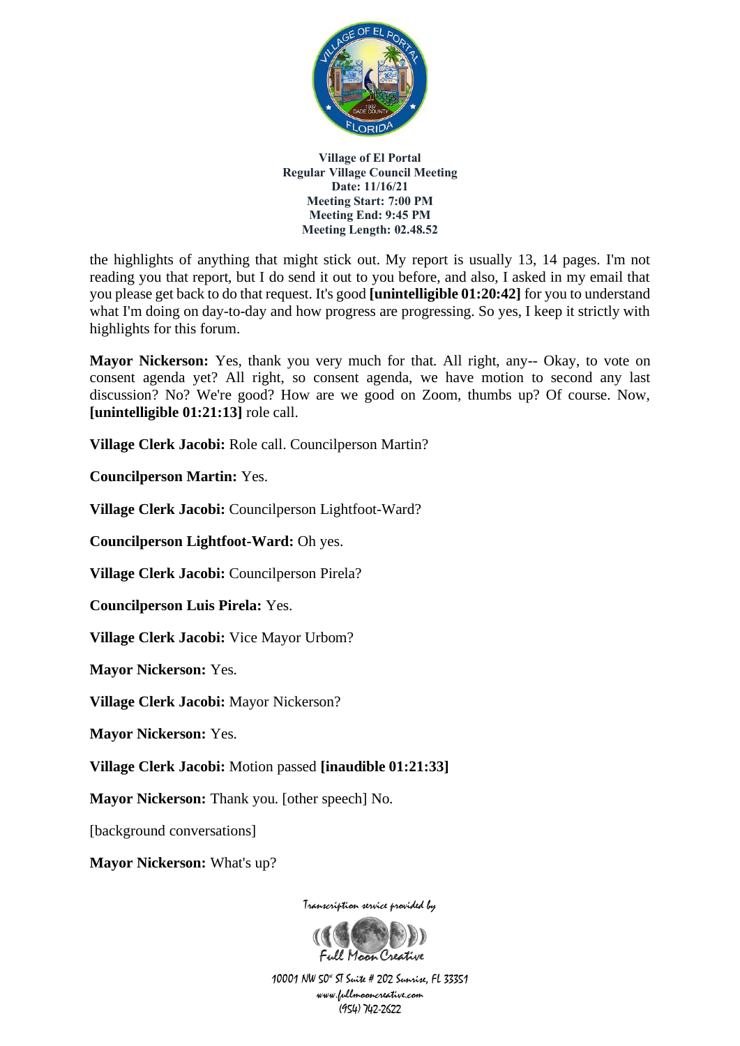the highlights of anything that might stick out. My report is usually 13, 14 pages. I'm not reading you that report, but I do send it out to you before, and also, I asked in my email that you please get back to do that request. It's good **[unintelligible 01:20:42]** for you to understand what I'm doing on day-to-day and how progress are progressing. So yes, I keep it strictly with highlights for this forum.

**Mayor Nickerson:** Yes, thank you very much for that. All right, any-- Okay, to vote on consent agenda yet? All right, so consent agenda, we have motion to second any last discussion? No? We're good? How are we good on Zoom, thumbs up? Of course. Now, **[unintelligible 01:21:13]** role call.

**Village Clerk Jacobi:** Role call. Councilperson Martin?

**Councilperson Martin:** Yes.

**Village Clerk Jacobi:** Councilperson Lightfoot-Ward?

**Councilperson Lightfoot-Ward:** Oh yes.

**Village Clerk Jacobi:** Councilperson Pirela?

**Councilperson Luis Pirela:** Yes.

**Village Clerk Jacobi:** Vice Mayor Urbom?

**Mayor Nickerson:** Yes.

**Village Clerk Jacobi:** Mayor Nickerson?

**Mayor Nickerson:** Yes.

**Village Clerk Jacobi:** Motion passed **[inaudible 01:21:33]**

**Mayor Nickerson:** Thank you. [other speech] No.

[background conversations]

**Mayor Nickerson:** What's up?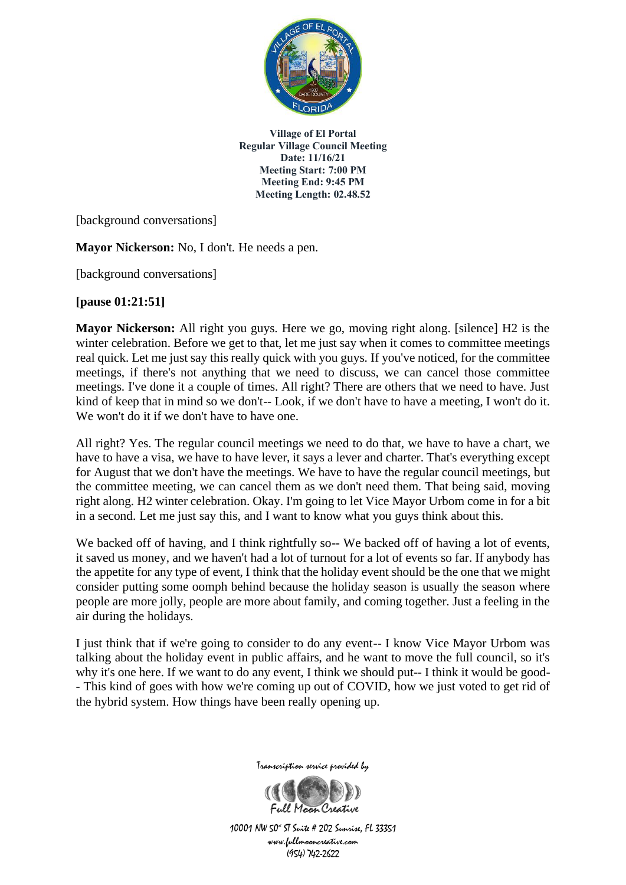[background conversations]

**Mayor Nickerson:** No, I don't. He needs a pen.

[background conversations]

**[pause 01:21:51]**

**Mayor Nickerson:** All right you guys. Here we go, moving right along. [silence] H2 is the winter celebration. Before we get to that, let me just say when it comes to committee meetings real quick. Let me just say this really quick with you guys. If you've noticed, for the committee meetings, if there's not anything that we need to discuss, we can cancel those committee meetings. I've done it a couple of times. All right? There are others that we need to have. Just kind of keep that in mind so we don't-- Look, if we don't have to have a meeting, I won't do it. We won't do it if we don't have to have one.

All right? Yes. The regular council meetings we need to do that, we have to have a chart, we have to have a visa, we have to have lever, it says a lever and charter. That's everything except for August that we don't have the meetings. We have to have the regular council meetings, but the committee meeting, we can cancel them as we don't need them. That being said, moving right along. H2 winter celebration. Okay. I'm going to let Vice Mayor Urbom come in for a bit in a second. Let me just say this, and I want to know what you guys think about this.

We backed off of having, and I think rightfully so-- We backed off of having a lot of events, it saved us money, and we haven't had a lot of turnout for a lot of events so far. If anybody has the appetite for any type of event, I think that the holiday event should be the one that we might consider putting some oomph behind because the holiday season is usually the season where people are more jolly, people are more about family, and coming together. Just a feeling in the air during the holidays.

I just think that if we're going to consider to do any event-- I know Vice Mayor Urbom was talking about the holiday event in public affairs, and he want to move the full council, so it's why it's one here. If we want to do any event, I think we should put-- I think it would be good-- This kind of goes with how we're coming up out of COVID, how we just voted to get rid of the hybrid system. How things have been really opening up.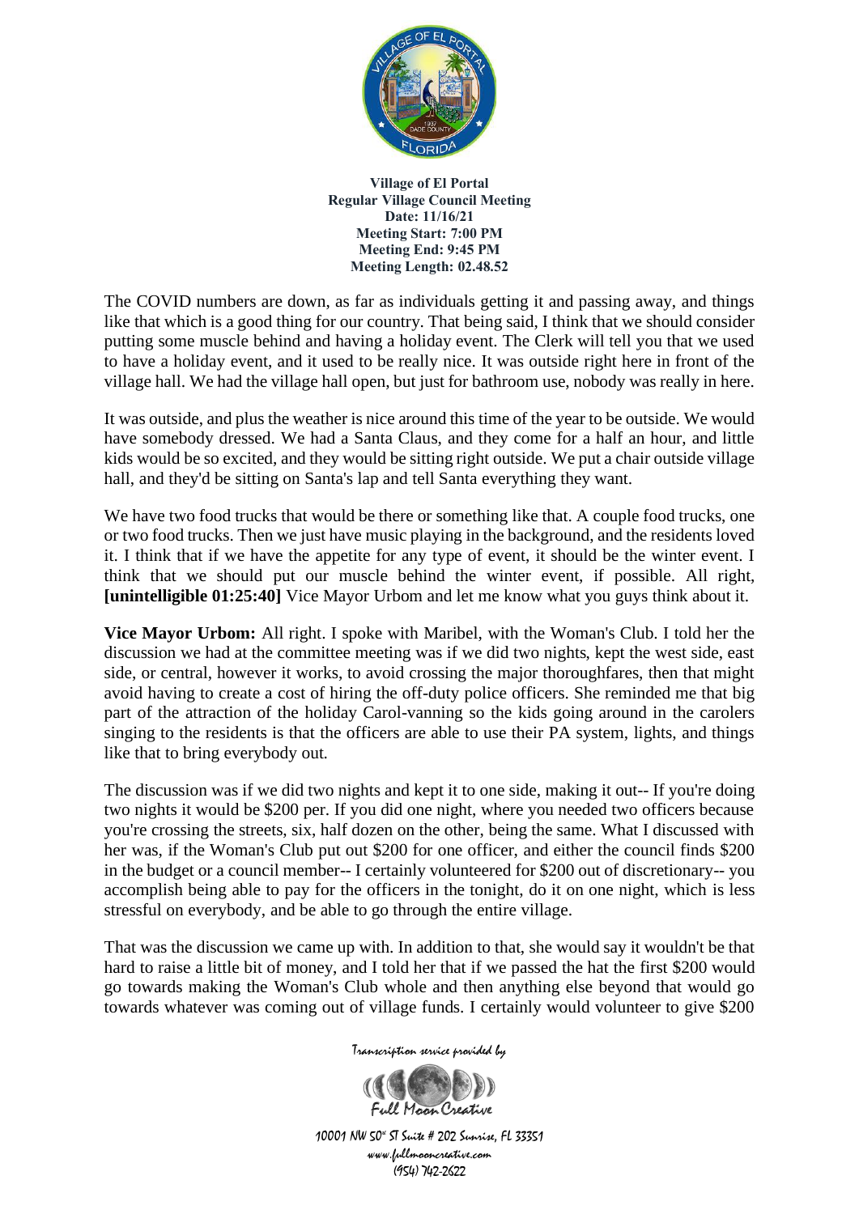The COVID numbers are down, as far as individuals getting it and passing away, and things like that which is a good thing for our country. That being said, I think that we should consider putting some muscle behind and having a holiday event. The Clerk will tell you that we used to have a holiday event, and it used to be really nice. It was outside right here in front of the village hall. We had the village hall open, but just for bathroom use, nobody was really in here.

It was outside, and plus the weather is nice around this time of the year to be outside. We would have somebody dressed. We had a Santa Claus, and they come for a half an hour, and little kids would be so excited, and they would be sitting right outside. We put a chair outside village hall, and they'd be sitting on Santa's lap and tell Santa everything they want.

We have two food trucks that would be there or something like that. A couple food trucks, one or two food trucks. Then we just have music playing in the background, and the residents loved it. I think that if we have the appetite for any type of event, it should be the winter event. I think that we should put our muscle behind the winter event, if possible. All right, **[unintelligible 01:25:40]** Vice Mayor Urbom and let me know what you guys think about it.

**Vice Mayor Urbom:** All right. I spoke with Maribel, with the Woman's Club. I told her the discussion we had at the committee meeting was if we did two nights, kept the west side, east side, or central, however it works, to avoid crossing the major thoroughfares, then that might avoid having to create a cost of hiring the off-duty police officers. She reminded me that big part of the attraction of the holiday Carol-vanning so the kids going around in the carolers singing to the residents is that the officers are able to use their PA system, lights, and things like that to bring everybody out.

The discussion was if we did two nights and kept it to one side, making it out-- If you're doing two nights it would be $200 per. If you did one night, where you needed two officers because you're crossing the streets, six, half dozen on the other, being the same. What I discussed with her was, if the Woman's Club put out $200 for one officer, and either the council finds $200 in the budget or a council member-- I certainly volunteered for $200 out of discretionary-- you accomplish being able to pay for the officers in the tonight, do it on one night, which is less stressful on everybody, and be able to go through the entire village.

That was the discussion we came up with. In addition to that, she would say it wouldn't be that hard to raise a little bit of money, and I told her that if we passed the hat the first $200 would go towards making the Woman's Club whole and then anything else beyond that would go towards whatever was coming out of village funds. I certainly would volunteer to give $200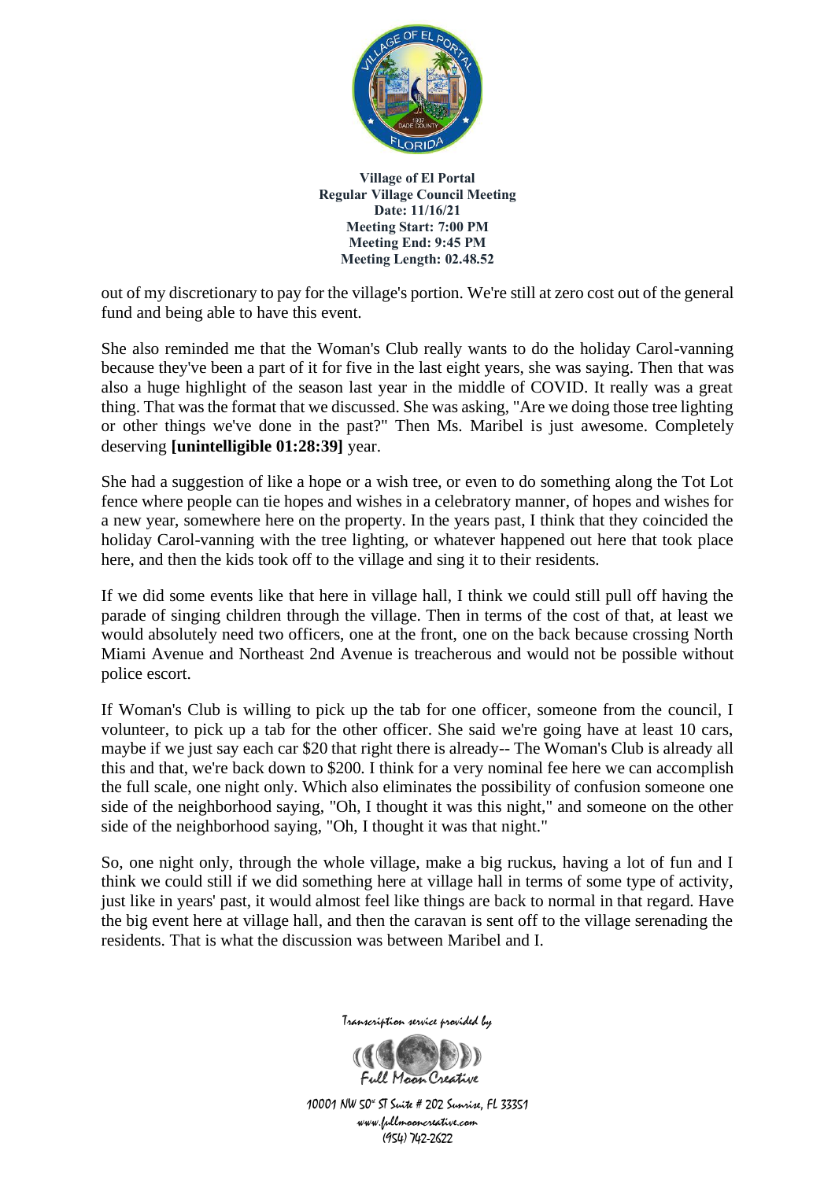out of my discretionary to pay for the village's portion. We're still at zero cost out of the general fund and being able to have this event.

She also reminded me that the Woman's Club really wants to do the holiday Carol-vanning because they've been a part of it for five in the last eight years, she was saying. Then that was also a huge highlight of the season last year in the middle of COVID. It really was a great thing. That was the format that we discussed. She was asking, "Are we doing those tree lighting or other things we've done in the past?" Then Ms. Maribel is just awesome. Completely deserving **[unintelligible 01:28:39]** year.

She had a suggestion of like a hope or a wish tree, or even to do something along the Tot Lot fence where people can tie hopes and wishes in a celebratory manner, of hopes and wishes for a new year, somewhere here on the property. In the years past, I think that they coincided the holiday Carol-vanning with the tree lighting, or whatever happened out here that took place here, and then the kids took off to the village and sing it to their residents.

If we did some events like that here in village hall, I think we could still pull off having the parade of singing children through the village. Then in terms of the cost of that, at least we would absolutely need two officers, one at the front, one on the back because crossing North Miami Avenue and Northeast 2nd Avenue is treacherous and would not be possible without police escort.

If Woman's Club is willing to pick up the tab for one officer, someone from the council, I volunteer, to pick up a tab for the other officer. She said we're going have at least 10 cars, maybe if we just say each car $20 that right there is already-- The Woman's Club is already all this and that, we're back down to $200. I think for a very nominal fee here we can accomplish the full scale, one night only. Which also eliminates the possibility of confusion someone one side of the neighborhood saying, "Oh, I thought it was this night," and someone on the other side of the neighborhood saying, "Oh, I thought it was that night."

So, one night only, through the whole village, make a big ruckus, having a lot of fun and I think we could still if we did something here at village hall in terms of some type of activity, just like in years' past, it would almost feel like things are back to normal in that regard. Have the big event here at village hall, and then the caravan is sent off to the village serenading the residents. That is what the discussion was between Maribel and I.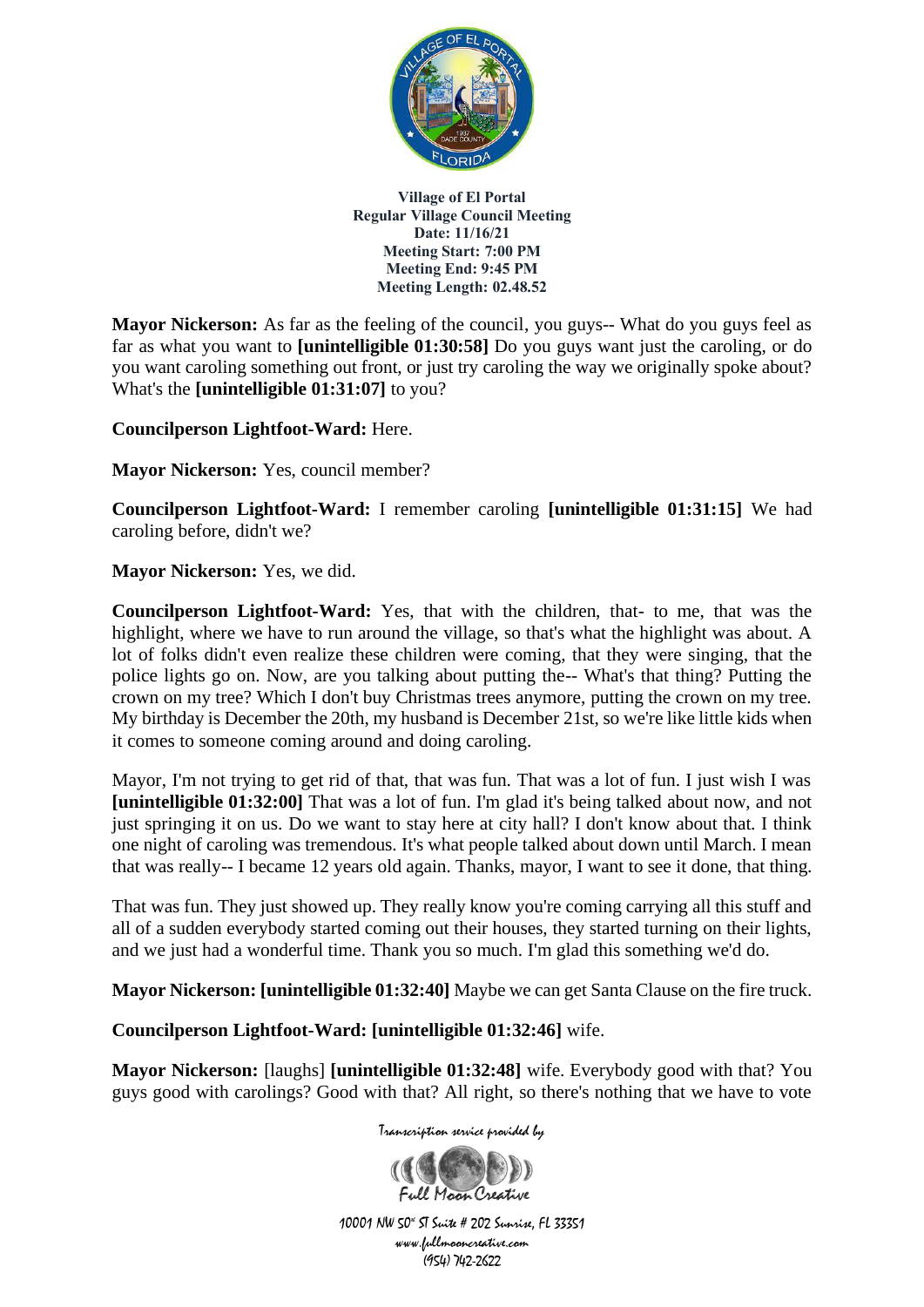**Mayor Nickerson:** As far as the feeling of the council, you guys-- What do you guys feel as far as what you want to **[unintelligible 01:30:58]** Do you guys want just the caroling, or do you want caroling something out front, or just try caroling the way we originally spoke about? What's the **[unintelligible 01:31:07]** to you?

**Councilperson Lightfoot-Ward:** Here.

**Mayor Nickerson:** Yes, council member?

**Councilperson Lightfoot-Ward:** I remember caroling **[unintelligible 01:31:15]** We had caroling before, didn't we?

**Mayor Nickerson:** Yes, we did.

**Councilperson Lightfoot-Ward:** Yes, that with the children, that- to me, that was the highlight, where we have to run around the village, so that's what the highlight was about. A lot of folks didn't even realize these children were coming, that they were singing, that the police lights go on. Now, are you talking about putting the-- What's that thing? Putting the crown on my tree? Which I don't buy Christmas trees anymore, putting the crown on my tree. My birthday is December the 20th, my husband is December 21st, so we're like little kids when it comes to someone coming around and doing caroling.

Mayor, I'm not trying to get rid of that, that was fun. That was a lot of fun. I just wish I was **[unintelligible 01:32:00]** That was a lot of fun. I'm glad it's being talked about now, and not just springing it on us. Do we want to stay here at city hall? I don't know about that. I think one night of caroling was tremendous. It's what people talked about down until March. I mean that was really-- I became 12 years old again. Thanks, mayor, I want to see it done, that thing.

That was fun. They just showed up. They really know you're coming carrying all this stuff and all of a sudden everybody started coming out their houses, they started turning on their lights, and we just had a wonderful time. Thank you so much. I'm glad this something we'd do.

**Mayor Nickerson: [unintelligible 01:32:40]** Maybe we can get Santa Clause on the fire truck.

**Councilperson Lightfoot-Ward: [unintelligible 01:32:46]** wife.

**Mayor Nickerson:** [laughs] **[unintelligible 01:32:48]** wife. Everybody good with that? You guys good with carolings? Good with that? All right, so there's nothing that we have to vote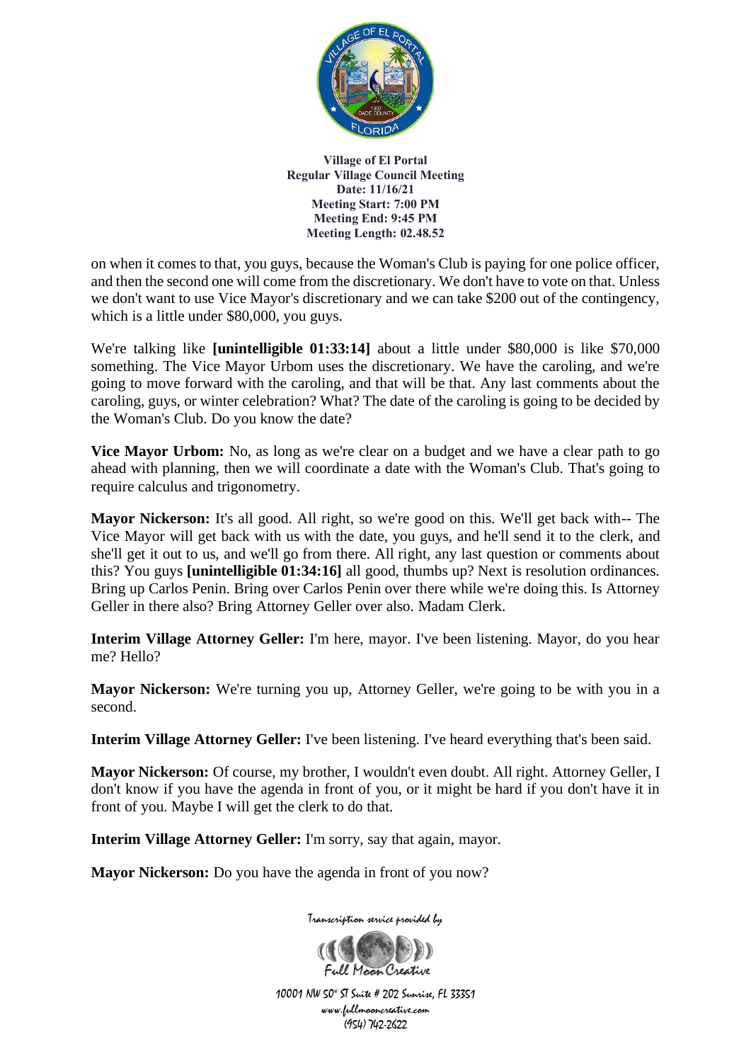on when it comes to that, you guys, because the Woman's Club is paying for one police officer, and then the second one will come from the discretionary. We don't have to vote on that. Unless we don't want to use Vice Mayor's discretionary and we can take $200 out of the contingency, which is a little under $80,000, you guys.

We're talking like **[unintelligible 01:33:14]** about a little under $80,000 is like $70,000 something. The Vice Mayor Urbom uses the discretionary. We have the caroling, and we're going to move forward with the caroling, and that will be that. Any last comments about the caroling, guys, or winter celebration? What? The date of the caroling is going to be decided by the Woman's Club. Do you know the date?

**Vice Mayor Urbom:** No, as long as we're clear on a budget and we have a clear path to go ahead with planning, then we will coordinate a date with the Woman's Club. That's going to require calculus and trigonometry.

**Mayor Nickerson:** It's all good. All right, so we're good on this. We'll get back with-- The Vice Mayor will get back with us with the date, you guys, and he'll send it to the clerk, and she'll get it out to us, and we'll go from there. All right, any last question or comments about this? You guys **[unintelligible 01:34:16]** all good, thumbs up? Next is resolution ordinances. Bring up Carlos Penin. Bring over Carlos Penin over there while we're doing this. Is Attorney Geller in there also? Bring Attorney Geller over also. Madam Clerk.

**Interim Village Attorney Geller:** I'm here, mayor. I've been listening. Mayor, do you hear me? Hello?

**Mayor Nickerson:** We're turning you up, Attorney Geller, we're going to be with you in a second.

**Interim Village Attorney Geller:** I've been listening. I've heard everything that's been said.

**Mayor Nickerson:** Of course, my brother, I wouldn't even doubt. All right. Attorney Geller, I don't know if you have the agenda in front of you, or it might be hard if you don't have it in front of you. Maybe I will get the clerk to do that.

**Interim Village Attorney Geller:** I'm sorry, say that again, mayor.

**Mayor Nickerson:** Do you have the agenda in front of you now?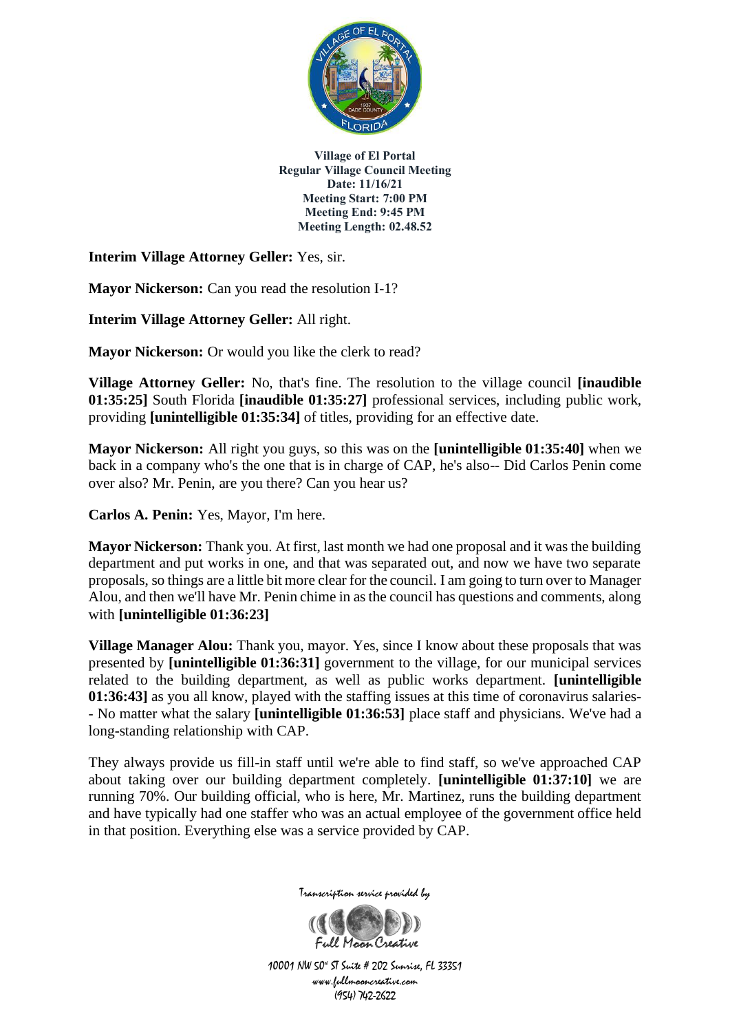**Village of El Portal**
**Regular Village Council Meeting**
**Date: 11/16/21**
**Meeting Start: 7:00 PM**
**Meeting End: 9:45 PM**
**Meeting Length: 02.48.52**

**Interim Village Attorney Geller:** Yes, sir.

**Mayor Nickerson:** Can you read the resolution I-1?

**Interim Village Attorney Geller:** All right.

**Mayor Nickerson:** Or would you like the clerk to read?

**Village Attorney Geller:** No, that's fine. The resolution to the village council **[inaudible 01:35:25]** South Florida **[inaudible 01:35:27]** professional services, including public work, providing **[unintelligible 01:35:34]** of titles, providing for an effective date.

**Mayor Nickerson:** All right you guys, so this was on the **[unintelligible 01:35:40]** when we back in a company who's the one that is in charge of CAP, he's also-- Did Carlos Penin come over also? Mr. Penin, are you there? Can you hear us?

**Carlos A. Penin:** Yes, Mayor, I'm here.

**Mayor Nickerson:** Thank you. At first, last month we had one proposal and it was the building department and put works in one, and that was separated out, and now we have two separate proposals, so things are a little bit more clear for the council. I am going to turn over to Manager Alou, and then we'll have Mr. Penin chime in as the council has questions and comments, along with **[unintelligible 01:36:23]**

**Village Manager Alou:** Thank you, mayor. Yes, since I know about these proposals that was presented by **[unintelligible 01:36:31]** government to the village, for our municipal services related to the building department, as well as public works department. **[unintelligible 01:36:43]** as you all know, played with the staffing issues at this time of coronavirus salaries-- No matter what the salary **[unintelligible 01:36:53]** place staff and physicians. We've had a long-standing relationship with CAP.

They always provide us fill-in staff until we're able to find staff, so we've approached CAP about taking over our building department completely. **[unintelligible 01:37:10]** we are running 70%. Our building official, who is here, Mr. Martinez, runs the building department and have typically had one staffer who was an actual employee of the government office held in that position. Everything else was a service provided by CAP.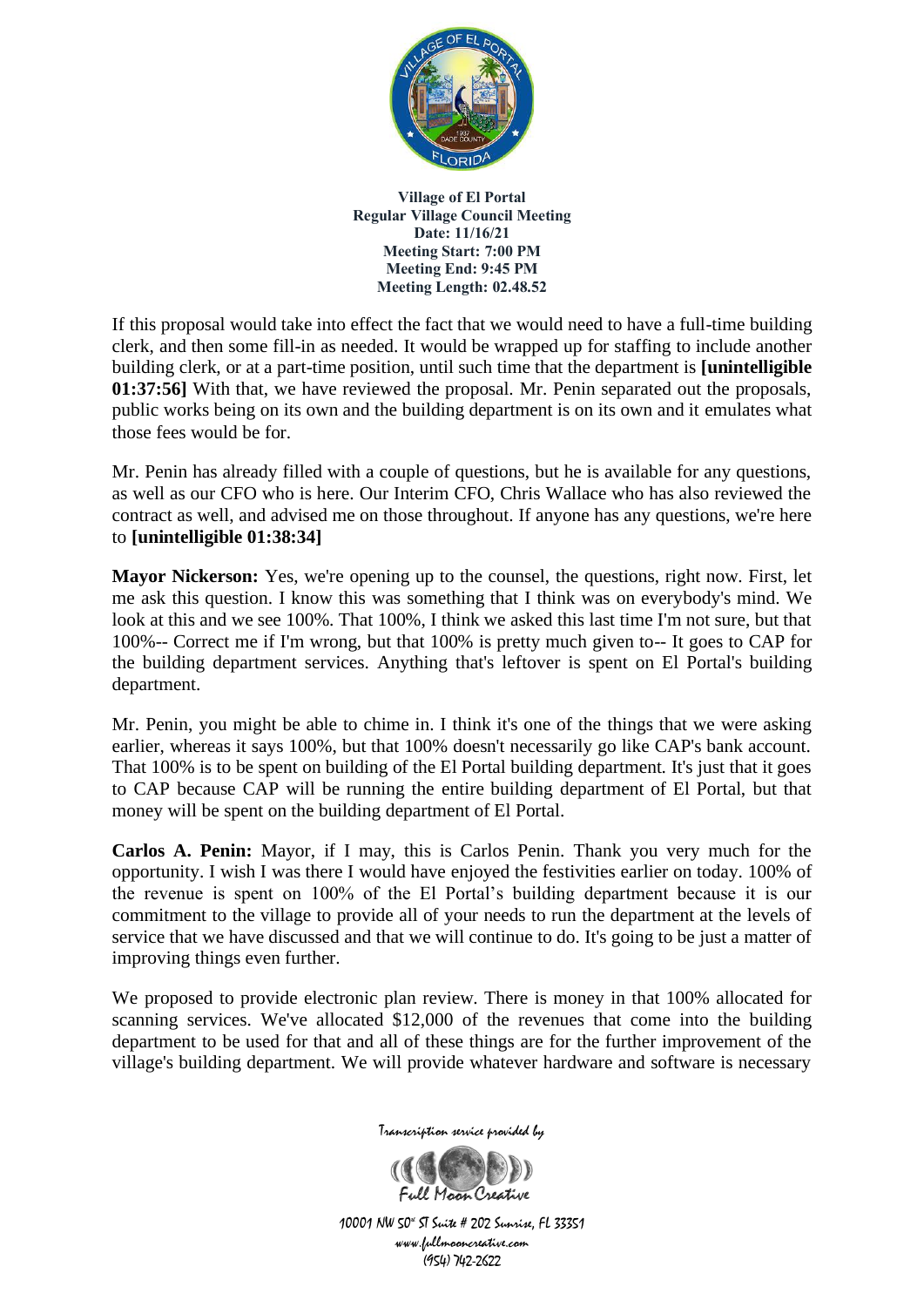If this proposal would take into effect the fact that we would need to have a full-time building clerk, and then some fill-in as needed. It would be wrapped up for staffing to include another building clerk, or at a part-time position, until such time that the department is **[unintelligible 01:37:56]** With that, we have reviewed the proposal. Mr. Penin separated out the proposals, public works being on its own and the building department is on its own and it emulates what those fees would be for.

Mr. Penin has already filled with a couple of questions, but he is available for any questions, as well as our CFO who is here. Our Interim CFO, Chris Wallace who has also reviewed the contract as well, and advised me on those throughout. If anyone has any questions, we're here to **[unintelligible 01:38:34]**

**Mayor Nickerson:** Yes, we're opening up to the counsel, the questions, right now. First, let me ask this question. I know this was something that I think was on everybody's mind. We look at this and we see 100%. That 100%, I think we asked this last time I'm not sure, but that 100%-- Correct me if I'm wrong, but that 100% is pretty much given to-- It goes to CAP for the building department services. Anything that's leftover is spent on El Portal's building department.

Mr. Penin, you might be able to chime in. I think it's one of the things that we were asking earlier, whereas it says 100%, but that 100% doesn't necessarily go like CAP's bank account. That 100% is to be spent on building of the El Portal building department. It's just that it goes to CAP because CAP will be running the entire building department of El Portal, but that money will be spent on the building department of El Portal.

**Carlos A. Penin:** Mayor, if I may, this is Carlos Penin. Thank you very much for the opportunity. I wish I was there I would have enjoyed the festivities earlier on today. 100% of the revenue is spent on 100% of the El Portal's building department because it is our commitment to the village to provide all of your needs to run the department at the levels of service that we have discussed and that we will continue to do. It's going to be just a matter of improving things even further.

We proposed to provide electronic plan review. There is money in that 100% allocated for scanning services. We've allocated $12,000 of the revenues that come into the building department to be used for that and all of these things are for the further improvement of the village's building department. We will provide whatever hardware and software is necessary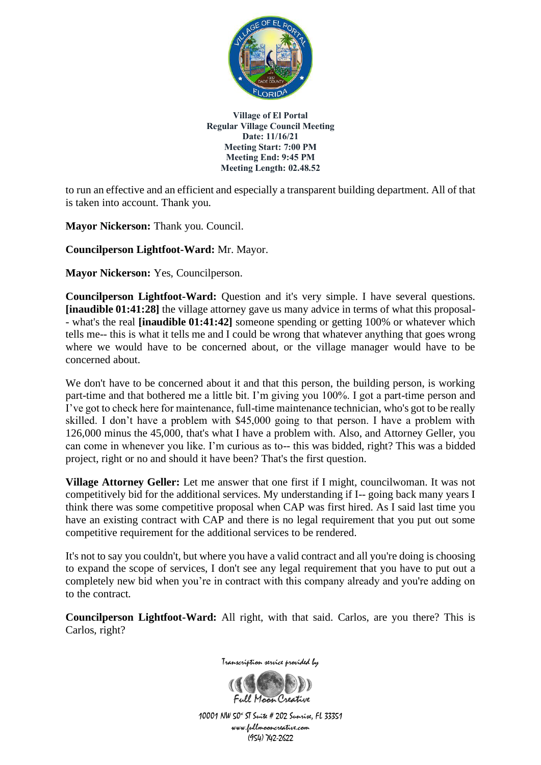to run an effective and an efficient and especially a transparent building department. All of that is taken into account. Thank you.

**Mayor Nickerson:** Thank you. Council.

**Councilperson Lightfoot-Ward:** Mr. Mayor.

**Mayor Nickerson:** Yes, Councilperson.

**Councilperson Lightfoot-Ward:** Question and it's very simple. I have several questions. **[inaudible 01:41:28]** the village attorney gave us many advice in terms of what this proposal-- what's the real **[inaudible 01:41:42]** someone spending or getting 100% or whatever which tells me-- this is what it tells me and I could be wrong that whatever anything that goes wrong where we would have to be concerned about, or the village manager would have to be concerned about.

We don't have to be concerned about it and that this person, the building person, is working part-time and that bothered me a little bit. I'm giving you 100%. I got a part-time person and I've got to check here for maintenance, full-time maintenance technician, who's got to be really skilled. I don't have a problem with $45,000 going to that person. I have a problem with 126,000 minus the 45,000, that's what I have a problem with. Also, and Attorney Geller, you can come in whenever you like. I'm curious as to-- this was bidded, right? This was a bidded project, right or no and should it have been? That's the first question.

**Village Attorney Geller:** Let me answer that one first if I might, councilwoman. It was not competitively bid for the additional services. My understanding if I-- going back many years I think there was some competitive proposal when CAP was first hired. As I said last time you have an existing contract with CAP and there is no legal requirement that you put out some competitive requirement for the additional services to be rendered.

It's not to say you couldn't, but where you have a valid contract and all you're doing is choosing to expand the scope of services, I don't see any legal requirement that you have to put out a completely new bid when you're in contract with this company already and you're adding on to the contract.

**Councilperson Lightfoot-Ward:** All right, with that said. Carlos, are you there? This is Carlos, right?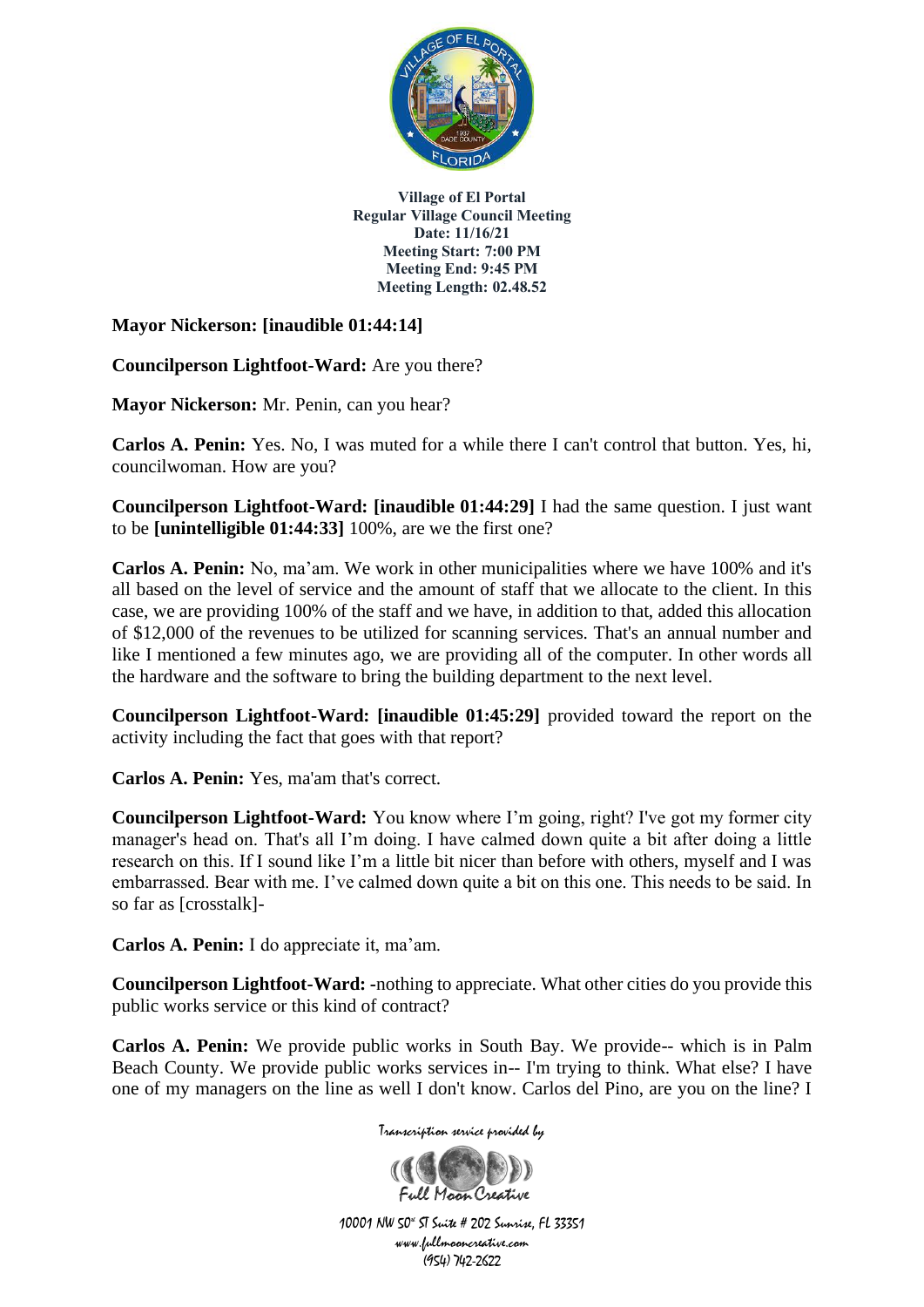**Mayor Nickerson: [inaudible 01:44:14]**

**Councilperson Lightfoot-Ward:** Are you there?

**Mayor Nickerson:** Mr. Penin, can you hear?

**Carlos A. Penin:** Yes. No, I was muted for a while there I can't control that button. Yes, hi, councilwoman. How are you?

**Councilperson Lightfoot-Ward: [inaudible 01:44:29]** I had the same question. I just want to be **[unintelligible 01:44:33]** 100%, are we the first one?

**Carlos A. Penin:** No, ma'am. We work in other municipalities where we have 100% and it's all based on the level of service and the amount of staff that we allocate to the client. In this case, we are providing 100% of the staff and we have, in addition to that, added this allocation of $12,000 of the revenues to be utilized for scanning services. That's an annual number and like I mentioned a few minutes ago, we are providing all of the computer. In other words all the hardware and the software to bring the building department to the next level.

**Councilperson Lightfoot-Ward: [inaudible 01:45:29]** provided toward the report on the activity including the fact that goes with that report?

**Carlos A. Penin:** Yes, ma'am that's correct.

**Councilperson Lightfoot-Ward:** You know where I'm going, right? I've got my former city manager's head on. That's all I'm doing. I have calmed down quite a bit after doing a little research on this. If I sound like I'm a little bit nicer than before with others, myself and I was embarrassed. Bear with me. I've calmed down quite a bit on this one. This needs to be said. In so far as [crosstalk]-

**Carlos A. Penin:** I do appreciate it, ma'am.

**Councilperson Lightfoot-Ward:** -nothing to appreciate. What other cities do you provide this public works service or this kind of contract?

**Carlos A. Penin:** We provide public works in South Bay. We provide-- which is in Palm Beach County. We provide public works services in-- I'm trying to think. What else? I have one of my managers on the line as well I don't know. Carlos del Pino, are you on the line? I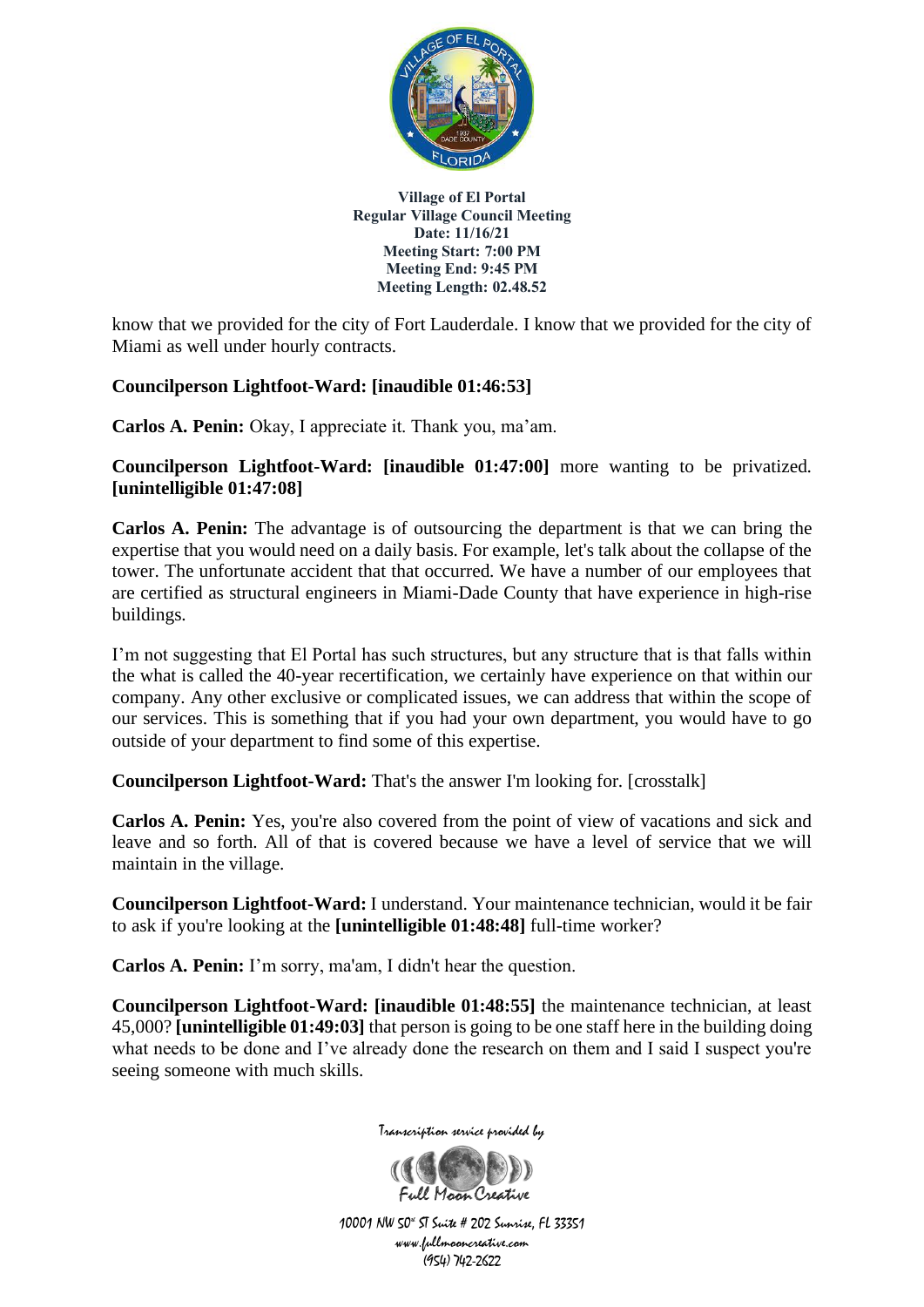know that we provided for the city of Fort Lauderdale. I know that we provided for the city of Miami as well under hourly contracts.

**Councilperson Lightfoot-Ward: [inaudible 01:46:53]**

**Carlos A. Penin:** Okay, I appreciate it. Thank you, ma'am.

**Councilperson Lightfoot-Ward: [inaudible 01:47:00]** more wanting to be privatized. **[unintelligible 01:47:08]**

**Carlos A. Penin:** The advantage is of outsourcing the department is that we can bring the expertise that you would need on a daily basis. For example, let's talk about the collapse of the tower. The unfortunate accident that that occurred. We have a number of our employees that are certified as structural engineers in Miami-Dade County that have experience in high-rise buildings.

I'm not suggesting that El Portal has such structures, but any structure that is that falls within the what is called the 40-year recertification, we certainly have experience on that within our company. Any other exclusive or complicated issues, we can address that within the scope of our services. This is something that if you had your own department, you would have to go outside of your department to find some of this expertise.

**Councilperson Lightfoot-Ward:** That's the answer I'm looking for. [crosstalk]

**Carlos A. Penin:** Yes, you're also covered from the point of view of vacations and sick and leave and so forth. All of that is covered because we have a level of service that we will maintain in the village.

**Councilperson Lightfoot-Ward:** I understand. Your maintenance technician, would it be fair to ask if you're looking at the **[unintelligible 01:48:48]** full-time worker?

**Carlos A. Penin:** I'm sorry, ma'am, I didn't hear the question.

**Councilperson Lightfoot-Ward: [inaudible 01:48:55]** the maintenance technician, at least 45,000? **[unintelligible 01:49:03]** that person is going to be one staff here in the building doing what needs to be done and I've already done the research on them and I said I suspect you're seeing someone with much skills.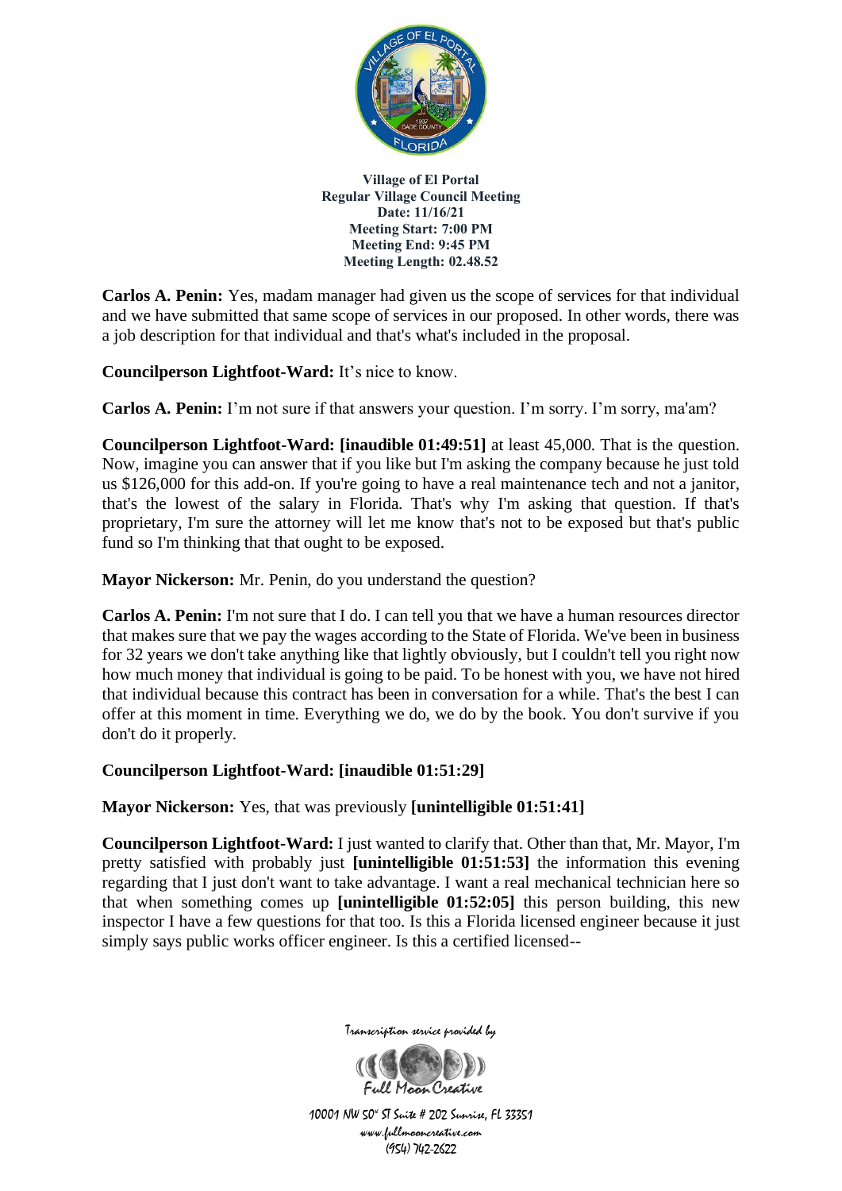**Carlos A. Penin:** Yes, madam manager had given us the scope of services for that individual and we have submitted that same scope of services in our proposed. In other words, there was a job description for that individual and that's what's included in the proposal.

**Councilperson Lightfoot-Ward:** It's nice to know.

**Carlos A. Penin:** I'm not sure if that answers your question. I'm sorry. I'm sorry, ma'am?

**Councilperson Lightfoot-Ward: [inaudible 01:49:51]** at least 45,000. That is the question. Now, imagine you can answer that if you like but I'm asking the company because he just told us $126,000 for this add-on. If you're going to have a real maintenance tech and not a janitor, that's the lowest of the salary in Florida. That's why I'm asking that question. If that's proprietary, I'm sure the attorney will let me know that's not to be exposed but that's public fund so I'm thinking that that ought to be exposed.

**Mayor Nickerson:** Mr. Penin, do you understand the question?

**Carlos A. Penin:** I'm not sure that I do. I can tell you that we have a human resources director that makes sure that we pay the wages according to the State of Florida. We've been in business for 32 years we don't take anything like that lightly obviously, but I couldn't tell you right now how much money that individual is going to be paid. To be honest with you, we have not hired that individual because this contract has been in conversation for a while. That's the best I can offer at this moment in time. Everything we do, we do by the book. You don't survive if you don't do it properly.

**Councilperson Lightfoot-Ward: [inaudible 01:51:29]**

**Mayor Nickerson:** Yes, that was previously **[unintelligible 01:51:41]**

**Councilperson Lightfoot-Ward:** I just wanted to clarify that. Other than that, Mr. Mayor, I'm pretty satisfied with probably just **[unintelligible 01:51:53]** the information this evening regarding that I just don't want to take advantage. I want a real mechanical technician here so that when something comes up **[unintelligible 01:52:05]** this person building, this new inspector I have a few questions for that too. Is this a Florida licensed engineer because it just simply says public works officer engineer. Is this a certified licensed--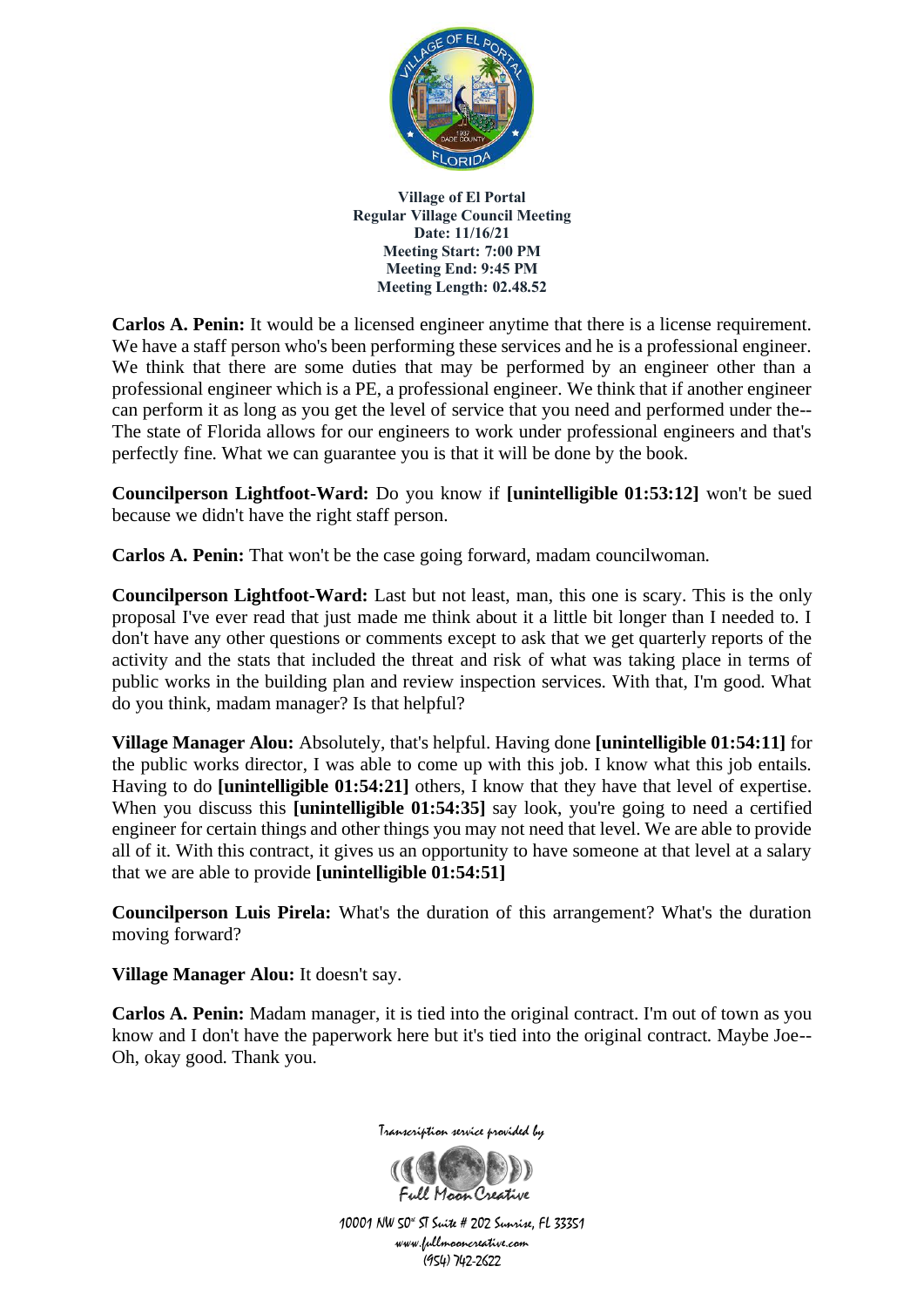**Carlos A. Penin:** It would be a licensed engineer anytime that there is a license requirement. We have a staff person who's been performing these services and he is a professional engineer. We think that there are some duties that may be performed by an engineer other than a professional engineer which is a PE, a professional engineer. We think that if another engineer can perform it as long as you get the level of service that you need and performed under the-- The state of Florida allows for our engineers to work under professional engineers and that's perfectly fine. What we can guarantee you is that it will be done by the book.

**Councilperson Lightfoot-Ward:** Do you know if **[unintelligible 01:53:12]** won't be sued because we didn't have the right staff person.

**Carlos A. Penin:** That won't be the case going forward, madam councilwoman.

**Councilperson Lightfoot-Ward:** Last but not least, man, this one is scary. This is the only proposal I've ever read that just made me think about it a little bit longer than I needed to. I don't have any other questions or comments except to ask that we get quarterly reports of the activity and the stats that included the threat and risk of what was taking place in terms of public works in the building plan and review inspection services. With that, I'm good. What do you think, madam manager? Is that helpful?

**Village Manager Alou:** Absolutely, that's helpful. Having done **[unintelligible 01:54:11]** for the public works director, I was able to come up with this job. I know what this job entails. Having to do **[unintelligible 01:54:21]** others, I know that they have that level of expertise. When you discuss this **[unintelligible 01:54:35]** say look, you're going to need a certified engineer for certain things and other things you may not need that level. We are able to provide all of it. With this contract, it gives us an opportunity to have someone at that level at a salary that we are able to provide **[unintelligible 01:54:51]**

**Councilperson Luis Pirela:** What's the duration of this arrangement? What's the duration moving forward?

**Village Manager Alou:** It doesn't say.

**Carlos A. Penin:** Madam manager, it is tied into the original contract. I'm out of town as you know and I don't have the paperwork here but it's tied into the original contract. Maybe Joe-- Oh, okay good. Thank you.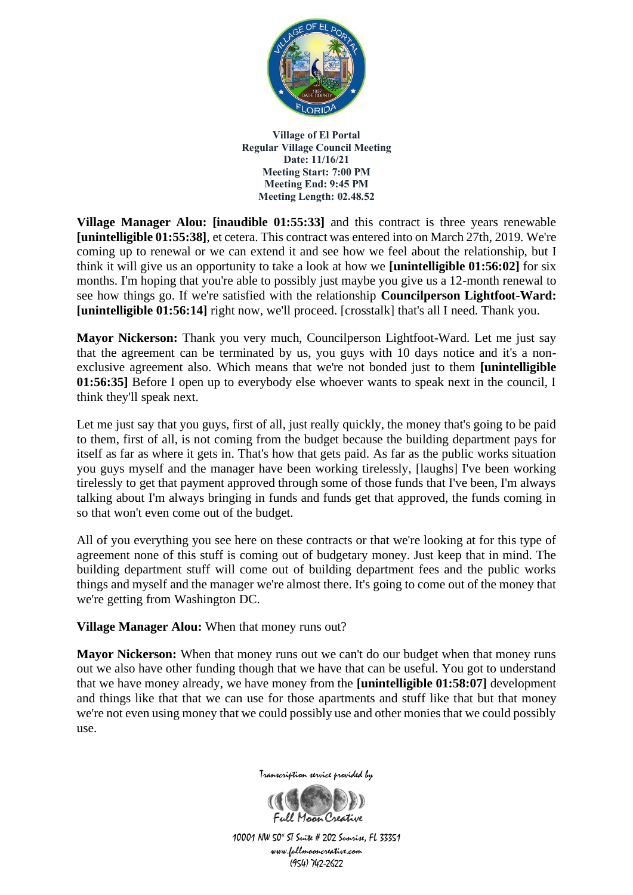**Village of El Portal**
**Regular Village Council Meeting**
**Date: 11/16/21**
**Meeting Start: 7:00 PM**
**Meeting End: 9:45 PM**
**Meeting Length: 02.48.52**

**Village Manager Alou: [inaudible 01:55:33]** and this contract is three years renewable **[unintelligible 01:55:38]**, et cetera. This contract was entered into on March 27th, 2019. We're coming up to renewal or we can extend it and see how we feel about the relationship, but I think it will give us an opportunity to take a look at how we **[unintelligible 01:56:02]** for six months. I'm hoping that you're able to possibly just maybe you give us a 12-month renewal to see how things go. If we're satisfied with the relationship **Councilperson Lightfoot-Ward: [unintelligible 01:56:14]** right now, we'll proceed. [crosstalk] that's all I need. Thank you.

**Mayor Nickerson:** Thank you very much, Councilperson Lightfoot-Ward. Let me just say that the agreement can be terminated by us, you guys with 10 days notice and it's a non-exclusive agreement also. Which means that we're not bonded just to them **[unintelligible 01:56:35]** Before I open up to everybody else whoever wants to speak next in the council, I think they'll speak next.

Let me just say that you guys, first of all, just really quickly, the money that's going to be paid to them, first of all, is not coming from the budget because the building department pays for itself as far as where it gets in. That's how that gets paid. As far as the public works situation you guys myself and the manager have been working tirelessly, [laughs] I've been working tirelessly to get that payment approved through some of those funds that I've been, I'm always talking about I'm always bringing in funds and funds get that approved, the funds coming in so that won't even come out of the budget.

All of you everything you see here on these contracts or that we're looking at for this type of agreement none of this stuff is coming out of budgetary money. Just keep that in mind. The building department stuff will come out of building department fees and the public works things and myself and the manager we're almost there. It's going to come out of the money that we're getting from Washington DC.

**Village Manager Alou:** When that money runs out?

**Mayor Nickerson:** When that money runs out we can't do our budget when that money runs out we also have other funding though that we have that can be useful. You got to understand that we have money already, we have money from the **[unintelligible 01:58:07]** development and things like that that we can use for those apartments and stuff like that but that money we're not even using money that we could possibly use and other monies that we could possibly use.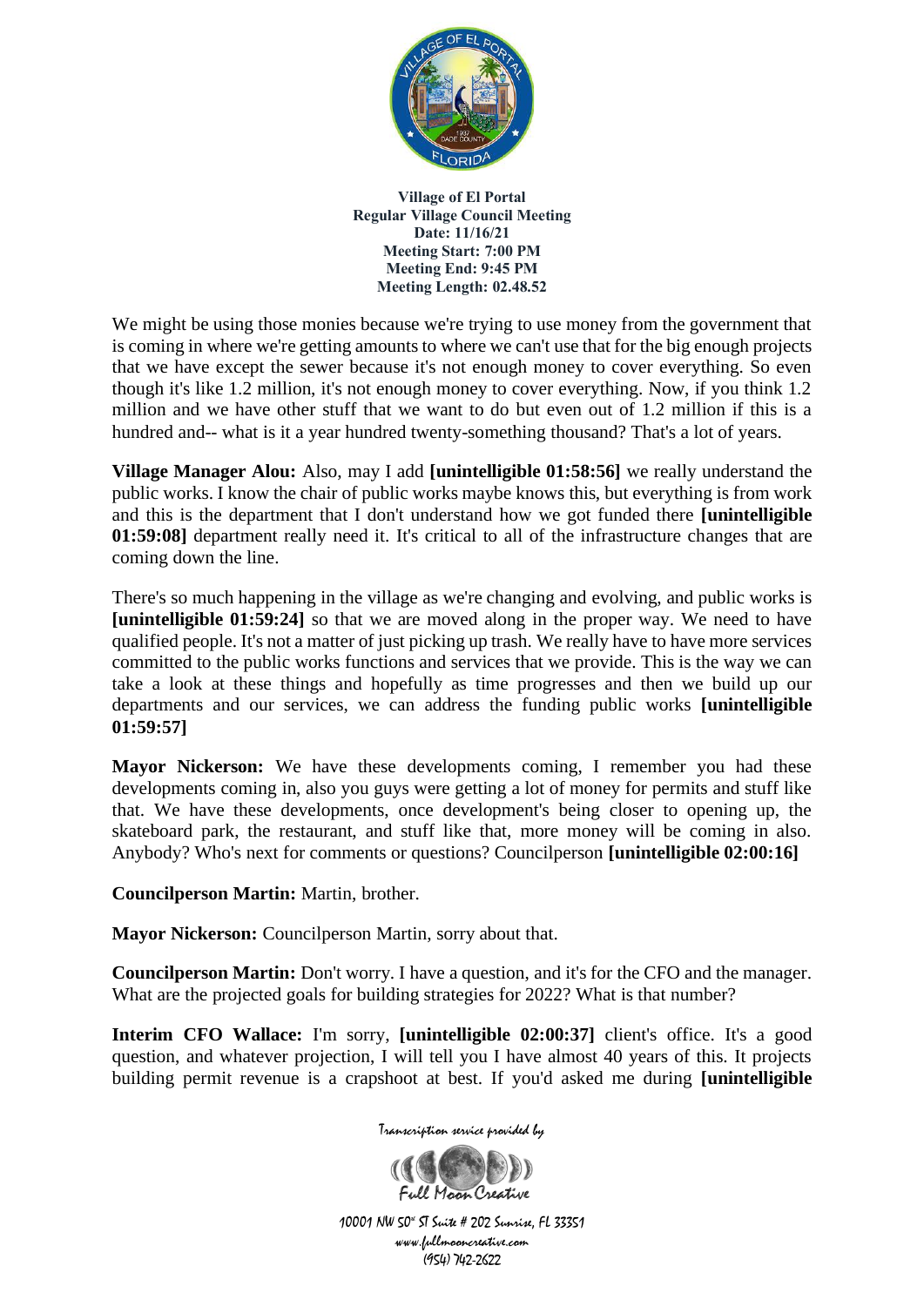We might be using those monies because we're trying to use money from the government that is coming in where we're getting amounts to where we can't use that for the big enough projects that we have except the sewer because it's not enough money to cover everything. So even though it's like 1.2 million, it's not enough money to cover everything. Now, if you think 1.2 million and we have other stuff that we want to do but even out of 1.2 million if this is a hundred and-- what is it a year hundred twenty-something thousand? That's a lot of years.

**Village Manager Alou:** Also, may I add **[unintelligible 01:58:56]** we really understand the public works. I know the chair of public works maybe knows this, but everything is from work and this is the department that I don't understand how we got funded there **[unintelligible 01:59:08]** department really need it. It's critical to all of the infrastructure changes that are coming down the line.

There's so much happening in the village as we're changing and evolving, and public works is **[unintelligible 01:59:24]** so that we are moved along in the proper way. We need to have qualified people. It's not a matter of just picking up trash. We really have to have more services committed to the public works functions and services that we provide. This is the way we can take a look at these things and hopefully as time progresses and then we build up our departments and our services, we can address the funding public works **[unintelligible 01:59:57]**

**Mayor Nickerson:** We have these developments coming, I remember you had these developments coming in, also you guys were getting a lot of money for permits and stuff like that. We have these developments, once development's being closer to opening up, the skateboard park, the restaurant, and stuff like that, more money will be coming in also. Anybody? Who's next for comments or questions? Councilperson **[unintelligible 02:00:16]**

**Councilperson Martin:** Martin, brother.

**Mayor Nickerson:** Councilperson Martin, sorry about that.

**Councilperson Martin:** Don't worry. I have a question, and it's for the CFO and the manager. What are the projected goals for building strategies for 2022? What is that number?

**Interim CFO Wallace:** I'm sorry, **[unintelligible 02:00:37]** client's office. It's a good question, and whatever projection, I will tell you I have almost 40 years of this. It projects building permit revenue is a crapshoot at best. If you'd asked me during **[unintelligible**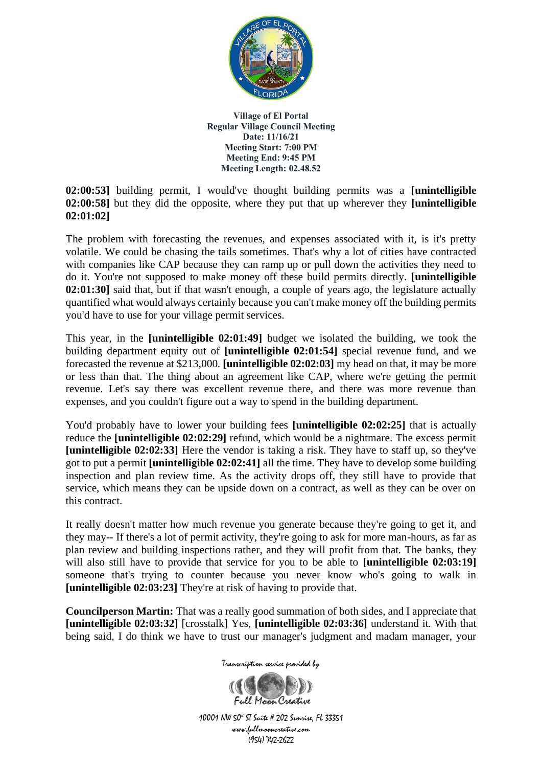**02:00:53]** building permit, I would've thought building permits was a **[unintelligible 02:00:58]** but they did the opposite, where they put that up wherever they **[unintelligible 02:01:02]**

The problem with forecasting the revenues, and expenses associated with it, is it's pretty volatile. We could be chasing the tails sometimes. That's why a lot of cities have contracted with companies like CAP because they can ramp up or pull down the activities they need to do it. You're not supposed to make money off these build permits directly. **[unintelligible 02:01:30]** said that, but if that wasn't enough, a couple of years ago, the legislature actually quantified what would always certainly because you can't make money off the building permits you'd have to use for your village permit services.

This year, in the **[unintelligible 02:01:49]** budget we isolated the building, we took the building department equity out of **[unintelligible 02:01:54]** special revenue fund, and we forecasted the revenue at $213,000. **[unintelligible 02:02:03]** my head on that, it may be more or less than that. The thing about an agreement like CAP, where we're getting the permit revenue. Let's say there was excellent revenue there, and there was more revenue than expenses, and you couldn't figure out a way to spend in the building department.

You'd probably have to lower your building fees **[unintelligible 02:02:25]** that is actually reduce the **[unintelligible 02:02:29]** refund, which would be a nightmare. The excess permit **[unintelligible 02:02:33]** Here the vendor is taking a risk. They have to staff up, so they've got to put a permit **[unintelligible 02:02:41]** all the time. They have to develop some building inspection and plan review time. As the activity drops off, they still have to provide that service, which means they can be upside down on a contract, as well as they can be over on this contract.

It really doesn't matter how much revenue you generate because they're going to get it, and they may-- If there's a lot of permit activity, they're going to ask for more man-hours, as far as plan review and building inspections rather, and they will profit from that. The banks, they will also still have to provide that service for you to be able to **[unintelligible 02:03:19]** someone that's trying to counter because you never know who's going to walk in **[unintelligible 02:03:23]** They're at risk of having to provide that.

**Councilperson Martin:** That was a really good summation of both sides, and I appreciate that **[unintelligible 02:03:32]** [crosstalk] Yes, **[unintelligible 02:03:36]** understand it. With that being said, I do think we have to trust our manager's judgment and madam manager, your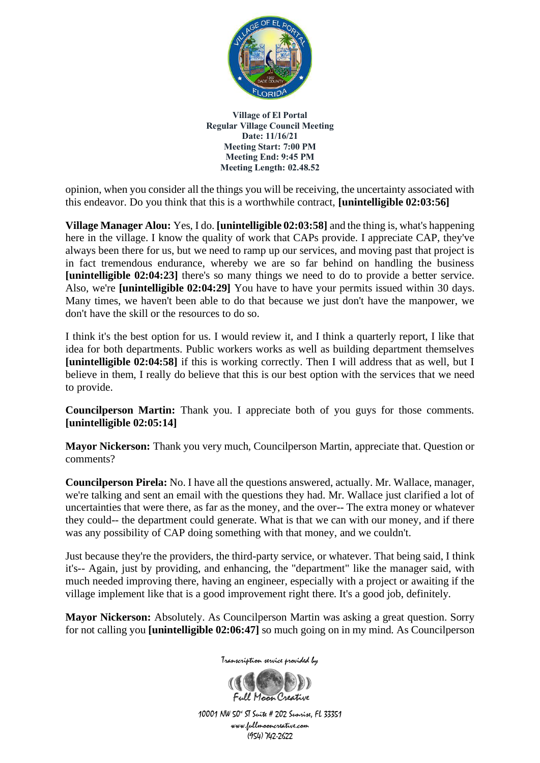opinion, when you consider all the things you will be receiving, the uncertainty associated with this endeavor. Do you think that this is a worthwhile contract, **[unintelligible 02:03:56]**

**Village Manager Alou:** Yes, I do. **[unintelligible 02:03:58]** and the thing is, what's happening here in the village. I know the quality of work that CAPs provide. I appreciate CAP, they've always been there for us, but we need to ramp up our services, and moving past that project is in fact tremendous endurance, whereby we are so far behind on handling the business **[unintelligible 02:04:23]** there's so many things we need to do to provide a better service. Also, we're **[unintelligible 02:04:29]** You have to have your permits issued within 30 days. Many times, we haven't been able to do that because we just don't have the manpower, we don't have the skill or the resources to do so.

I think it's the best option for us. I would review it, and I think a quarterly report, I like that idea for both departments. Public workers works as well as building department themselves **[unintelligible 02:04:58]** if this is working correctly. Then I will address that as well, but I believe in them, I really do believe that this is our best option with the services that we need to provide.

**Councilperson Martin:** Thank you. I appreciate both of you guys for those comments. **[unintelligible 02:05:14]**

**Mayor Nickerson:** Thank you very much, Councilperson Martin, appreciate that. Question or comments?

**Councilperson Pirela:** No. I have all the questions answered, actually. Mr. Wallace, manager, we're talking and sent an email with the questions they had. Mr. Wallace just clarified a lot of uncertainties that were there, as far as the money, and the over-- The extra money or whatever they could-- the department could generate. What is that we can with our money, and if there was any possibility of CAP doing something with that money, and we couldn't.

Just because they're the providers, the third-party service, or whatever. That being said, I think it's-- Again, just by providing, and enhancing, the "department" like the manager said, with much needed improving there, having an engineer, especially with a project or awaiting if the village implement like that is a good improvement right there. It's a good job, definitely.

**Mayor Nickerson:** Absolutely. As Councilperson Martin was asking a great question. Sorry for not calling you **[unintelligible 02:06:47]** so much going on in my mind. As Councilperson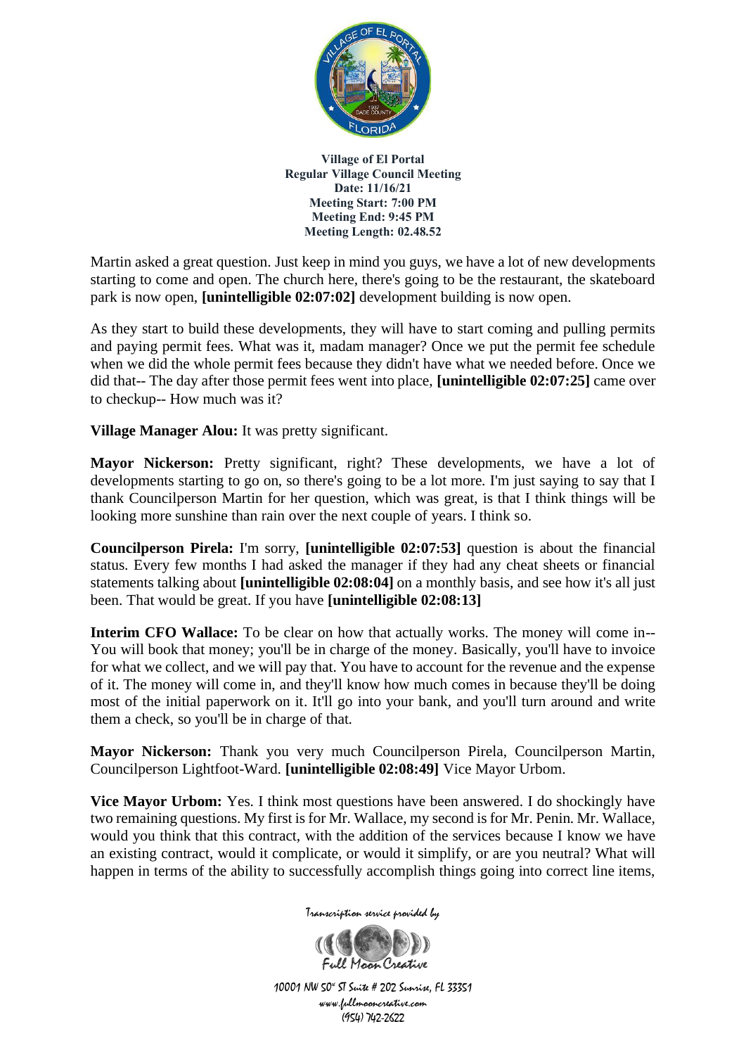Martin asked a great question. Just keep in mind you guys, we have a lot of new developments starting to come and open. The church here, there's going to be the restaurant, the skateboard park is now open, **[unintelligible 02:07:02]** development building is now open.

As they start to build these developments, they will have to start coming and pulling permits and paying permit fees. What was it, madam manager? Once we put the permit fee schedule when we did the whole permit fees because they didn't have what we needed before. Once we did that-- The day after those permit fees went into place, **[unintelligible 02:07:25]** came over to checkup-- How much was it?

**Village Manager Alou:** It was pretty significant.

**Mayor Nickerson:** Pretty significant, right? These developments, we have a lot of developments starting to go on, so there's going to be a lot more. I'm just saying to say that I thank Councilperson Martin for her question, which was great, is that I think things will be looking more sunshine than rain over the next couple of years. I think so.

**Councilperson Pirela:** I'm sorry, **[unintelligible 02:07:53]** question is about the financial status. Every few months I had asked the manager if they had any cheat sheets or financial statements talking about **[unintelligible 02:08:04]** on a monthly basis, and see how it's all just been. That would be great. If you have **[unintelligible 02:08:13]**

**Interim CFO Wallace:** To be clear on how that actually works. The money will come in-- You will book that money; you'll be in charge of the money. Basically, you'll have to invoice for what we collect, and we will pay that. You have to account for the revenue and the expense of it. The money will come in, and they'll know how much comes in because they'll be doing most of the initial paperwork on it. It'll go into your bank, and you'll turn around and write them a check, so you'll be in charge of that.

**Mayor Nickerson:** Thank you very much Councilperson Pirela, Councilperson Martin, Councilperson Lightfoot-Ward. **[unintelligible 02:08:49]** Vice Mayor Urbom.

**Vice Mayor Urbom:** Yes. I think most questions have been answered. I do shockingly have two remaining questions. My first is for Mr. Wallace, my second is for Mr. Penin. Mr. Wallace, would you think that this contract, with the addition of the services because I know we have an existing contract, would it complicate, or would it simplify, or are you neutral? What will happen in terms of the ability to successfully accomplish things going into correct line items,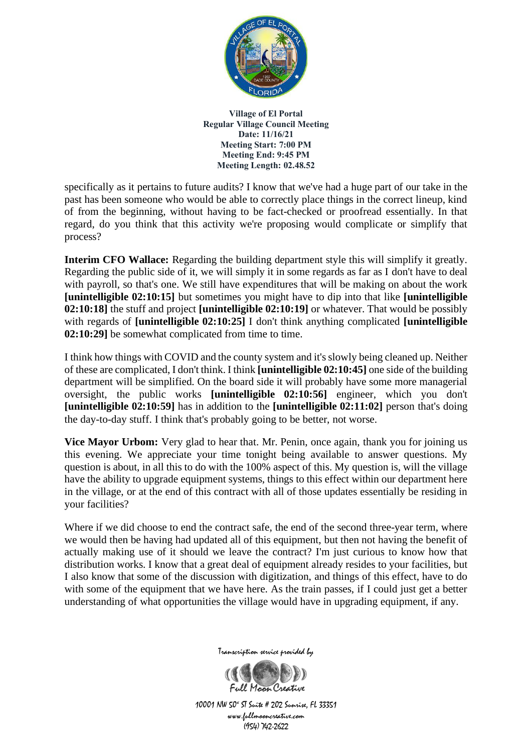specifically as it pertains to future audits? I know that we've had a huge part of our take in the past has been someone who would be able to correctly place things in the correct lineup, kind of from the beginning, without having to be fact-checked or proofread essentially. In that regard, do you think that this activity we're proposing would complicate or simplify that process?

**Interim CFO Wallace:** Regarding the building department style this will simplify it greatly. Regarding the public side of it, we will simply it in some regards as far as I don't have to deal with payroll, so that's one. We still have expenditures that will be making on about the work **[unintelligible 02:10:15]** but sometimes you might have to dip into that like **[unintelligible 02:10:18]** the stuff and project **[unintelligible 02:10:19]** or whatever. That would be possibly with regards of **[unintelligible 02:10:25]** I don't think anything complicated **[unintelligible 02:10:29]** be somewhat complicated from time to time.

I think how things with COVID and the county system and it's slowly being cleaned up. Neither of these are complicated, I don't think. I think **[unintelligible 02:10:45]** one side of the building department will be simplified. On the board side it will probably have some more managerial oversight, the public works **[unintelligible 02:10:56]** engineer, which you don't **[unintelligible 02:10:59]** has in addition to the **[unintelligible 02:11:02]** person that's doing the day-to-day stuff. I think that's probably going to be better, not worse.

**Vice Mayor Urbom:** Very glad to hear that. Mr. Penin, once again, thank you for joining us this evening. We appreciate your time tonight being available to answer questions. My question is about, in all this to do with the 100% aspect of this. My question is, will the village have the ability to upgrade equipment systems, things to this effect within our department here in the village, or at the end of this contract with all of those updates essentially be residing in your facilities?

Where if we did choose to end the contract safe, the end of the second three-year term, where we would then be having had updated all of this equipment, but then not having the benefit of actually making use of it should we leave the contract? I'm just curious to know how that distribution works. I know that a great deal of equipment already resides to your facilities, but I also know that some of the discussion with digitization, and things of this effect, have to do with some of the equipment that we have here. As the train passes, if I could just get a better understanding of what opportunities the village would have in upgrading equipment, if any.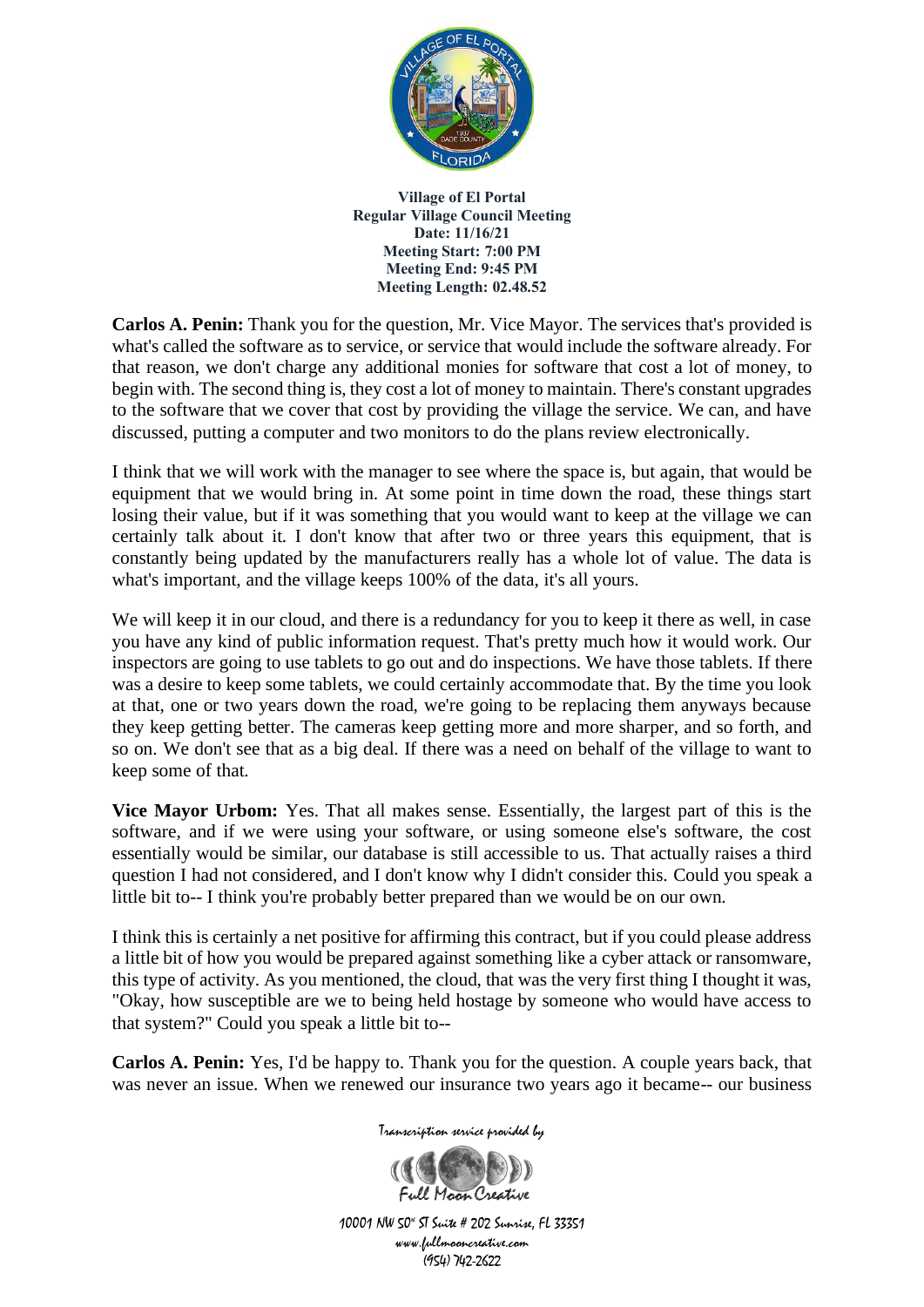**Carlos A. Penin:** Thank you for the question, Mr. Vice Mayor. The services that's provided is what's called the software as to service, or service that would include the software already. For that reason, we don't charge any additional monies for software that cost a lot of money, to begin with. The second thing is, they cost a lot of money to maintain. There's constant upgrades to the software that we cover that cost by providing the village the service. We can, and have discussed, putting a computer and two monitors to do the plans review electronically.

I think that we will work with the manager to see where the space is, but again, that would be equipment that we would bring in. At some point in time down the road, these things start losing their value, but if it was something that you would want to keep at the village we can certainly talk about it. I don't know that after two or three years this equipment, that is constantly being updated by the manufacturers really has a whole lot of value. The data is what's important, and the village keeps 100% of the data, it's all yours.

We will keep it in our cloud, and there is a redundancy for you to keep it there as well, in case you have any kind of public information request. That's pretty much how it would work. Our inspectors are going to use tablets to go out and do inspections. We have those tablets. If there was a desire to keep some tablets, we could certainly accommodate that. By the time you look at that, one or two years down the road, we're going to be replacing them anyways because they keep getting better. The cameras keep getting more and more sharper, and so forth, and so on. We don't see that as a big deal. If there was a need on behalf of the village to want to keep some of that.

**Vice Mayor Urbom:** Yes. That all makes sense. Essentially, the largest part of this is the software, and if we were using your software, or using someone else's software, the cost essentially would be similar, our database is still accessible to us. That actually raises a third question I had not considered, and I don't know why I didn't consider this. Could you speak a little bit to-- I think you're probably better prepared than we would be on our own.

I think this is certainly a net positive for affirming this contract, but if you could please address a little bit of how you would be prepared against something like a cyber attack or ransomware, this type of activity. As you mentioned, the cloud, that was the very first thing I thought it was, "Okay, how susceptible are we to being held hostage by someone who would have access to that system?" Could you speak a little bit to--

**Carlos A. Penin:** Yes, I'd be happy to. Thank you for the question. A couple years back, that was never an issue. When we renewed our insurance two years ago it became-- our business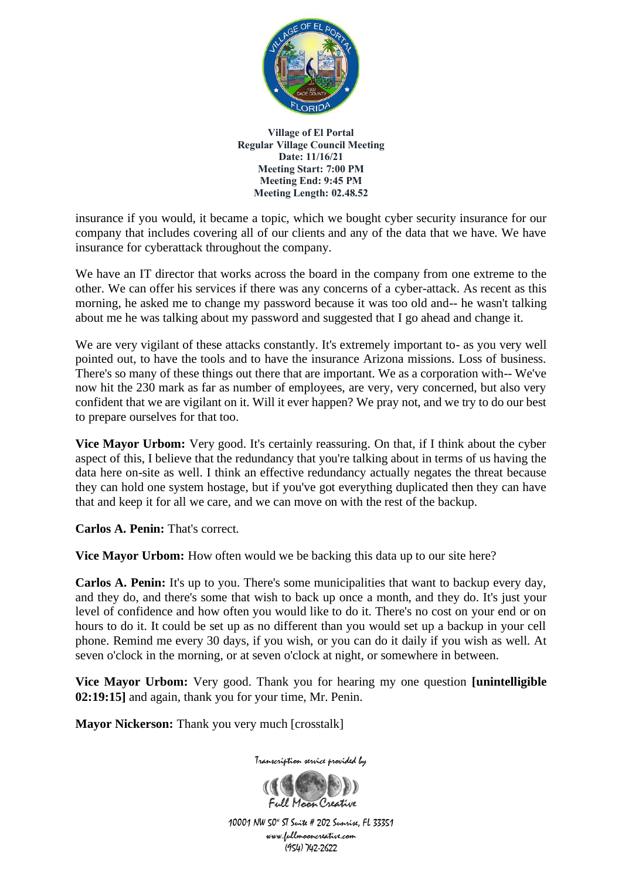insurance if you would, it became a topic, which we bought cyber security insurance for our company that includes covering all of our clients and any of the data that we have. We have insurance for cyberattack throughout the company.

We have an IT director that works across the board in the company from one extreme to the other. We can offer his services if there was any concerns of a cyber-attack. As recent as this morning, he asked me to change my password because it was too old and-- he wasn't talking about me he was talking about my password and suggested that I go ahead and change it.

We are very vigilant of these attacks constantly. It's extremely important to- as you very well pointed out, to have the tools and to have the insurance Arizona missions. Loss of business. There's so many of these things out there that are important. We as a corporation with-- We've now hit the 230 mark as far as number of employees, are very, very concerned, but also very confident that we are vigilant on it. Will it ever happen? We pray not, and we try to do our best to prepare ourselves for that too.

**Vice Mayor Urbom:** Very good. It's certainly reassuring. On that, if I think about the cyber aspect of this, I believe that the redundancy that you're talking about in terms of us having the data here on-site as well. I think an effective redundancy actually negates the threat because they can hold one system hostage, but if you've got everything duplicated then they can have that and keep it for all we care, and we can move on with the rest of the backup.

**Carlos A. Penin:** That's correct.

**Vice Mayor Urbom:** How often would we be backing this data up to our site here?

**Carlos A. Penin:** It's up to you. There's some municipalities that want to backup every day, and they do, and there's some that wish to back up once a month, and they do. It's just your level of confidence and how often you would like to do it. There's no cost on your end or on hours to do it. It could be set up as no different than you would set up a backup in your cell phone. Remind me every 30 days, if you wish, or you can do it daily if you wish as well. At seven o'clock in the morning, or at seven o'clock at night, or somewhere in between.

**Vice Mayor Urbom:** Very good. Thank you for hearing my one question **[unintelligible 02:19:15]** and again, thank you for your time, Mr. Penin.

**Mayor Nickerson:** Thank you very much [crosstalk]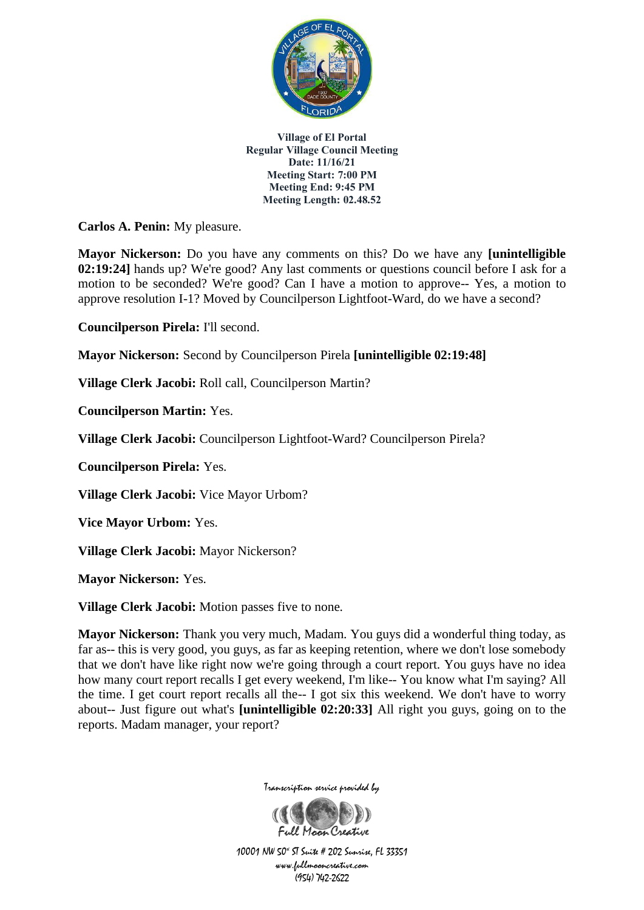**Village of El Portal**
**Regular Village Council Meeting**
**Date: 11/16/21**
**Meeting Start: 7:00 PM**
**Meeting End: 9:45 PM**
**Meeting Length: 02.48.52**

**Carlos A. Penin:** My pleasure.

**Mayor Nickerson:** Do you have any comments on this? Do we have any **[unintelligible 02:19:24]** hands up? We're good? Any last comments or questions council before I ask for a motion to be seconded? We're good? Can I have a motion to approve-- Yes, a motion to approve resolution I-1? Moved by Councilperson Lightfoot-Ward, do we have a second?

**Councilperson Pirela:** I'll second.

**Mayor Nickerson:** Second by Councilperson Pirela **[unintelligible 02:19:48]**

**Village Clerk Jacobi:** Roll call, Councilperson Martin?

**Councilperson Martin:** Yes.

**Village Clerk Jacobi:** Councilperson Lightfoot-Ward? Councilperson Pirela?

**Councilperson Pirela:** Yes.

**Village Clerk Jacobi:** Vice Mayor Urbom?

**Vice Mayor Urbom:** Yes.

**Village Clerk Jacobi:** Mayor Nickerson?

**Mayor Nickerson:** Yes.

**Village Clerk Jacobi:** Motion passes five to none.

**Mayor Nickerson:** Thank you very much, Madam. You guys did a wonderful thing today, as far as-- this is very good, you guys, as far as keeping retention, where we don't lose somebody that we don't have like right now we're going through a court report. You guys have no idea how many court report recalls I get every weekend, I'm like-- You know what I'm saying? All the time. I get court report recalls all the-- I got six this weekend. We don't have to worry about-- Just figure out what's **[unintelligible 02:20:33]** All right you guys, going on to the reports. Madam manager, your report?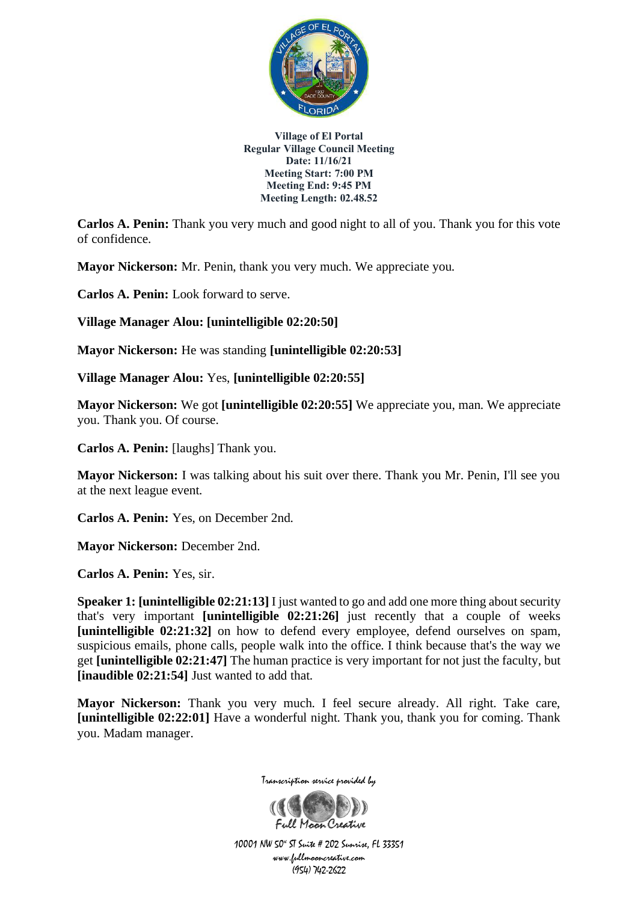**Village of El Portal**
**Regular Village Council Meeting**
**Date: 11/16/21**
**Meeting Start: 7:00 PM**
**Meeting End: 9:45 PM**
**Meeting Length: 02.48.52**

**Carlos A. Penin:** Thank you very much and good night to all of you. Thank you for this vote of confidence.

**Mayor Nickerson:** Mr. Penin, thank you very much. We appreciate you.

**Carlos A. Penin:** Look forward to serve.

**Village Manager Alou: [unintelligible 02:20:50]**

**Mayor Nickerson:** He was standing **[unintelligible 02:20:53]**

**Village Manager Alou:** Yes, **[unintelligible 02:20:55]**

**Mayor Nickerson:** We got **[unintelligible 02:20:55]** We appreciate you, man. We appreciate you. Thank you. Of course.

**Carlos A. Penin:** [laughs] Thank you.

**Mayor Nickerson:** I was talking about his suit over there. Thank you Mr. Penin, I'll see you at the next league event.

**Carlos A. Penin:** Yes, on December 2nd.

**Mayor Nickerson:** December 2nd.

**Carlos A. Penin:** Yes, sir.

**Speaker 1: [unintelligible 02:21:13]** I just wanted to go and add one more thing about security that's very important **[unintelligible 02:21:26]** just recently that a couple of weeks **[unintelligible 02:21:32]** on how to defend every employee, defend ourselves on spam, suspicious emails, phone calls, people walk into the office. I think because that's the way we get **[unintelligible 02:21:47]** The human practice is very important for not just the faculty, but **[inaudible 02:21:54]** Just wanted to add that.

**Mayor Nickerson:** Thank you very much. I feel secure already. All right. Take care, **[unintelligible 02:22:01]** Have a wonderful night. Thank you, thank you for coming. Thank you. Madam manager.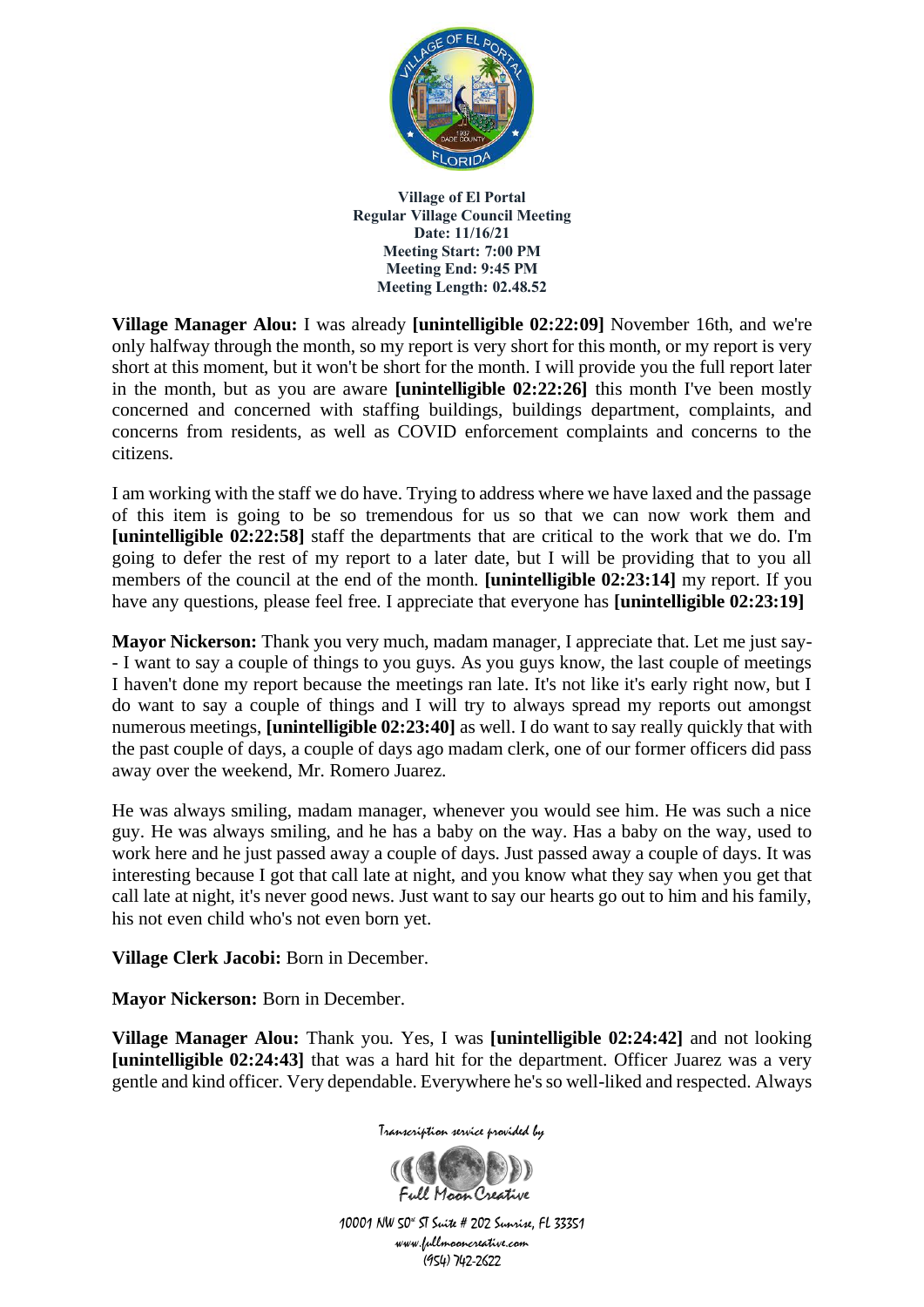**Village of El Portal**
**Regular Village Council Meeting**
**Date: 11/16/21**
**Meeting Start: 7:00 PM**
**Meeting End: 9:45 PM**
**Meeting Length: 02.48.52**

**Village Manager Alou:** I was already **[unintelligible 02:22:09]** November 16th, and we're only halfway through the month, so my report is very short for this month, or my report is very short at this moment, but it won't be short for the month. I will provide you the full report later in the month, but as you are aware **[unintelligible 02:22:26]** this month I've been mostly concerned and concerned with staffing buildings, buildings department, complaints, and concerns from residents, as well as COVID enforcement complaints and concerns to the citizens.

I am working with the staff we do have. Trying to address where we have laxed and the passage of this item is going to be so tremendous for us so that we can now work them and **[unintelligible 02:22:58]** staff the departments that are critical to the work that we do. I'm going to defer the rest of my report to a later date, but I will be providing that to you all members of the council at the end of the month. **[unintelligible 02:23:14]** my report. If you have any questions, please feel free. I appreciate that everyone has **[unintelligible 02:23:19]**

**Mayor Nickerson:** Thank you very much, madam manager, I appreciate that. Let me just say-- I want to say a couple of things to you guys. As you guys know, the last couple of meetings I haven't done my report because the meetings ran late. It's not like it's early right now, but I do want to say a couple of things and I will try to always spread my reports out amongst numerous meetings, **[unintelligible 02:23:40]** as well. I do want to say really quickly that with the past couple of days, a couple of days ago madam clerk, one of our former officers did pass away over the weekend, Mr. Romero Juarez.

He was always smiling, madam manager, whenever you would see him. He was such a nice guy. He was always smiling, and he has a baby on the way. Has a baby on the way, used to work here and he just passed away a couple of days. Just passed away a couple of days. It was interesting because I got that call late at night, and you know what they say when you get that call late at night, it's never good news. Just want to say our hearts go out to him and his family, his not even child who's not even born yet.

**Village Clerk Jacobi:** Born in December.

**Mayor Nickerson:** Born in December.

**Village Manager Alou:** Thank you. Yes, I was **[unintelligible 02:24:42]** and not looking **[unintelligible 02:24:43]** that was a hard hit for the department. Officer Juarez was a very gentle and kind officer. Very dependable. Everywhere he's so well-liked and respected. Always

Transcription service provided by
Full Moon Creative
10001 NW 50th ST Suite # 202 Sunrise, FL 33351
www.fullmooncreative.com
(954) 742-2622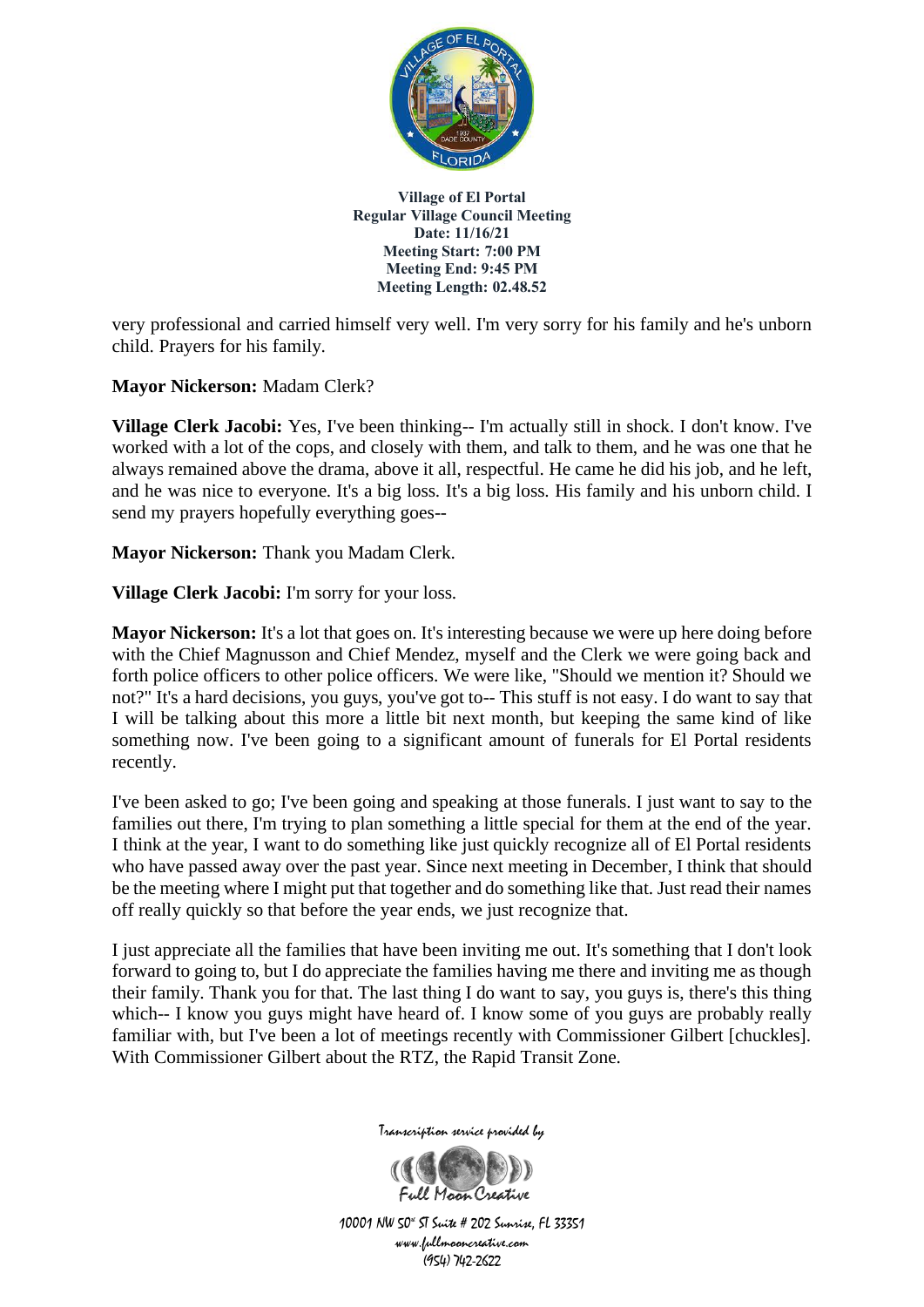very professional and carried himself very well. I'm very sorry for his family and he's unborn child. Prayers for his family.

**Mayor Nickerson:** Madam Clerk?

**Village Clerk Jacobi:** Yes, I've been thinking-- I'm actually still in shock. I don't know. I've worked with a lot of the cops, and closely with them, and talk to them, and he was one that he always remained above the drama, above it all, respectful. He came he did his job, and he left, and he was nice to everyone. It's a big loss. It's a big loss. His family and his unborn child. I send my prayers hopefully everything goes--

**Mayor Nickerson:** Thank you Madam Clerk.

**Village Clerk Jacobi:** I'm sorry for your loss.

**Mayor Nickerson:** It's a lot that goes on. It's interesting because we were up here doing before with the Chief Magnusson and Chief Mendez, myself and the Clerk we were going back and forth police officers to other police officers. We were like, "Should we mention it? Should we not?" It's a hard decisions, you guys, you've got to-- This stuff is not easy. I do want to say that I will be talking about this more a little bit next month, but keeping the same kind of like something now. I've been going to a significant amount of funerals for El Portal residents recently.

I've been asked to go; I've been going and speaking at those funerals. I just want to say to the families out there, I'm trying to plan something a little special for them at the end of the year. I think at the year, I want to do something like just quickly recognize all of El Portal residents who have passed away over the past year. Since next meeting in December, I think that should be the meeting where I might put that together and do something like that. Just read their names off really quickly so that before the year ends, we just recognize that.

I just appreciate all the families that have been inviting me out. It's something that I don't look forward to going to, but I do appreciate the families having me there and inviting me as though their family. Thank you for that. The last thing I do want to say, you guys is, there's this thing which-- I know you guys might have heard of. I know some of you guys are probably really familiar with, but I've been a lot of meetings recently with Commissioner Gilbert [chuckles]. With Commissioner Gilbert about the RTZ, the Rapid Transit Zone.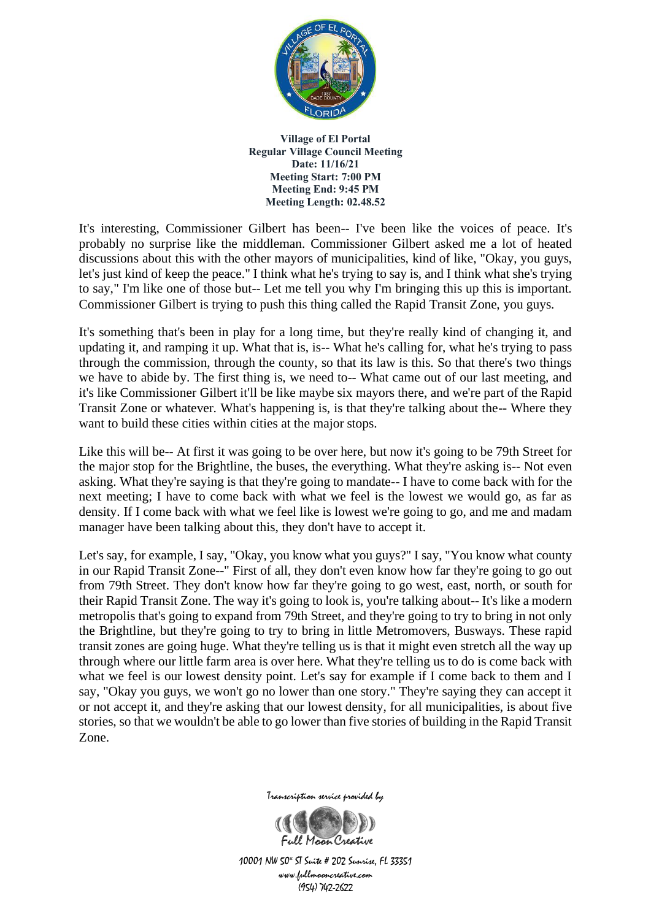It's interesting, Commissioner Gilbert has been-- I've been like the voices of peace. It's probably no surprise like the middleman. Commissioner Gilbert asked me a lot of heated discussions about this with the other mayors of municipalities, kind of like, "Okay, you guys, let's just kind of keep the peace." I think what he's trying to say is, and I think what she's trying to say," I'm like one of those but-- Let me tell you why I'm bringing this up this is important. Commissioner Gilbert is trying to push this thing called the Rapid Transit Zone, you guys.

It's something that's been in play for a long time, but they're really kind of changing it, and updating it, and ramping it up. What that is, is-- What he's calling for, what he's trying to pass through the commission, through the county, so that its law is this. So that there's two things we have to abide by. The first thing is, we need to-- What came out of our last meeting, and it's like Commissioner Gilbert it'll be like maybe six mayors there, and we're part of the Rapid Transit Zone or whatever. What's happening is, is that they're talking about the-- Where they want to build these cities within cities at the major stops.

Like this will be-- At first it was going to be over here, but now it's going to be 79th Street for the major stop for the Brightline, the buses, the everything. What they're asking is-- Not even asking. What they're saying is that they're going to mandate-- I have to come back with for the next meeting; I have to come back with what we feel is the lowest we would go, as far as density. If I come back with what we feel like is lowest we're going to go, and me and madam manager have been talking about this, they don't have to accept it.

Let's say, for example, I say, "Okay, you know what you guys?" I say, "You know what county in our Rapid Transit Zone--" First of all, they don't even know how far they're going to go out from 79th Street. They don't know how far they're going to go west, east, north, or south for their Rapid Transit Zone. The way it's going to look is, you're talking about-- It's like a modern metropolis that's going to expand from 79th Street, and they're going to try to bring in not only the Brightline, but they're going to try to bring in little Metromovers, Busways. These rapid transit zones are going huge. What they're telling us is that it might even stretch all the way up through where our little farm area is over here. What they're telling us to do is come back with what we feel is our lowest density point. Let's say for example if I come back to them and I say, "Okay you guys, we won't go no lower than one story." They're saying they can accept it or not accept it, and they're asking that our lowest density, for all municipalities, is about five stories, so that we wouldn't be able to go lower than five stories of building in the Rapid Transit Zone.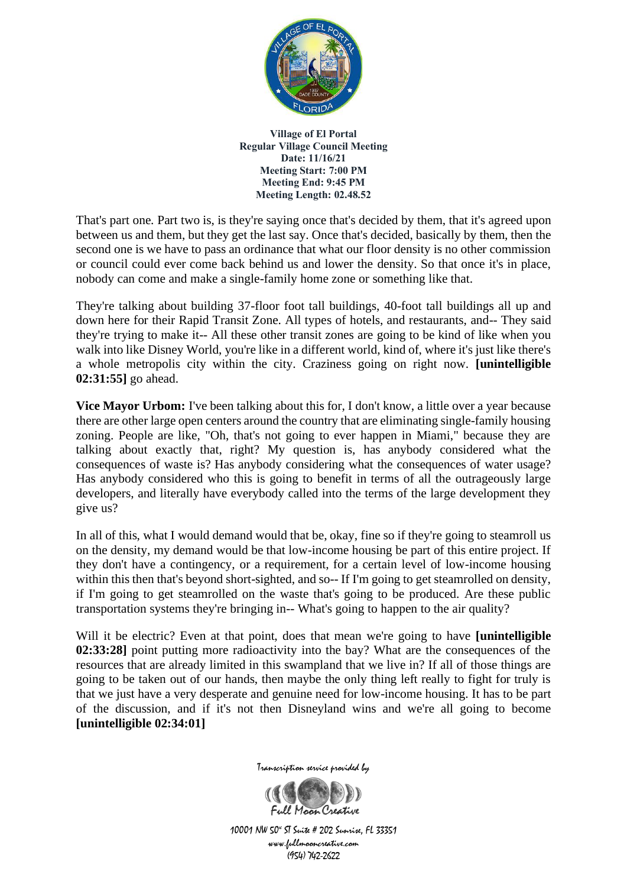That's part one. Part two is, is they're saying once that's decided by them, that it's agreed upon between us and them, but they get the last say. Once that's decided, basically by them, then the second one is we have to pass an ordinance that what our floor density is no other commission or council could ever come back behind us and lower the density. So that once it's in place, nobody can come and make a single-family home zone or something like that.

They're talking about building 37-floor foot tall buildings, 40-foot tall buildings all up and down here for their Rapid Transit Zone. All types of hotels, and restaurants, and-- They said they're trying to make it-- All these other transit zones are going to be kind of like when you walk into like Disney World, you're like in a different world, kind of, where it's just like there's a whole metropolis city within the city. Craziness going on right now. **[unintelligible 02:31:55]** go ahead.

**Vice Mayor Urbom:** I've been talking about this for, I don't know, a little over a year because there are other large open centers around the country that are eliminating single-family housing zoning. People are like, "Oh, that's not going to ever happen in Miami," because they are talking about exactly that, right? My question is, has anybody considered what the consequences of waste is? Has anybody considering what the consequences of water usage? Has anybody considered who this is going to benefit in terms of all the outrageously large developers, and literally have everybody called into the terms of the large development they give us?

In all of this, what I would demand would that be, okay, fine so if they're going to steamroll us on the density, my demand would be that low-income housing be part of this entire project. If they don't have a contingency, or a requirement, for a certain level of low-income housing within this then that's beyond short-sighted, and so-- If I'm going to get steamrolled on density, if I'm going to get steamrolled on the waste that's going to be produced. Are these public transportation systems they're bringing in-- What's going to happen to the air quality?

Will it be electric? Even at that point, does that mean we're going to have **[unintelligible 02:33:28]** point putting more radioactivity into the bay? What are the consequences of the resources that are already limited in this swampland that we live in? If all of those things are going to be taken out of our hands, then maybe the only thing left really to fight for truly is that we just have a very desperate and genuine need for low-income housing. It has to be part of the discussion, and if it's not then Disneyland wins and we're all going to become **[unintelligible 02:34:01]**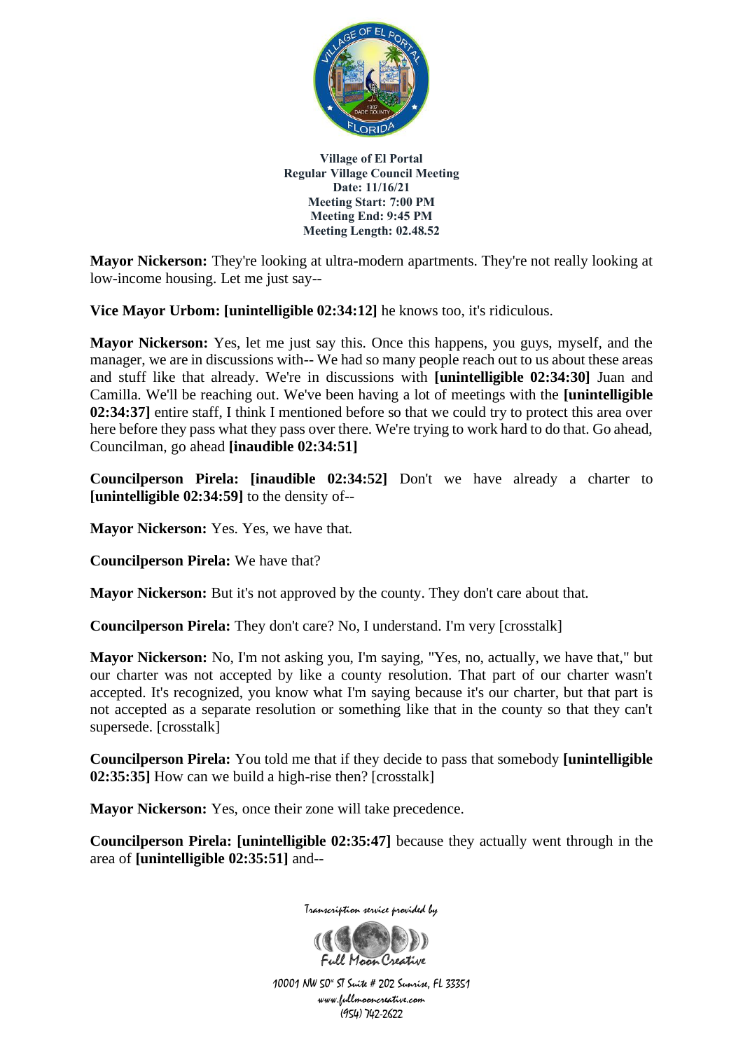**Village of El Portal**
**Regular Village Council Meeting**
**Date: 11/16/21**
**Meeting Start: 7:00 PM**
**Meeting End: 9:45 PM**
**Meeting Length: 02.48.52**

**Mayor Nickerson:** They're looking at ultra-modern apartments. They're not really looking at low-income housing. Let me just say--

**Vice Mayor Urbom: [unintelligible 02:34:12]** he knows too, it's ridiculous.

**Mayor Nickerson:** Yes, let me just say this. Once this happens, you guys, myself, and the manager, we are in discussions with-- We had so many people reach out to us about these areas and stuff like that already. We're in discussions with **[unintelligible 02:34:30]** Juan and Camilla. We'll be reaching out. We've been having a lot of meetings with the **[unintelligible 02:34:37]** entire staff, I think I mentioned before so that we could try to protect this area over here before they pass what they pass over there. We're trying to work hard to do that. Go ahead, Councilman, go ahead **[inaudible 02:34:51]**

**Councilperson Pirela: [inaudible 02:34:52]** Don't we have already a charter to **[unintelligible 02:34:59]** to the density of--

**Mayor Nickerson:** Yes. Yes, we have that.

**Councilperson Pirela:** We have that?

**Mayor Nickerson:** But it's not approved by the county. They don't care about that.

**Councilperson Pirela:** They don't care? No, I understand. I'm very [crosstalk]

**Mayor Nickerson:** No, I'm not asking you, I'm saying, "Yes, no, actually, we have that," but our charter was not accepted by like a county resolution. That part of our charter wasn't accepted. It's recognized, you know what I'm saying because it's our charter, but that part is not accepted as a separate resolution or something like that in the county so that they can't supersede. [crosstalk]

**Councilperson Pirela:** You told me that if they decide to pass that somebody **[unintelligible 02:35:35]** How can we build a high-rise then? [crosstalk]

**Mayor Nickerson:** Yes, once their zone will take precedence.

**Councilperson Pirela: [unintelligible 02:35:47]** because they actually went through in the area of **[unintelligible 02:35:51]** and--

Transcription service provided by
Full Moon Creative
10001 NW 50th ST Suite # 202 Sunrise, FL 33351
www.fullmooncreative.com
(954) 742-2622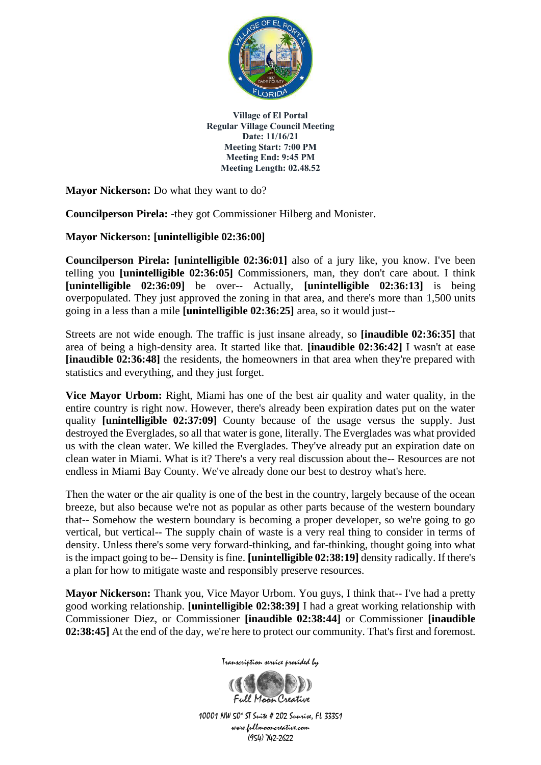Mayor Nickerson: Do what they want to do?

**Councilperson Pirela:** -they got Commissioner Hilberg and Monister.

**Mayor Nickerson: [unintelligible 02:36:00]**

**Councilperson Pirela: [unintelligible 02:36:01]** also of a jury like, you know. I've been telling you **[unintelligible 02:36:05]** Commissioners, man, they don't care about. I think **[unintelligible 02:36:09]** be over-- Actually, **[unintelligible 02:36:13]** is being overpopulated. They just approved the zoning in that area, and there's more than 1,500 units going in a less than a mile **[unintelligible 02:36:25]** area, so it would just--

Streets are not wide enough. The traffic is just insane already, so **[inaudible 02:36:35]** that area of being a high-density area. It started like that. **[inaudible 02:36:42]** I wasn't at ease **[inaudible 02:36:48]** the residents, the homeowners in that area when they're prepared with statistics and everything, and they just forget.

**Vice Mayor Urbom:** Right, Miami has one of the best air quality and water quality, in the entire country is right now. However, there's already been expiration dates put on the water quality **[unintelligible 02:37:09]** County because of the usage versus the supply. Just destroyed the Everglades, so all that water is gone, literally. The Everglades was what provided us with the clean water. We killed the Everglades. They've already put an expiration date on clean water in Miami. What is it? There's a very real discussion about the-- Resources are not endless in Miami Bay County. We've already done our best to destroy what's here.

Then the water or the air quality is one of the best in the country, largely because of the ocean breeze, but also because we're not as popular as other parts because of the western boundary that-- Somehow the western boundary is becoming a proper developer, so we're going to go vertical, but vertical-- The supply chain of waste is a very real thing to consider in terms of density. Unless there's some very forward-thinking, and far-thinking, thought going into what is the impact going to be-- Density is fine. **[unintelligible 02:38:19]** density radically. If there's a plan for how to mitigate waste and responsibly preserve resources.

**Mayor Nickerson:** Thank you, Vice Mayor Urbom. You guys, I think that-- I've had a pretty good working relationship. **[unintelligible 02:38:39]** I had a great working relationship with Commissioner Diez, or Commissioner **[inaudible 02:38:44]** or Commissioner **[inaudible 02:38:45]** At the end of the day, we're here to protect our community. That's first and foremost.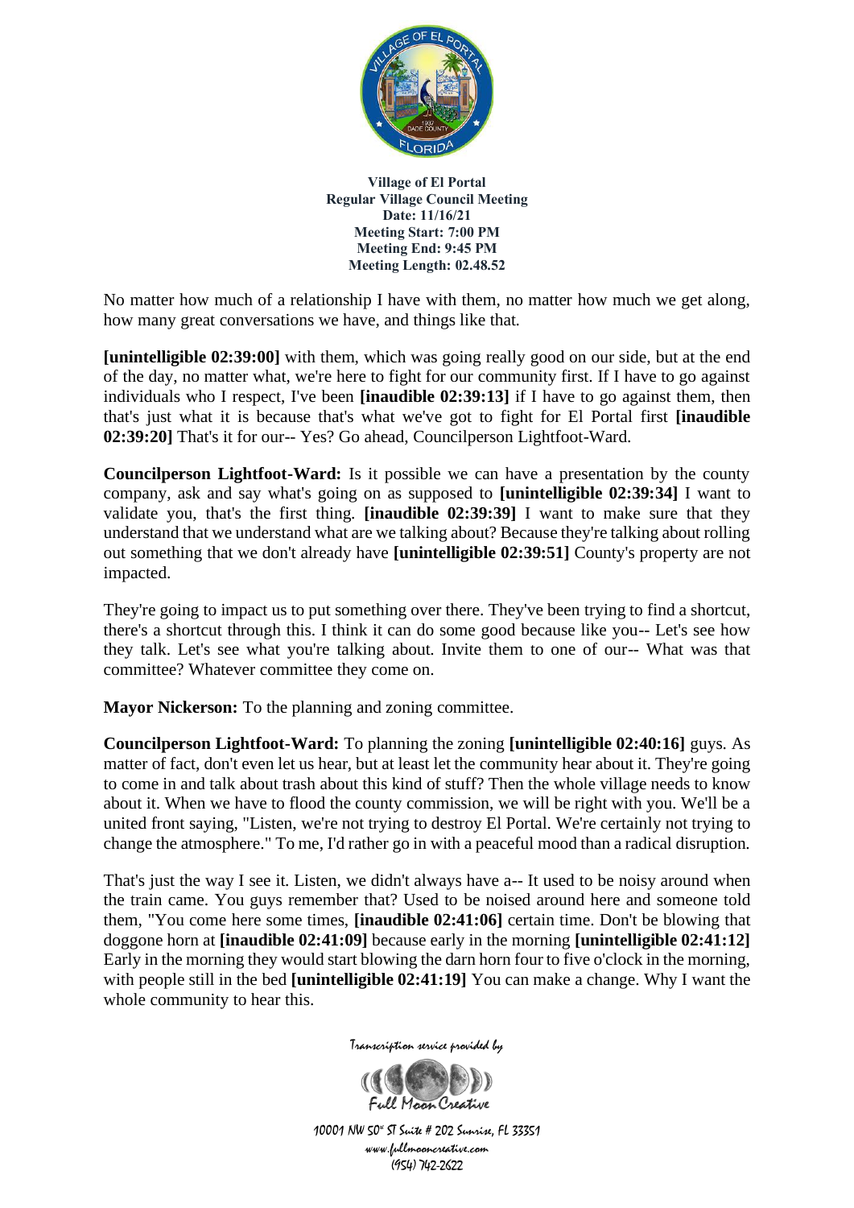No matter how much of a relationship I have with them, no matter how much we get along, how many great conversations we have, and things like that.

**[unintelligible 02:39:00]** with them, which was going really good on our side, but at the end of the day, no matter what, we're here to fight for our community first. If I have to go against individuals who I respect, I've been **[inaudible 02:39:13]** if I have to go against them, then that's just what it is because that's what we've got to fight for El Portal first **[inaudible 02:39:20]** That's it for our-- Yes? Go ahead, Councilperson Lightfoot-Ward.

**Councilperson Lightfoot-Ward:** Is it possible we can have a presentation by the county company, ask and say what's going on as supposed to **[unintelligible 02:39:34]** I want to validate you, that's the first thing. **[inaudible 02:39:39]** I want to make sure that they understand that we understand what are we talking about? Because they're talking about rolling out something that we don't already have **[unintelligible 02:39:51]** County's property are not impacted.

They're going to impact us to put something over there. They've been trying to find a shortcut, there's a shortcut through this. I think it can do some good because like you-- Let's see how they talk. Let's see what you're talking about. Invite them to one of our-- What was that committee? Whatever committee they come on.

**Mayor Nickerson:** To the planning and zoning committee.

**Councilperson Lightfoot-Ward:** To planning the zoning **[unintelligible 02:40:16]** guys. As matter of fact, don't even let us hear, but at least let the community hear about it. They're going to come in and talk about trash about this kind of stuff? Then the whole village needs to know about it. When we have to flood the county commission, we will be right with you. We'll be a united front saying, "Listen, we're not trying to destroy El Portal. We're certainly not trying to change the atmosphere." To me, I'd rather go in with a peaceful mood than a radical disruption.

That's just the way I see it. Listen, we didn't always have a-- It used to be noisy around when the train came. You guys remember that? Used to be noised around here and someone told them, "You come here some times, **[inaudible 02:41:06]** certain time. Don't be blowing that doggone horn at **[inaudible 02:41:09]** because early in the morning **[unintelligible 02:41:12]** Early in the morning they would start blowing the darn horn four to five o'clock in the morning, with people still in the bed **[unintelligible 02:41:19]** You can make a change. Why I want the whole community to hear this.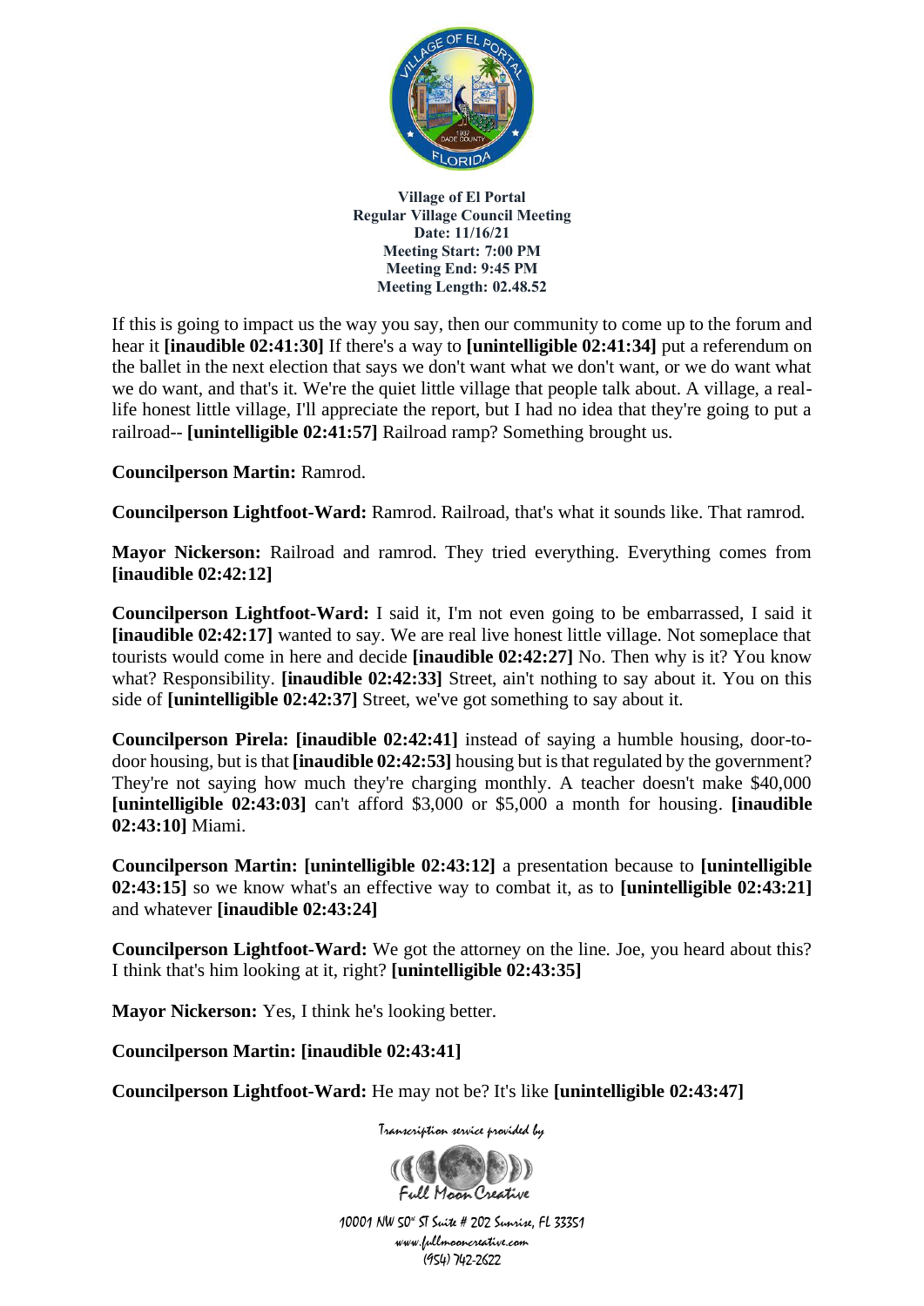If this is going to impact us the way you say, then our community to come up to the forum and hear it **[inaudible 02:41:30]** If there's a way to **[unintelligible 02:41:34]** put a referendum on the ballet in the next election that says we don't want what we don't want, or we do want what we do want, and that's it. We're the quiet little village that people talk about. A village, a real-life honest little village, I'll appreciate the report, but I had no idea that they're going to put a railroad-- **[unintelligible 02:41:57]** Railroad ramp? Something brought us.

**Councilperson Martin:** Ramrod.

**Councilperson Lightfoot-Ward:** Ramrod. Railroad, that's what it sounds like. That ramrod.

**Mayor Nickerson:** Railroad and ramrod. They tried everything. Everything comes from **[inaudible 02:42:12]**

**Councilperson Lightfoot-Ward:** I said it, I'm not even going to be embarrassed, I said it **[inaudible 02:42:17]** wanted to say. We are real live honest little village. Not someplace that tourists would come in here and decide **[inaudible 02:42:27]** No. Then why is it? You know what? Responsibility. **[inaudible 02:42:33]** Street, ain't nothing to say about it. You on this side of **[unintelligible 02:42:37]** Street, we've got something to say about it.

**Councilperson Pirela: [inaudible 02:42:41]** instead of saying a humble housing, door-to-door housing, but is that **[inaudible 02:42:53]** housing but is that regulated by the government? They're not saying how much they're charging monthly. A teacher doesn't make $40,000 **[unintelligible 02:43:03]** can't afford $3,000 or $5,000 a month for housing. **[inaudible 02:43:10]** Miami.

**Councilperson Martin: [unintelligible 02:43:12]** a presentation because to **[unintelligible 02:43:15]** so we know what's an effective way to combat it, as to **[unintelligible 02:43:21]** and whatever **[inaudible 02:43:24]**

**Councilperson Lightfoot-Ward:** We got the attorney on the line. Joe, you heard about this? I think that's him looking at it, right? **[unintelligible 02:43:35]**

**Mayor Nickerson:** Yes, I think he's looking better.

**Councilperson Martin: [inaudible 02:43:41]**

**Councilperson Lightfoot-Ward:** He may not be? It's like **[unintelligible 02:43:47]**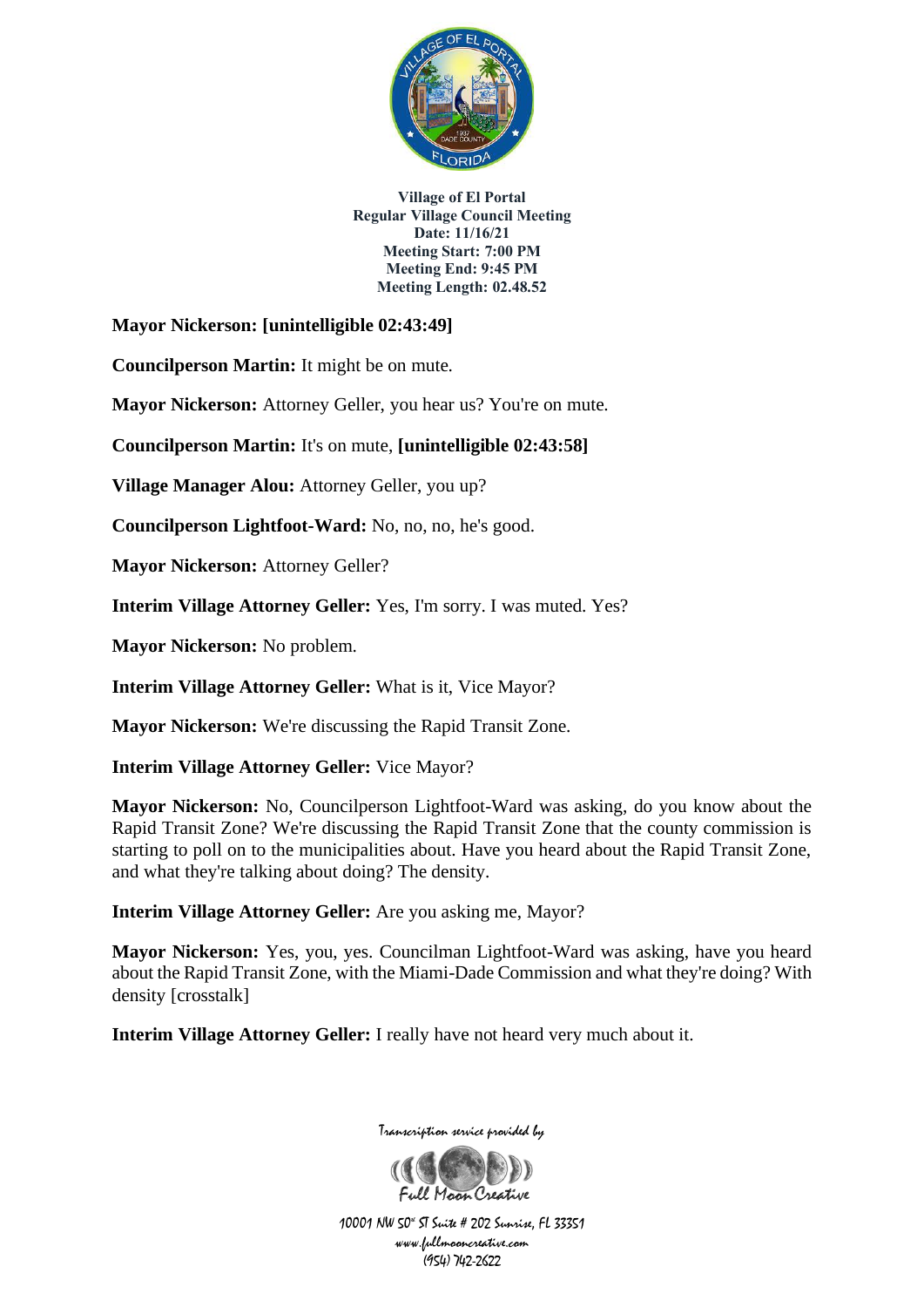**Village of El Portal**
**Regular Village Council Meeting**
**Date: 11/16/21**
**Meeting Start: 7:00 PM**
**Meeting End: 9:45 PM**
**Meeting Length: 02.48.52**

**Mayor Nickerson: [unintelligible 02:43:49]**

**Councilperson Martin:** It might be on mute.

**Mayor Nickerson:** Attorney Geller, you hear us? You're on mute.

**Councilperson Martin:** It's on mute, **[unintelligible 02:43:58]**

**Village Manager Alou:** Attorney Geller, you up?

**Councilperson Lightfoot-Ward:** No, no, no, he's good.

**Mayor Nickerson:** Attorney Geller?

**Interim Village Attorney Geller:** Yes, I'm sorry. I was muted. Yes?

**Mayor Nickerson:** No problem.

**Interim Village Attorney Geller:** What is it, Vice Mayor?

**Mayor Nickerson:** We're discussing the Rapid Transit Zone.

**Interim Village Attorney Geller:** Vice Mayor?

**Mayor Nickerson:** No, Councilperson Lightfoot-Ward was asking, do you know about the Rapid Transit Zone? We're discussing the Rapid Transit Zone that the county commission is starting to poll on to the municipalities about. Have you heard about the Rapid Transit Zone, and what they're talking about doing? The density.

**Interim Village Attorney Geller:** Are you asking me, Mayor?

**Mayor Nickerson:** Yes, you, yes. Councilman Lightfoot-Ward was asking, have you heard about the Rapid Transit Zone, with the Miami-Dade Commission and what they're doing? With density [crosstalk]

**Interim Village Attorney Geller:** I really have not heard very much about it.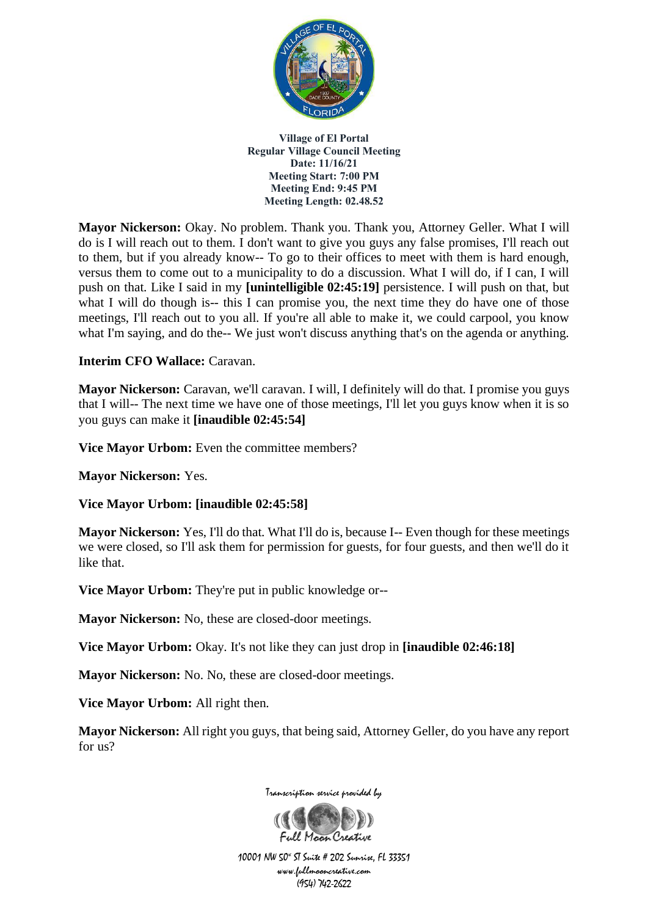Village of El Portal
Regular Village Council Meeting
Date: 11/16/21
Meeting Start: 7:00 PM
Meeting End: 9:45 PM
Meeting Length: 02.48.52

**Mayor Nickerson:** Okay. No problem. Thank you. Thank you, Attorney Geller. What I will do is I will reach out to them. I don't want to give you guys any false promises, I'll reach out to them, but if you already know-- To go to their offices to meet with them is hard enough, versus them to come out to a municipality to do a discussion. What I will do, if I can, I will push on that. Like I said in my **[unintelligible 02:45:19]** persistence. I will push on that, but what I will do though is-- this I can promise you, the next time they do have one of those meetings, I'll reach out to you all. If you're all able to make it, we could carpool, you know what I'm saying, and do the-- We just won't discuss anything that's on the agenda or anything.

**Interim CFO Wallace:** Caravan.

**Mayor Nickerson:** Caravan, we'll caravan. I will, I definitely will do that. I promise you guys that I will-- The next time we have one of those meetings, I'll let you guys know when it is so you guys can make it **[inaudible 02:45:54]**

**Vice Mayor Urbom:** Even the committee members?

**Mayor Nickerson:** Yes.

**Vice Mayor Urbom: [inaudible 02:45:58]**

**Mayor Nickerson:** Yes, I'll do that. What I'll do is, because I-- Even though for these meetings we were closed, so I'll ask them for permission for guests, for four guests, and then we'll do it like that.

**Vice Mayor Urbom:** They're put in public knowledge or--

**Mayor Nickerson:** No, these are closed-door meetings.

**Vice Mayor Urbom:** Okay. It's not like they can just drop in **[inaudible 02:46:18]**

**Mayor Nickerson:** No. No, these are closed-door meetings.

**Vice Mayor Urbom:** All right then.

**Mayor Nickerson:** All right you guys, that being said, Attorney Geller, do you have any report for us?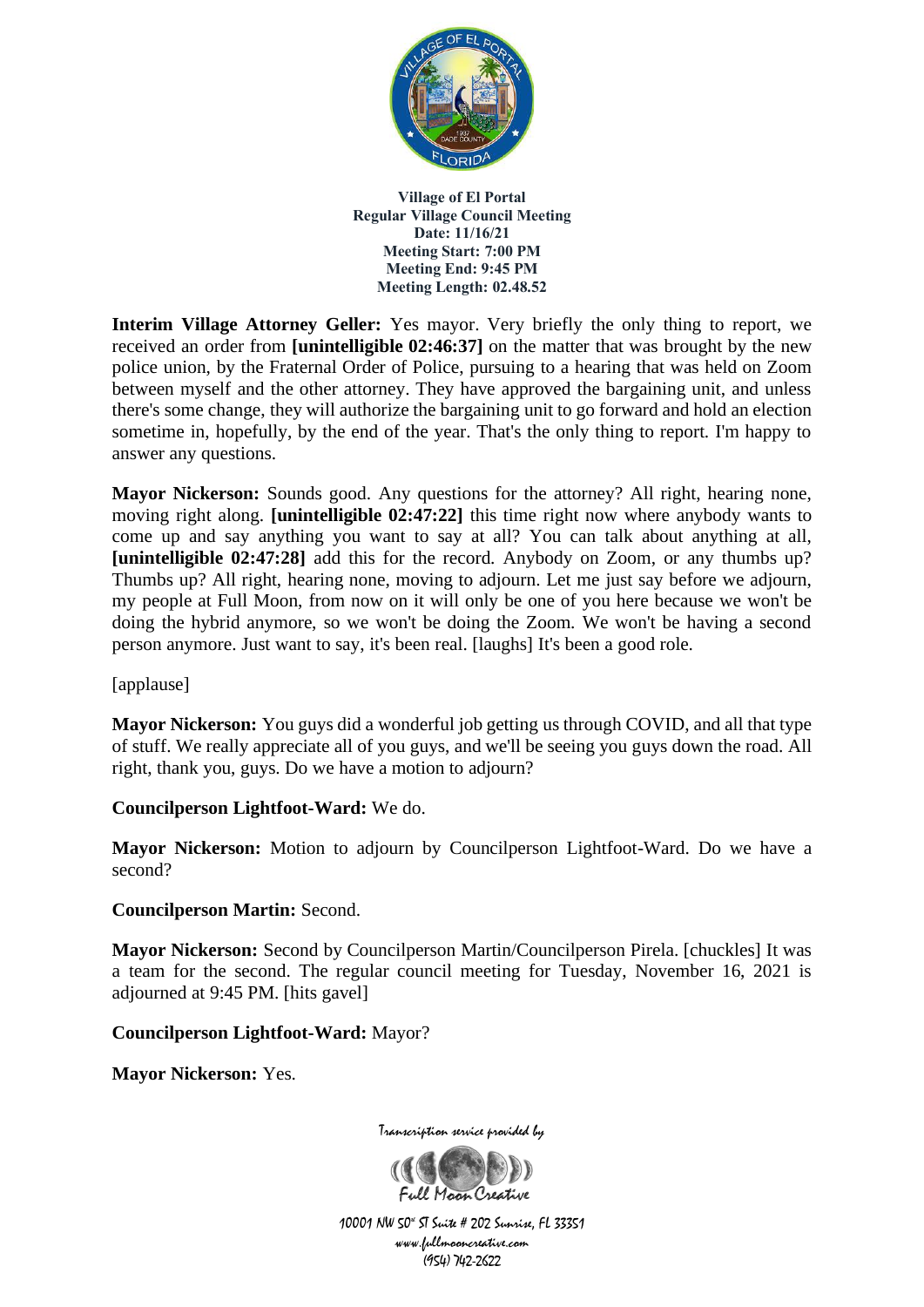**Village of El Portal**
**Regular Village Council Meeting**
**Date: 11/16/21**
**Meeting Start: 7:00 PM**
**Meeting End: 9:45 PM**
**Meeting Length: 02.48.52**

**Interim Village Attorney Geller:** Yes mayor. Very briefly the only thing to report, we received an order from **[unintelligible 02:46:37]** on the matter that was brought by the new police union, by the Fraternal Order of Police, pursuing to a hearing that was held on Zoom between myself and the other attorney. They have approved the bargaining unit, and unless there's some change, they will authorize the bargaining unit to go forward and hold an election sometime in, hopefully, by the end of the year. That's the only thing to report. I'm happy to answer any questions.

**Mayor Nickerson:** Sounds good. Any questions for the attorney? All right, hearing none, moving right along. **[unintelligible 02:47:22]** this time right now where anybody wants to come up and say anything you want to say at all? You can talk about anything at all, **[unintelligible 02:47:28]** add this for the record. Anybody on Zoom, or any thumbs up? Thumbs up? All right, hearing none, moving to adjourn. Let me just say before we adjourn, my people at Full Moon, from now on it will only be one of you here because we won't be doing the hybrid anymore, so we won't be doing the Zoom. We won't be having a second person anymore. Just want to say, it's been real. [laughs] It's been a good role.

[applause]

**Mayor Nickerson:** You guys did a wonderful job getting us through COVID, and all that type of stuff. We really appreciate all of you guys, and we'll be seeing you guys down the road. All right, thank you, guys. Do we have a motion to adjourn?

**Councilperson Lightfoot-Ward:** We do.

**Mayor Nickerson:** Motion to adjourn by Councilperson Lightfoot-Ward. Do we have a second?

**Councilperson Martin:** Second.

**Mayor Nickerson:** Second by Councilperson Martin/Councilperson Pirela. [chuckles] It was a team for the second. The regular council meeting for Tuesday, November 16, 2021 is adjourned at 9:45 PM. [hits gavel]

**Councilperson Lightfoot-Ward:** Mayor?

**Mayor Nickerson:** Yes.

Transcription service provided by
Full Moon Creative
10001 NW 50th ST Suite # 202 Sunrise, FL 33351
www.fullmooncreative.com
(954) 742-2622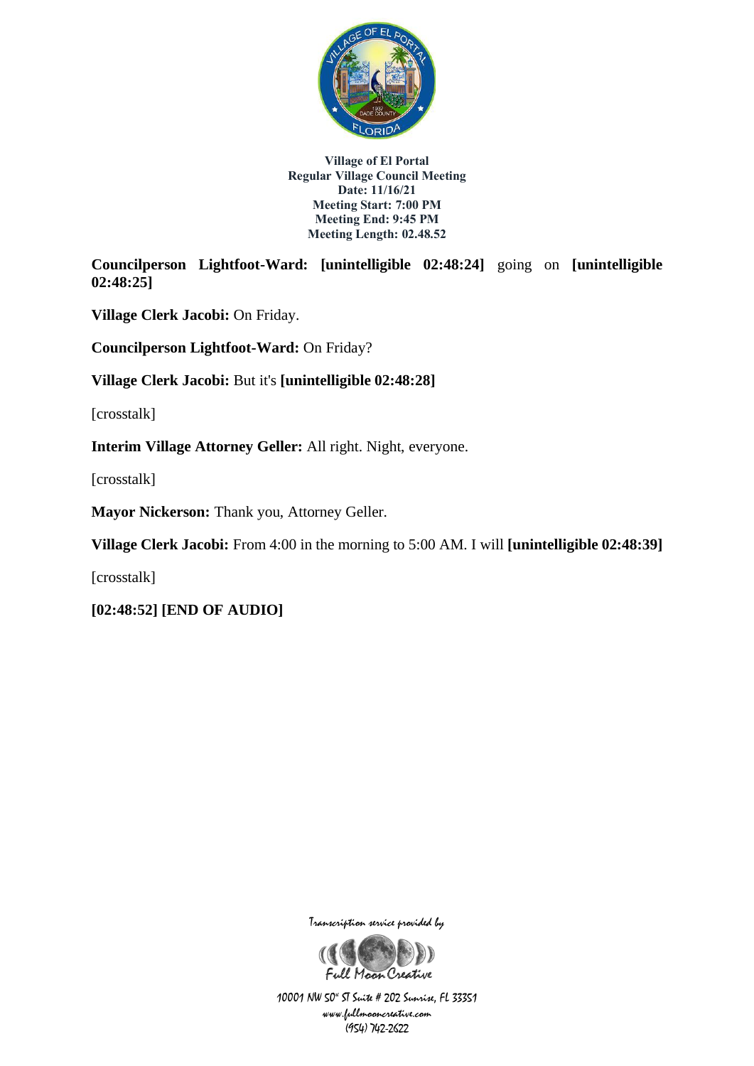**Village of El Portal**
**Regular Village Council Meeting**
**Date: 11/16/21**
**Meeting Start: 7:00 PM**
**Meeting End: 9:45 PM**
**Meeting Length: 02.48.52**

**Councilperson Lightfoot-Ward: [unintelligible 02:48:24]** going on **[unintelligible 02:48:25]**

**Village Clerk Jacobi:** On Friday.

**Councilperson Lightfoot-Ward:** On Friday?

**Village Clerk Jacobi:** But it's **[unintelligible 02:48:28]**

[crosstalk]

**Interim Village Attorney Geller:** All right. Night, everyone.

[crosstalk]

**Mayor Nickerson:** Thank you, Attorney Geller.

**Village Clerk Jacobi:** From 4:00 in the morning to 5:00 AM. I will **[unintelligible 02:48:39]**

[crosstalk]

**[02:48:52] [END OF AUDIO]**

Transcription service provided by
Full Moon Creative
10001 NW 50th ST Suite # 202 Sunrise, FL 33351
www.fullmooncreative.com
(954) 742-2622